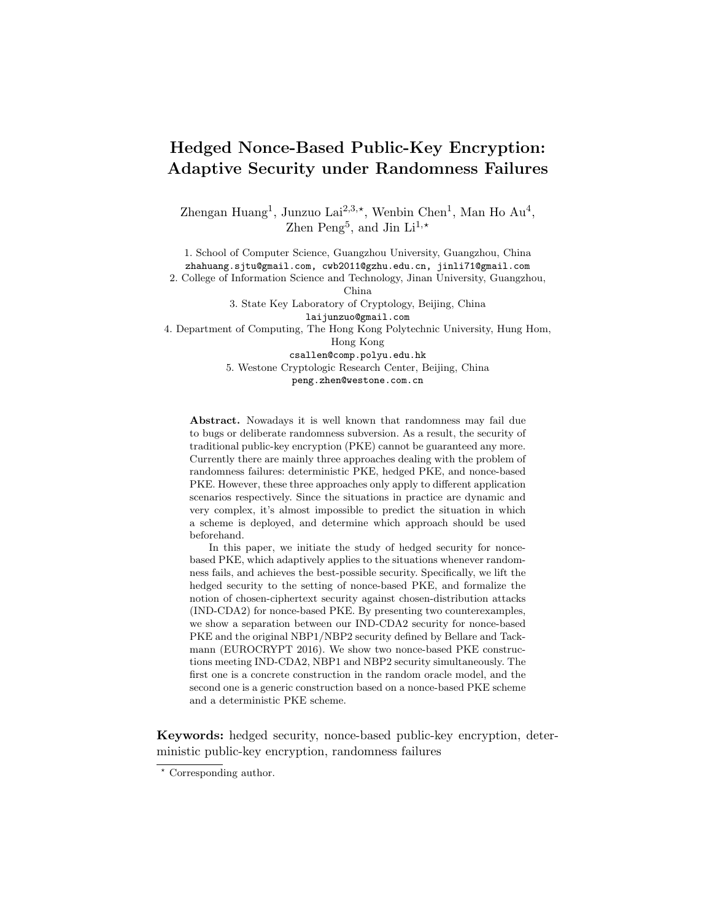# Hedged Nonce-Based Public-Key Encryption: Adaptive Security under Randomness Failures

Zhengan Huang[1], Junzuo Lai[2,3,⋆], Wenbin Chen[1], Man Ho Au[4], Zhen Peng[5], and Jin Li[1,⋆]

1. School of Computer Science, Guangzhou University, Guangzhou, China
`zhahuang.sjtu@gmail.com, cwb2011@gzhu.edu.cn, jinli71@gmail.com`

2. College of Information Science and Technology, Jinan University, Guangzhou, China

3. State Key Laboratory of Cryptology, Beijing, China
`laijunzuo@gmail.com`

4. Department of Computing, The Hong Kong Polytechnic University, Hung Hom, Hong Kong
`csallen@comp.polyu.edu.hk`

5. Westone Cryptologic Research Center, Beijing, China
`peng.zhen@westone.com.cn`

**Abstract.** Nowadays it is well known that randomness may fail due to bugs or deliberate randomness subversion. As a result, the security of traditional public-key encryption (PKE) cannot be guaranteed any more. Currently there are mainly three approaches dealing with the problem of randomness failures: deterministic PKE, hedged PKE, and nonce-based PKE. However, these three approaches only apply to different application scenarios respectively. Since the situations in practice are dynamic and very complex, it's almost impossible to predict the situation in which a scheme is deployed, and determine which approach should be used beforehand.

In this paper, we initiate the study of hedged security for nonce-based PKE, which adaptively applies to the situations whenever randomness fails, and achieves the best-possible security. Specifically, we lift the hedged security to the setting of nonce-based PKE, and formalize the notion of chosen-ciphertext security against chosen-distribution attacks (IND-CDA2) for nonce-based PKE. By presenting two counterexamples, we show a separation between our IND-CDA2 security for nonce-based PKE and the original NBP1/NBP2 security defined by Bellare and Tackmann (EUROCRYPT 2016). We show two nonce-based PKE constructions meeting IND-CDA2, NBP1 and NBP2 security simultaneously. The first one is a concrete construction in the random oracle model, and the second one is a generic construction based on a nonce-based PKE scheme and a deterministic PKE scheme.

**Keywords:** hedged security, nonce-based public-key encryption, deterministic public-key encryption, randomness failures

⋆ Corresponding author.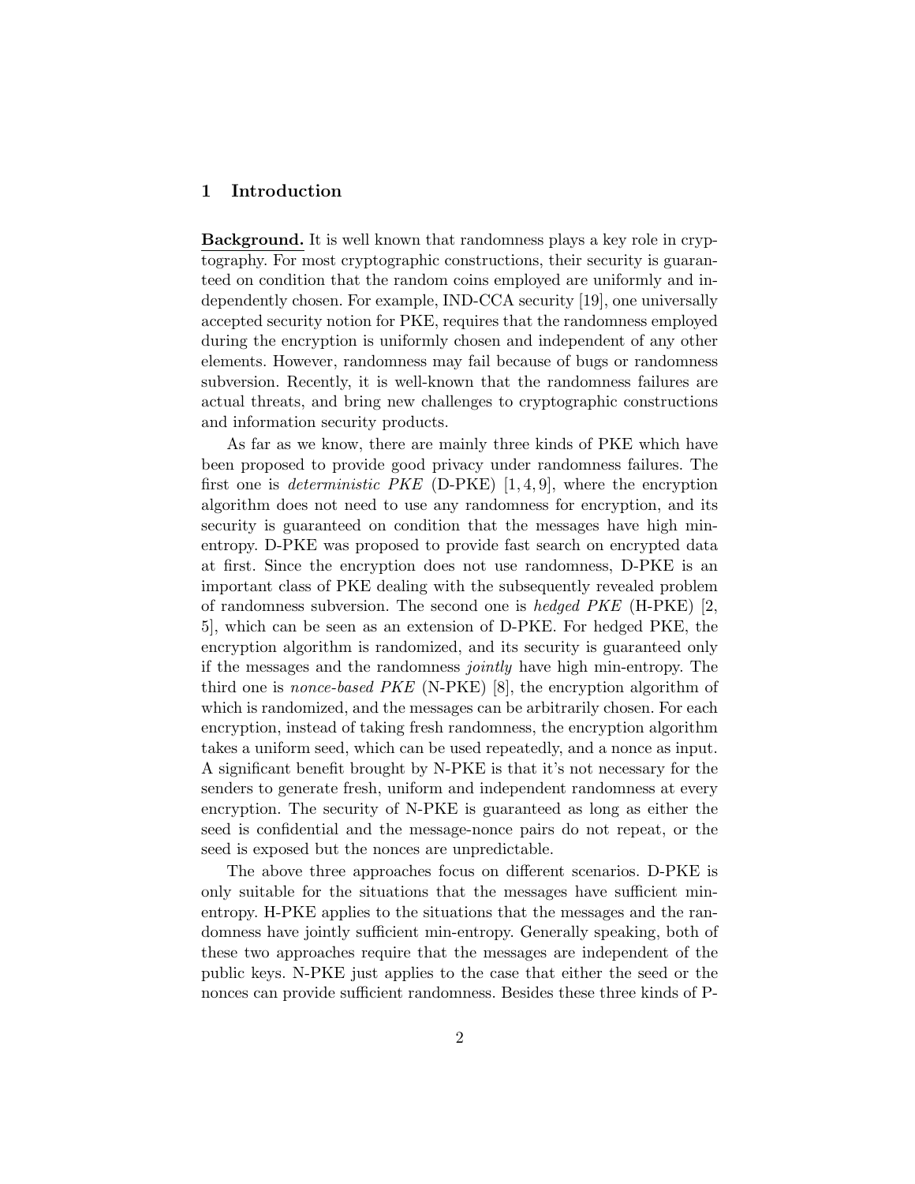## 1 Introduction

**Background.** It is well known that randomness plays a key role in cryptography. For most cryptographic constructions, their security is guaranteed on condition that the random coins employed are uniformly and independently chosen. For example, IND-CCA security [19], one universally accepted security notion for PKE, requires that the randomness employed during the encryption is uniformly chosen and independent of any other elements. However, randomness may fail because of bugs or randomness subversion. Recently, it is well-known that the randomness failures are actual threats, and bring new challenges to cryptographic constructions and information security products.

As far as we know, there are mainly three kinds of PKE which have been proposed to provide good privacy under randomness failures. The first one is *deterministic PKE* (D-PKE) [1, 4, 9], where the encryption algorithm does not need to use any randomness for encryption, and its security is guaranteed on condition that the messages have high min-entropy. D-PKE was proposed to provide fast search on encrypted data at first. Since the encryption does not use randomness, D-PKE is an important class of PKE dealing with the subsequently revealed problem of randomness subversion. The second one is *hedged PKE* (H-PKE) [2, 5], which can be seen as an extension of D-PKE. For hedged PKE, the encryption algorithm is randomized, and its security is guaranteed only if the messages and the randomness *jointly* have high min-entropy. The third one is *nonce-based PKE* (N-PKE) [8], the encryption algorithm of which is randomized, and the messages can be arbitrarily chosen. For each encryption, instead of taking fresh randomness, the encryption algorithm takes a uniform seed, which can be used repeatedly, and a nonce as input. A significant benefit brought by N-PKE is that it's not necessary for the senders to generate fresh, uniform and independent randomness at every encryption. The security of N-PKE is guaranteed as long as either the seed is confidential and the message-nonce pairs do not repeat, or the seed is exposed but the nonces are unpredictable.

The above three approaches focus on different scenarios. D-PKE is only suitable for the situations that the messages have sufficient min-entropy. H-PKE applies to the situations that the messages and the randomness have jointly sufficient min-entropy. Generally speaking, both of these two approaches require that the messages are independent of the public keys. N-PKE just applies to the case that either the seed or the nonces can provide sufficient randomness. Besides these three kinds of P-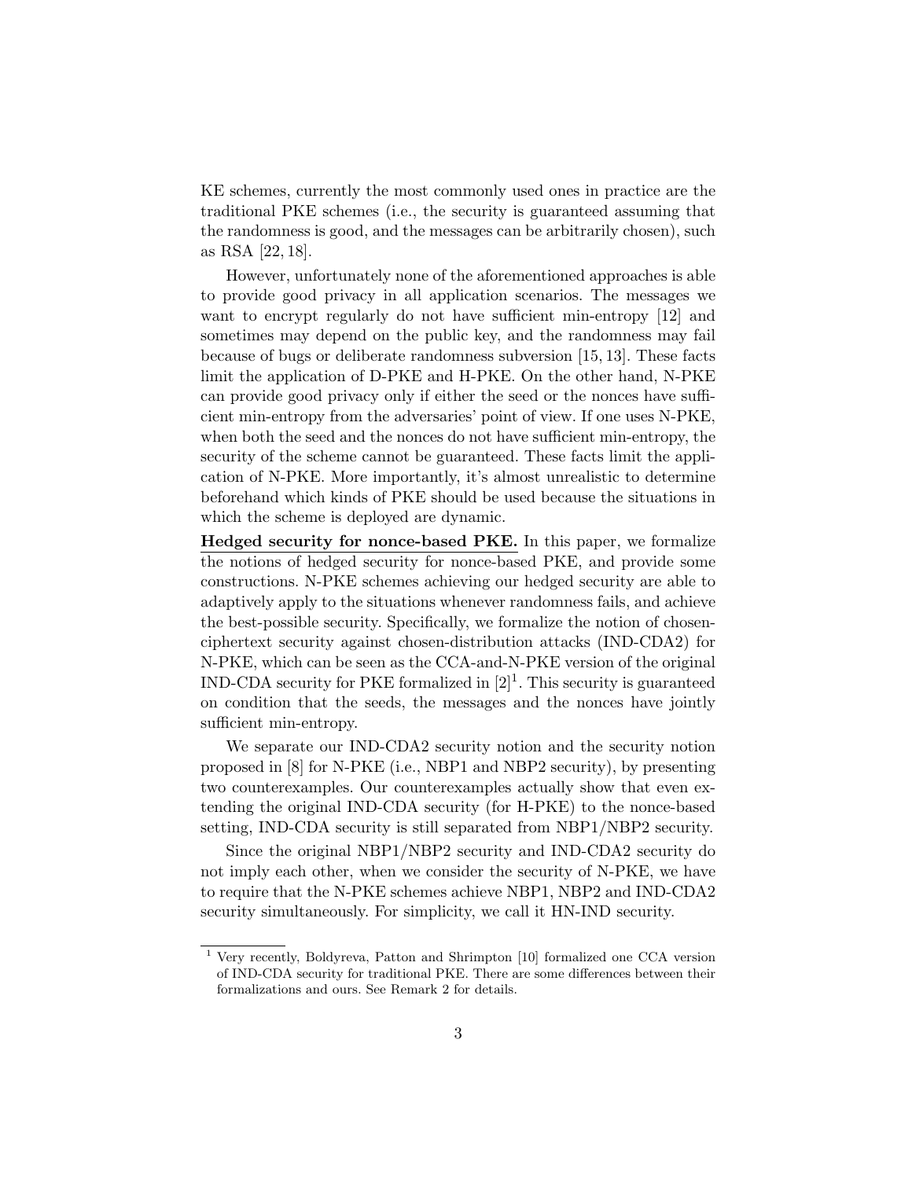KE schemes, currently the most commonly used ones in practice are the traditional PKE schemes (i.e., the security is guaranteed assuming that the randomness is good, and the messages can be arbitrarily chosen), such as RSA [22, 18].

However, unfortunately none of the aforementioned approaches is able to provide good privacy in all application scenarios. The messages we want to encrypt regularly do not have sufficient min-entropy [12] and sometimes may depend on the public key, and the randomness may fail because of bugs or deliberate randomness subversion [15, 13]. These facts limit the application of D-PKE and H-PKE. On the other hand, N-PKE can provide good privacy only if either the seed or the nonces have sufficient min-entropy from the adversaries' point of view. If one uses N-PKE, when both the seed and the nonces do not have sufficient min-entropy, the security of the scheme cannot be guaranteed. These facts limit the application of N-PKE. More importantly, it's almost unrealistic to determine beforehand which kinds of PKE should be used because the situations in which the scheme is deployed are dynamic.

**Hedged security for nonce-based PKE.** In this paper, we formalize the notions of hedged security for nonce-based PKE, and provide some constructions. N-PKE schemes achieving our hedged security are able to adaptively apply to the situations whenever randomness fails, and achieve the best-possible security. Specifically, we formalize the notion of chosen-ciphertext security against chosen-distribution attacks (IND-CDA2) for N-PKE, which can be seen as the CCA-and-N-PKE version of the original IND-CDA security for PKE formalized in [2][1]. This security is guaranteed on condition that the seeds, the messages and the nonces have jointly sufficient min-entropy.

We separate our IND-CDA2 security notion and the security notion proposed in [8] for N-PKE (i.e., NBP1 and NBP2 security), by presenting two counterexamples. Our counterexamples actually show that even extending the original IND-CDA security (for H-PKE) to the nonce-based setting, IND-CDA security is still separated from NBP1/NBP2 security.

Since the original NBP1/NBP2 security and IND-CDA2 security do not imply each other, when we consider the security of N-PKE, we have to require that the N-PKE schemes achieve NBP1, NBP2 and IND-CDA2 security simultaneously. For simplicity, we call it HN-IND security.

---

[1] Very recently, Boldyreva, Patton and Shrimpton [10] formalized one CCA version of IND-CDA security for traditional PKE. There are some differences between their formalizations and ours. See Remark 2 for details.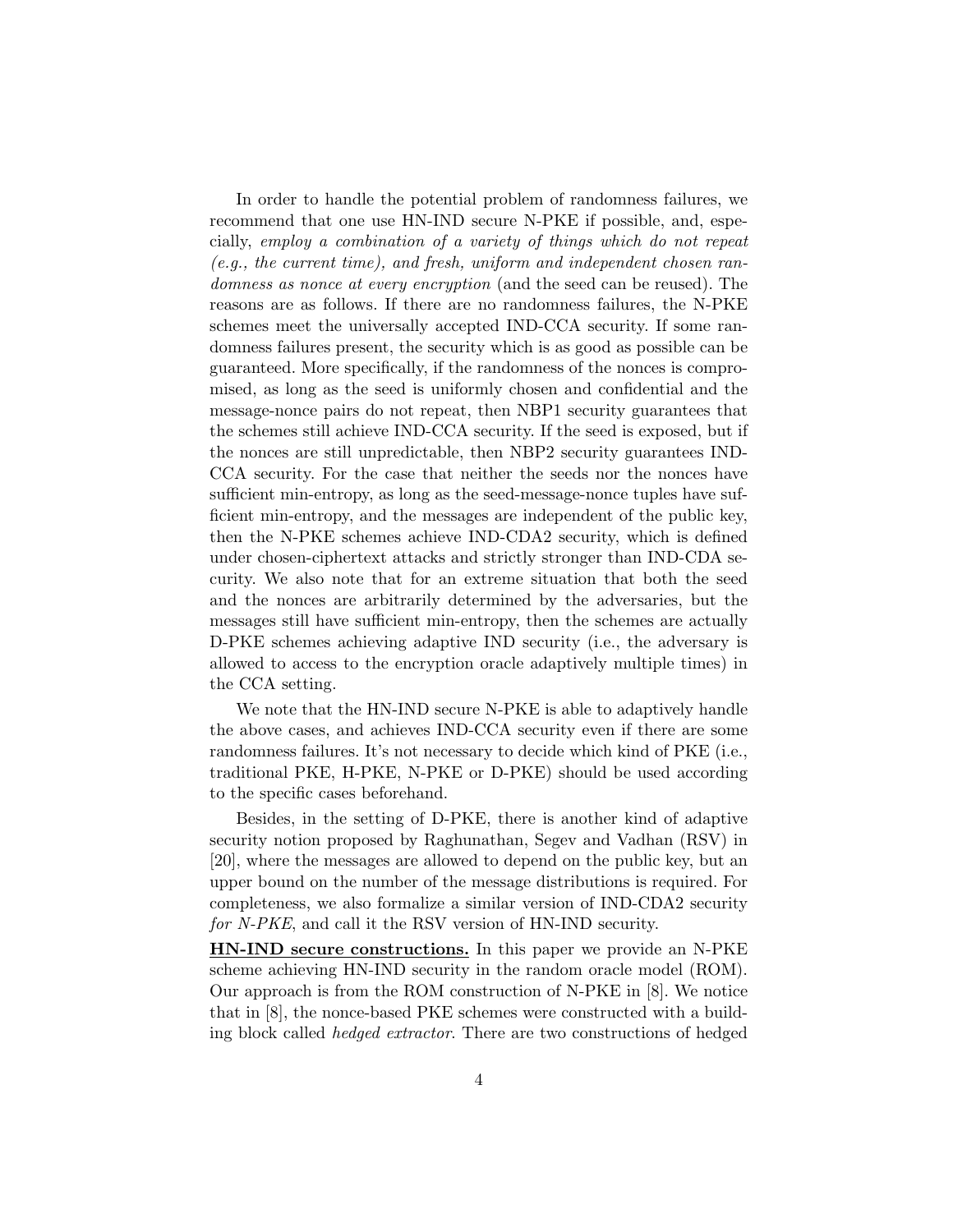In order to handle the potential problem of randomness failures, we recommend that one use HN-IND secure N-PKE if possible, and, especially, *employ a combination of a variety of things which do not repeat (e.g., the current time), and fresh, uniform and independent chosen randomness as nonce at every encryption* (and the seed can be reused). The reasons are as follows. If there are no randomness failures, the N-PKE schemes meet the universally accepted IND-CCA security. If some randomness failures present, the security which is as good as possible can be guaranteed. More specifically, if the randomness of the nonces is compromised, as long as the seed is uniformly chosen and confidential and the message-nonce pairs do not repeat, then NBP1 security guarantees that the schemes still achieve IND-CCA security. If the seed is exposed, but if the nonces are still unpredictable, then NBP2 security guarantees IND-CCA security. For the case that neither the seeds nor the nonces have sufficient min-entropy, as long as the seed-message-nonce tuples have sufficient min-entropy, and the messages are independent of the public key, then the N-PKE schemes achieve IND-CDA2 security, which is defined under chosen-ciphertext attacks and strictly stronger than IND-CDA security. We also note that for an extreme situation that both the seed and the nonces are arbitrarily determined by the adversaries, but the messages still have sufficient min-entropy, then the schemes are actually D-PKE schemes achieving adaptive IND security (i.e., the adversary is allowed to access to the encryption oracle adaptively multiple times) in the CCA setting.

We note that the HN-IND secure N-PKE is able to adaptively handle the above cases, and achieves IND-CCA security even if there are some randomness failures. It's not necessary to decide which kind of PKE (i.e., traditional PKE, H-PKE, N-PKE or D-PKE) should be used according to the specific cases beforehand.

Besides, in the setting of D-PKE, there is another kind of adaptive security notion proposed by Raghunathan, Segev and Vadhan (RSV) in [20], where the messages are allowed to depend on the public key, but an upper bound on the number of the message distributions is required. For completeness, we also formalize a similar version of IND-CDA2 security *for N-PKE*, and call it the RSV version of HN-IND security.

**HN-IND secure constructions.** In this paper we provide an N-PKE scheme achieving HN-IND security in the random oracle model (ROM). Our approach is from the ROM construction of N-PKE in [8]. We notice that in [8], the nonce-based PKE schemes were constructed with a building block called *hedged extractor*. There are two constructions of hedged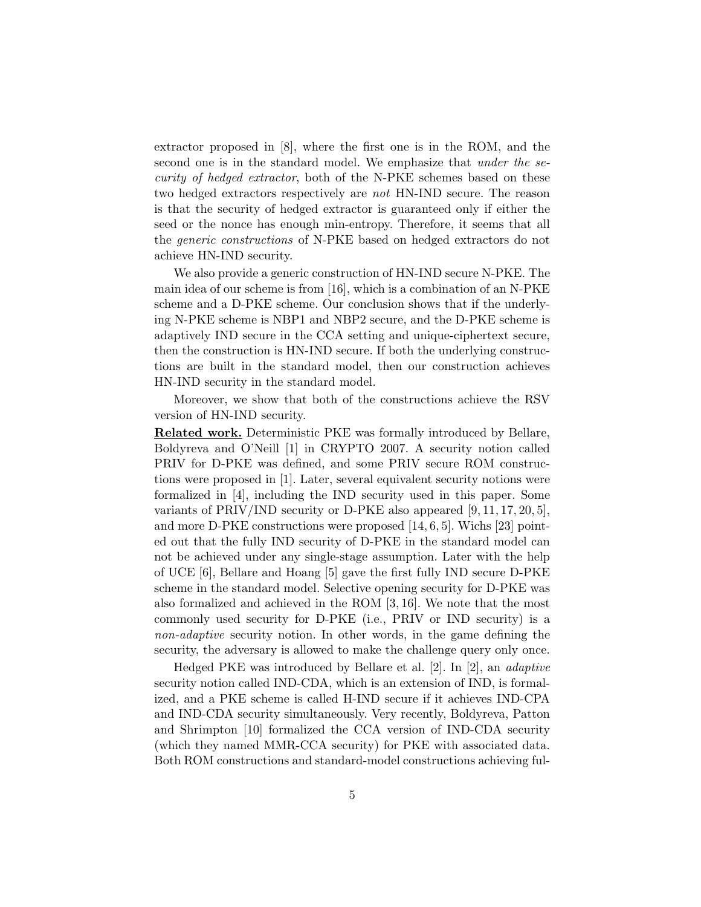extractor proposed in [8], where the first one is in the ROM, and the second one is in the standard model. We emphasize that *under the security of hedged extractor*, both of the N-PKE schemes based on these two hedged extractors respectively are *not* HN-IND secure. The reason is that the security of hedged extractor is guaranteed only if either the seed or the nonce has enough min-entropy. Therefore, it seems that all the *generic constructions* of N-PKE based on hedged extractors do not achieve HN-IND security.

We also provide a generic construction of HN-IND secure N-PKE. The main idea of our scheme is from [16], which is a combination of an N-PKE scheme and a D-PKE scheme. Our conclusion shows that if the underlying N-PKE scheme is NBP1 and NBP2 secure, and the D-PKE scheme is adaptively IND secure in the CCA setting and unique-ciphertext secure, then the construction is HN-IND secure. If both the underlying constructions are built in the standard model, then our construction achieves HN-IND security in the standard model.

Moreover, we show that both of the constructions achieve the RSV version of HN-IND security.

**Related work.** Deterministic PKE was formally introduced by Bellare, Boldyreva and O'Neill [1] in CRYPTO 2007. A security notion called PRIV for D-PKE was defined, and some PRIV secure ROM constructions were proposed in [1]. Later, several equivalent security notions were formalized in [4], including the IND security used in this paper. Some variants of PRIV/IND security or D-PKE also appeared [9, 11, 17, 20, 5], and more D-PKE constructions were proposed [14, 6, 5]. Wichs [23] pointed out that the fully IND security of D-PKE in the standard model can not be achieved under any single-stage assumption. Later with the help of UCE [6], Bellare and Hoang [5] gave the first fully IND secure D-PKE scheme in the standard model. Selective opening security for D-PKE was also formalized and achieved in the ROM [3, 16]. We note that the most commonly used security for D-PKE (i.e., PRIV or IND security) is a *non-adaptive* security notion. In other words, in the game defining the security, the adversary is allowed to make the challenge query only once.

Hedged PKE was introduced by Bellare et al. [2]. In [2], an *adaptive* security notion called IND-CDA, which is an extension of IND, is formalized, and a PKE scheme is called H-IND secure if it achieves IND-CPA and IND-CDA security simultaneously. Very recently, Boldyreva, Patton and Shrimpton [10] formalized the CCA version of IND-CDA security (which they named MMR-CCA security) for PKE with associated data. Both ROM constructions and standard-model constructions achieving ful-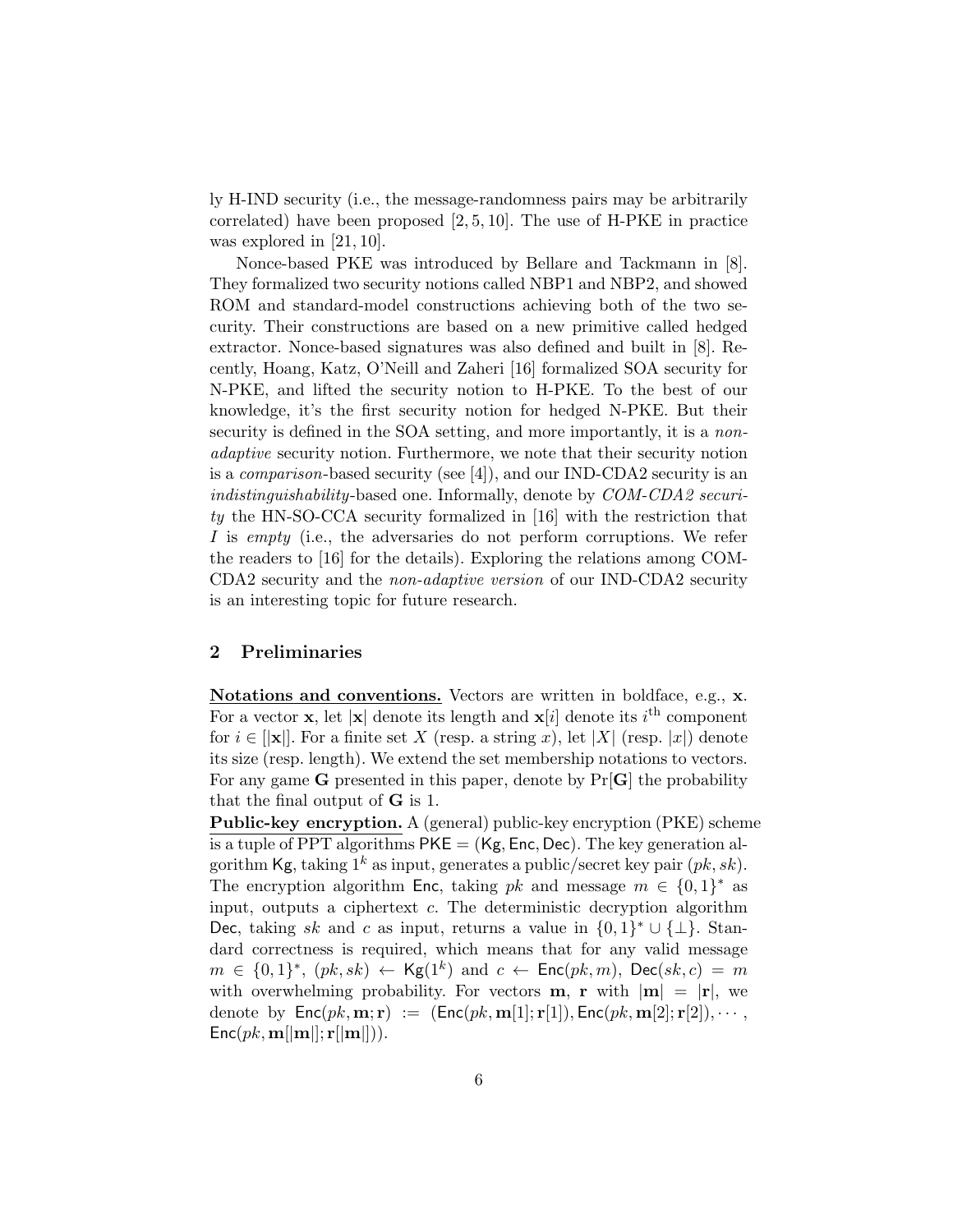ly H-IND security (i.e., the message-randomness pairs may be arbitrarily correlated) have been proposed [2, 5, 10]. The use of H-PKE in practice was explored in [21, 10].

Nonce-based PKE was introduced by Bellare and Tackmann in [8]. They formalized two security notions called NBP1 and NBP2, and showed ROM and standard-model constructions achieving both of the two security. Their constructions are based on a new primitive called hedged extractor. Nonce-based signatures was also defined and built in [8]. Recently, Hoang, Katz, O'Neill and Zaheri [16] formalized SOA security for N-PKE, and lifted the security notion to H-PKE. To the best of our knowledge, it's the first security notion for hedged N-PKE. But their security is defined in the SOA setting, and more importantly, it is a *non-adaptive* security notion. Furthermore, we note that their security notion is a *comparison*-based security (see [4]), and our IND-CDA2 security is an *indistinguishability*-based one. Informally, denote by *COM-CDA2 security* the HN-SO-CCA security formalized in [16] with the restriction that $I$ is *empty* (i.e., the adversaries do not perform corruptions. We refer the readers to [16] for the details). Exploring the relations among COM-CDA2 security and the *non-adaptive version* of our IND-CDA2 security is an interesting topic for future research.

## 2 Preliminaries

**Notations and conventions.** Vectors are written in boldface, e.g., $\mathbf{x}$. For a vector $\mathbf{x}$, let $|\mathbf{x}|$ denote its length and $\mathbf{x}[i]$ denote its $i^{\text{th}}$ component for $i \in [|\mathbf{x}|]$. For a finite set $X$ (resp. a string $x$), let $|X|$ (resp. $|x|$) denote its size (resp. length). We extend the set membership notations to vectors. For any game $\mathbf{G}$ presented in this paper, denote by $\Pr[\mathbf{G}]$ the probability that the final output of $\mathbf{G}$ is 1.

**Public-key encryption.** A (general) public-key encryption (PKE) scheme is a tuple of PPT algorithms $\mathsf{PKE} = (\mathsf{Kg}, \mathsf{Enc}, \mathsf{Dec})$. The key generation algorithm $\mathsf{Kg}$, taking $1^k$ as input, generates a public/secret key pair $(pk, sk)$. The encryption algorithm $\mathsf{Enc}$, taking $pk$ and message $m \in \{0,1\}^*$ as input, outputs a ciphertext $c$. The deterministic decryption algorithm $\mathsf{Dec}$, taking $sk$ and $c$ as input, returns a value in $\{0,1\}^* \cup \{\perp\}$. Standard correctness is required, which means that for any valid message $m \in \{0,1\}^*$, $(pk, sk) \leftarrow \mathsf{Kg}(1^k)$ and $c \leftarrow \mathsf{Enc}(pk, m)$, $\mathsf{Dec}(sk, c) = m$ with overwhelming probability. For vectors $\mathbf{m}$, $\mathbf{r}$ with $|\mathbf{m}| = |\mathbf{r}|$, we denote by $\mathsf{Enc}(pk, \mathbf{m}; \mathbf{r}) := (\mathsf{Enc}(pk, \mathbf{m}[1]; \mathbf{r}[1]), \mathsf{Enc}(pk, \mathbf{m}[2]; \mathbf{r}[2]), \cdots, \mathsf{Enc}(pk, \mathbf{m}[|\mathbf{m}|]; \mathbf{r}[|\mathbf{m}|]))$.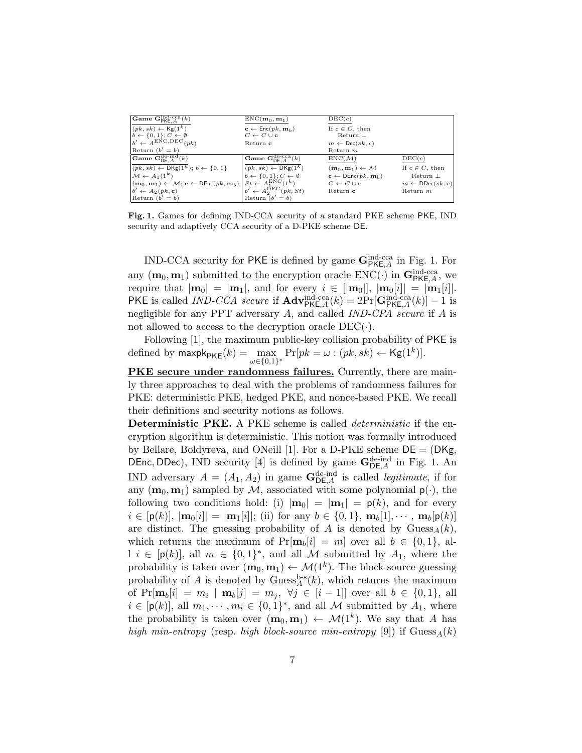| **Game $\mathbf{G}^{\text{ind-cca}}_{\mathsf{PKE},A}(k)$** | $\text{ENC}(\mathbf{m}_0, \mathbf{m}_1)$ | $\text{DEC}(c)$ | |
|---|---|---|---|
| $(pk, sk) \leftarrow \mathsf{Kg}(1^k)$ <br> $b \leftarrow \{0,1\}$; $C \leftarrow \emptyset$ <br> $b' \leftarrow A^{\text{ENC},\text{DEC}}(pk)$ <br> Return $(b' = b)$ | $\mathbf{c} \leftarrow \mathsf{Enc}(pk, \mathbf{m}_b)$ <br> $C \leftarrow C \cup \mathbf{c}$ <br> Return $\mathbf{c}$ | If $c \in C$, then <br> Return $\perp$ <br> $m \leftarrow \mathsf{Dec}(sk, c)$ <br> Return $m$ | |
| **Game $\mathbf{G}^{\text{de-ind}}_{\mathsf{DE},A}(k)$** | **Game $\mathbf{G}^{\text{de-cca}}_{\mathsf{DE},A}(k)$** | $\text{ENC}(\mathcal{M})$ | $\text{DEC}(c)$ |
| $(pk, sk) \leftarrow \mathsf{DKg}(1^k)$; $b \leftarrow \{0,1\}$ <br> $\mathcal{M} \leftarrow A_1(1^k)$ <br> $(\mathbf{m}_0, \mathbf{m}_1) \leftarrow \mathcal{M}$; $\mathbf{c} \leftarrow \mathsf{DEnc}(pk, \mathbf{m}_b)$ <br> $b' \leftarrow A_2(pk, \mathbf{c})$ <br> Return $(b' = b)$ | $(pk, sk) \leftarrow \mathsf{DKg}(1^k)$ <br> $b \leftarrow \{0,1\}$; $C \leftarrow \emptyset$ <br> $St \leftarrow A_1^{\text{ENC}}(1^k)$ <br> $b' \leftarrow A_2^{\text{DEC}}(pk, St)$ <br> Return $(b' = b)$ | $(\mathbf{m}_0, \mathbf{m}_1) \leftarrow \mathcal{M}$ <br> $\mathbf{c} \leftarrow \mathsf{DEnc}(pk, \mathbf{m}_b)$ <br> $C \leftarrow C \cup \mathbf{c}$ <br> Return $\mathbf{c}$ | If $c \in C$, then <br> Return $\perp$ <br> $m \leftarrow \mathsf{DDec}(sk, c)$ <br> Return $m$ |

**Fig. 1.** Games for defining IND-CCA security of a standard PKE scheme $\mathsf{PKE}$, IND security and adaptively CCA security of a D-PKE scheme $\mathsf{DE}$.

IND-CCA security for $\mathsf{PKE}$ is defined by game $\mathbf{G}^{\text{ind-cca}}_{\mathsf{PKE},A}$ in Fig. 1. For any $(\mathbf{m}_0, \mathbf{m}_1)$ submitted to the encryption oracle $\text{ENC}(\cdot)$ in $\mathbf{G}^{\text{ind-cca}}_{\mathsf{PKE},A}$, we require that $|\mathbf{m}_0| = |\mathbf{m}_1|$, and for every $i \in [|\mathbf{m}_0|]$, $|\mathbf{m}_0[i]| = |\mathbf{m}_1[i]|$. $\mathsf{PKE}$ is called *IND-CCA secure* if $\mathbf{Adv}^{\text{ind-cca}}_{\mathsf{PKE},A}(k) = 2\Pr[\mathbf{G}^{\text{ind-cca}}_{\mathsf{PKE},A}(k)] - 1$ is negligible for any PPT adversary $A$, and called *IND-CPA secure* if $A$ is not allowed to access to the decryption oracle $\text{DEC}(\cdot)$.

Following [1], the maximum public-key collision probability of $\mathsf{PKE}$ is defined by $\mathsf{maxpk}_{\mathsf{PKE}}(k) = \max_{\omega \in \{0,1\}^*} \Pr[pk = \omega : (pk, sk) \leftarrow \mathsf{Kg}(1^k)]$.

**PKE secure under randomness failures.** Currently, there are mainly three approaches to deal with the problems of randomness failures for PKE: deterministic PKE, hedged PKE, and nonce-based PKE. We recall their definitions and security notions as follows.

**Deterministic PKE.** A PKE scheme is called *deterministic* if the encryption algorithm is deterministic. This notion was formally introduced by Bellare, Boldyreva, and ONeill [1]. For a D-PKE scheme $\mathsf{DE} = (\mathsf{DKg}, \mathsf{DEnc}, \mathsf{DDec})$, IND security [4] is defined by game $\mathbf{G}^{\text{de-ind}}_{\mathsf{DE},A}$ in Fig. 1. An IND adversary $A = (A_1, A_2)$ in game $\mathbf{G}^{\text{de-ind}}_{\mathsf{DE},A}$ is called *legitimate*, if for any $(\mathbf{m}_0, \mathbf{m}_1)$ sampled by $\mathcal{M}$, associated with some polynomial $\mathsf{p}(\cdot)$, the following two conditions hold: (i) $|\mathbf{m}_0| = |\mathbf{m}_1| = \mathsf{p}(k)$, and for every $i \in [\mathsf{p}(k)]$, $|\mathbf{m}_0[i]| = |\mathbf{m}_1[i]|$; (ii) for any $b \in \{0,1\}$, $\mathbf{m}_b[1], \cdots, \mathbf{m}_b[\mathsf{p}(k)]$ are distinct. The guessing probability of $A$ is denoted by $\text{Guess}_A(k)$, which returns the maximum of $\Pr[\mathbf{m}_b[i] = m]$ over all $b \in \{0,1\}$, all $i \in [\mathsf{p}(k)]$, all $m \in \{0,1\}^*$, and all $\mathcal{M}$ submitted by $A_1$, where the probability is taken over $(\mathbf{m}_0, \mathbf{m}_1) \leftarrow \mathcal{M}(1^k)$. The block-source guessing probability of $A$ is denoted by $\text{Guess}^{\text{b-s}}_A(k)$, which returns the maximum of $\Pr[\mathbf{m}_b[i] = m_i \mid \mathbf{m}_b[j] = m_j,\ \forall j \in [i-1]]$ over all $b \in \{0,1\}$, all $i \in [\mathsf{p}(k)]$, all $m_1, \cdots, m_i \in \{0,1\}^*$, and all $\mathcal{M}$ submitted by $A_1$, where the probability is taken over $(\mathbf{m}_0, \mathbf{m}_1) \leftarrow \mathcal{M}(1^k)$. We say that $A$ has *high min-entropy* (resp. *high block-source min-entropy* [9]) if $\text{Guess}_A(k)$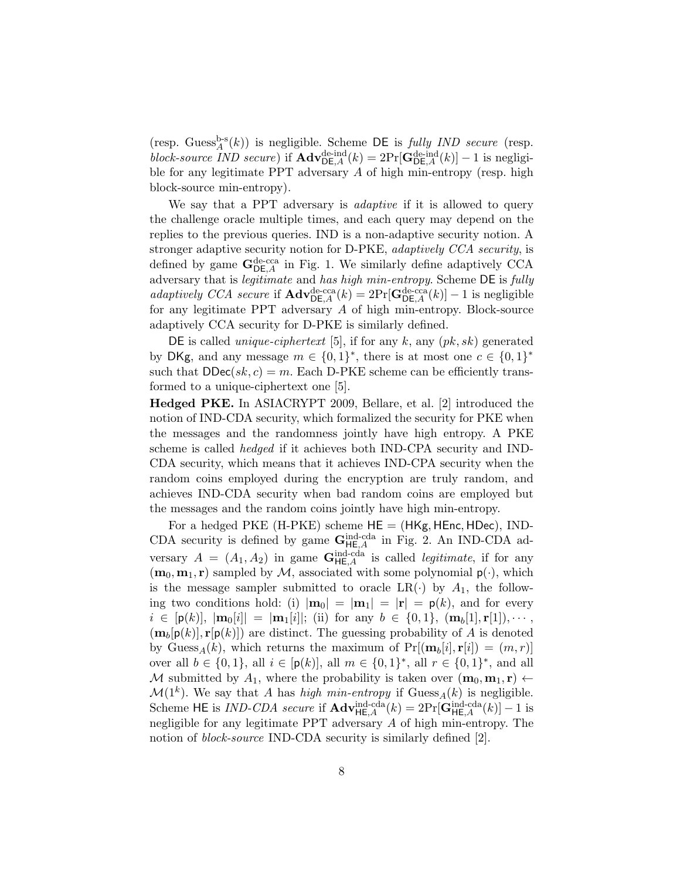(resp. $\text{Guess}^{\text{b-s}}_A(k)$) is negligible. Scheme $\mathsf{DE}$ is *fully IND secure* (resp. *block-source IND secure*) if $\mathbf{Adv}^{\text{de-ind}}_{\mathsf{DE},A}(k) = 2\Pr[\mathbf{G}^{\text{de-ind}}_{\mathsf{DE},A}(k)] - 1$ is negligible for any legitimate PPT adversary $A$ of high min-entropy (resp. high block-source min-entropy).

We say that a PPT adversary is *adaptive* if it is allowed to query the challenge oracle multiple times, and each query may depend on the replies to the previous queries. IND is a non-adaptive security notion. A stronger adaptive security notion for D-PKE, *adaptively CCA security*, is defined by game $\mathbf{G}^{\text{de-cca}}_{\mathsf{DE},A}$ in Fig. 1. We similarly define adaptively CCA adversary that is *legitimate* and *has high min-entropy*. Scheme $\mathsf{DE}$ is *fully adaptively CCA secure* if $\mathbf{Adv}^{\text{de-cca}}_{\mathsf{DE},A}(k) = 2\Pr[\mathbf{G}^{\text{de-cca}}_{\mathsf{DE},A}(k)] - 1$ is negligible for any legitimate PPT adversary $A$ of high min-entropy. Block-source adaptively CCA security for D-PKE is similarly defined.

$\mathsf{DE}$ is called *unique-ciphertext* [5], if for any $k$, any $(pk, sk)$ generated by $\mathsf{DKg}$, and any message $m \in \{0,1\}^*$, there is at most one $c \in \{0,1\}^*$ such that $\mathsf{DDec}(sk, c) = m$. Each D-PKE scheme can be efficiently transformed to a unique-ciphertext one [5].

**Hedged PKE.** In ASIACRYPT 2009, Bellare, et al. [2] introduced the notion of IND-CDA security, which formalized the security for PKE when the messages and the randomness jointly have high entropy. A PKE scheme is called *hedged* if it achieves both IND-CPA security and IND-CDA security, which means that it achieves IND-CPA security when the random coins employed during the encryption are truly random, and achieves IND-CDA security when bad random coins are employed but the messages and the random coins jointly have high min-entropy.

For a hedged PKE (H-PKE) scheme $\mathsf{HE} = (\mathsf{HKg}, \mathsf{HEnc}, \mathsf{HDec})$, IND-CDA security is defined by game $\mathbf{G}^{\text{ind-cda}}_{\mathsf{HE},A}$ in Fig. 2. An IND-CDA adversary $A = (A_1, A_2)$ in game $\mathbf{G}^{\text{ind-cda}}_{\mathsf{HE},A}$ is called *legitimate*, if for any $(\mathbf{m}_0, \mathbf{m}_1, \mathbf{r})$ sampled by $\mathcal{M}$, associated with some polynomial $\mathsf{p}(\cdot)$, which is the message sampler submitted to oracle $\text{LR}(\cdot)$ by $A_1$, the following two conditions hold: (i) $|\mathbf{m}_0| = |\mathbf{m}_1| = |\mathbf{r}| = \mathsf{p}(k)$, and for every $i \in [\mathsf{p}(k)]$, $|\mathbf{m}_0[i]| = |\mathbf{m}_1[i]|$; (ii) for any $b \in \{0,1\}$, $(\mathbf{m}_b[1], \mathbf{r}[1]), \cdots, (\mathbf{m}_b[\mathsf{p}(k)], \mathbf{r}[\mathsf{p}(k)])$ are distinct. The guessing probability of $A$ is denoted by $\text{Guess}_A(k)$, which returns the maximum of $\Pr[(\mathbf{m}_b[i], \mathbf{r}[i]) = (m, r)]$ over all $b \in \{0,1\}$, all $i \in [\mathsf{p}(k)]$, all $m \in \{0,1\}^*$, all $r \in \{0,1\}^*$, and all $\mathcal{M}$ submitted by $A_1$, where the probability is taken over $(\mathbf{m}_0, \mathbf{m}_1, \mathbf{r}) \leftarrow \mathcal{M}(1^k)$. We say that $A$ has *high min-entropy* if $\text{Guess}_A(k)$ is negligible. Scheme $\mathsf{HE}$ is *IND-CDA secure* if $\mathbf{Adv}^{\text{ind-cda}}_{\mathsf{HE},A}(k) = 2\Pr[\mathbf{G}^{\text{ind-cda}}_{\mathsf{HE},A}(k)] - 1$ is negligible for any legitimate PPT adversary $A$ of high min-entropy. The notion of *block-source* IND-CDA security is similarly defined [2].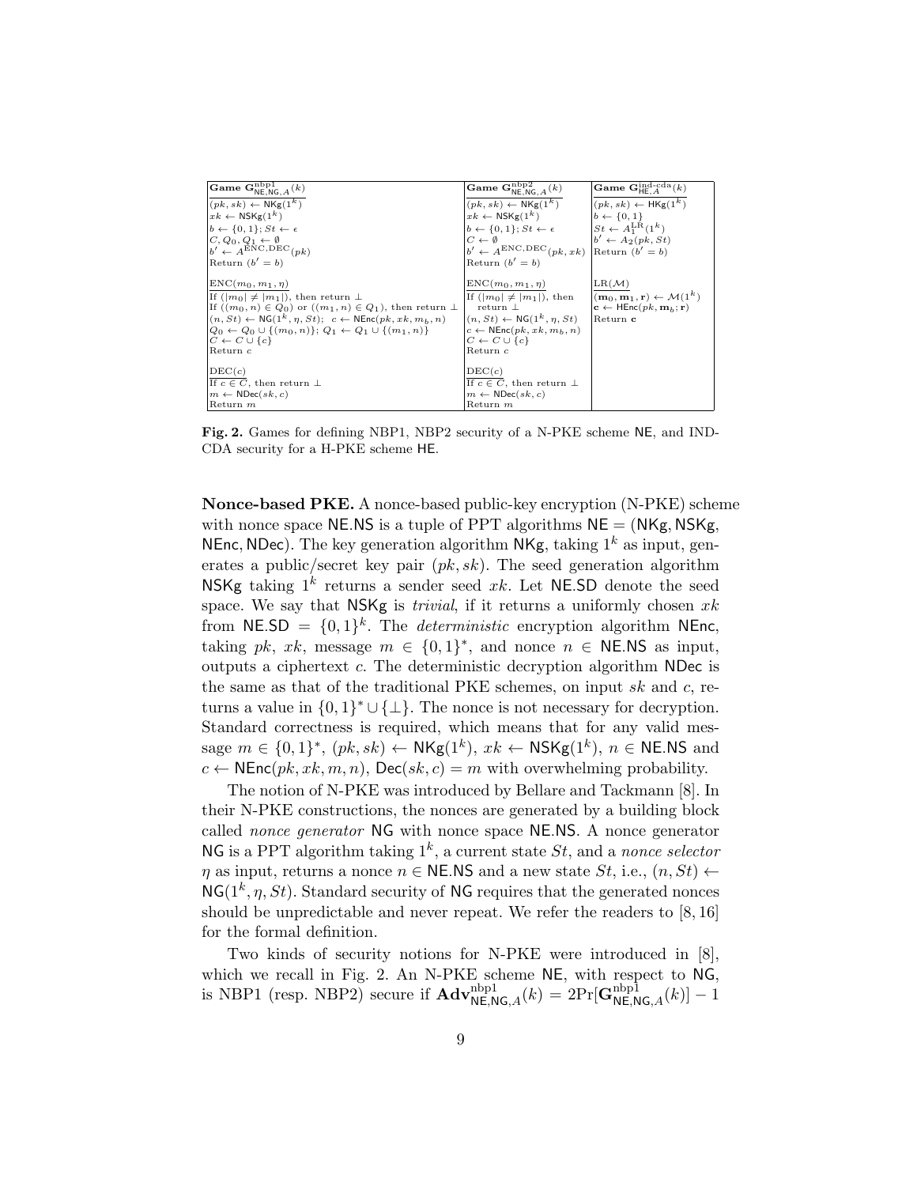| **Game $\mathbf{G}^{\mathrm{nbp1}}_{\mathsf{NE},\mathsf{NG},A}(k)$** | **Game $\mathbf{G}^{\mathrm{nbp2}}_{\mathsf{NE},\mathsf{NG},A}(k)$** | **Game $\mathbf{G}^{\mathrm{ind\text{-}cda}}_{\mathsf{HE},A}(k)$** |
| --- | --- | --- |
| $(pk, sk) \leftarrow \mathsf{NKg}(1^k)$ | $(pk, sk) \leftarrow \mathsf{NKg}(1^k)$ | $(pk, sk) \leftarrow \mathsf{HKg}(1^k)$ |
| $xk \leftarrow \mathsf{NSKg}(1^k)$ | $xk \leftarrow \mathsf{NSKg}(1^k)$ | $b \leftarrow \{0,1\}$ |
| $b \leftarrow \{0,1\}$; $St \leftarrow \epsilon$ | $b \leftarrow \{0,1\}$; $St \leftarrow \epsilon$ | $St \leftarrow A_1^{\mathrm{LR}}(1^k)$ |
| $C, Q_0, Q_1 \leftarrow \emptyset$ | $C \leftarrow \emptyset$ | $b' \leftarrow A_2(pk, St)$ |
| $b' \leftarrow A^{\mathrm{ENC},\mathrm{DEC}}(pk)$ | $b' \leftarrow A^{\mathrm{ENC},\mathrm{DEC}}(pk, xk)$ | Return $(b' = b)$ |
| Return $(b' = b)$ | Return $(b' = b)$ | |
| $\mathrm{ENC}(m_0, m_1, \eta)$ | $\mathrm{ENC}(m_0, m_1, \eta)$ | $\mathrm{LR}(\mathcal{M})$ |
| If $(\lvert m_0\rvert \neq \lvert m_1\rvert)$, then return $\perp$ | If $(\lvert m_0\rvert \neq \lvert m_1\rvert)$, then return $\perp$ | $(\mathbf{m}_0, \mathbf{m}_1, \mathbf{r}) \leftarrow \mathcal{M}(1^k)$ |
| If $((m_0, n) \in Q_0)$ or $((m_1, n) \in Q_1)$, then return $\perp$ | $(n, St) \leftarrow \mathsf{NG}(1^k, \eta, St)$ | $\mathbf{c} \leftarrow \mathsf{HEnc}(pk, \mathbf{m}_b; \mathbf{r})$ |
| $(n, St) \leftarrow \mathsf{NG}(1^k, \eta, St)$; $c \leftarrow \mathsf{NEnc}(pk, xk, m_b, n)$ | $c \leftarrow \mathsf{NEnc}(pk, xk, m_b, n)$ | Return $\mathbf{c}$ |
| $Q_0 \leftarrow Q_0 \cup \{(m_0, n)\}$; $Q_1 \leftarrow Q_1 \cup \{(m_1, n)\}$ | $C \leftarrow C \cup \{c\}$ | |
| $C \leftarrow C \cup \{c\}$ | Return $c$ | |
| Return $c$ | | |
| $\mathrm{DEC}(c)$ | $\mathrm{DEC}(c)$ | |
| If $c \in C$, then return $\perp$ | If $c \in C$, then return $\perp$ | |
| $m \leftarrow \mathsf{NDec}(sk, c)$ | $m \leftarrow \mathsf{NDec}(sk, c)$ | |
| Return $m$ | Return $m$ | |

**Fig. 2.** Games for defining NBP1, NBP2 security of a N-PKE scheme NE, and IND-CDA security for a H-PKE scheme HE.

**Nonce-based PKE.** A nonce-based public-key encryption (N-PKE) scheme with nonce space $\mathsf{NE.NS}$ is a tuple of PPT algorithms $\mathsf{NE} = (\mathsf{NKg}, \mathsf{NSKg}, \mathsf{NEnc}, \mathsf{NDec})$. The key generation algorithm $\mathsf{NKg}$, taking $1^k$ as input, generates a public/secret key pair $(pk, sk)$. The seed generation algorithm $\mathsf{NSKg}$ taking $1^k$ returns a sender seed $xk$. Let $\mathsf{NE.SD}$ denote the seed space. We say that $\mathsf{NSKg}$ is *trivial*, if it returns a uniformly chosen $xk$ from $\mathsf{NE.SD} = \{0,1\}^k$. The *deterministic* encryption algorithm $\mathsf{NEnc}$, taking $pk$, $xk$, message $m \in \{0,1\}^*$, and nonce $n \in \mathsf{NE.NS}$ as input, outputs a ciphertext $c$. The deterministic decryption algorithm $\mathsf{NDec}$ is the same as that of the traditional PKE schemes, on input $sk$ and $c$, returns a value in $\{0,1\}^* \cup \{\perp\}$. The nonce is not necessary for decryption. Standard correctness is required, which means that for any valid message $m \in \{0,1\}^*$, $(pk, sk) \leftarrow \mathsf{NKg}(1^k)$, $xk \leftarrow \mathsf{NSKg}(1^k)$, $n \in \mathsf{NE.NS}$ and $c \leftarrow \mathsf{NEnc}(pk, xk, m, n)$, $\mathsf{Dec}(sk, c) = m$ with overwhelming probability.

The notion of N-PKE was introduced by Bellare and Tackmann [8]. In their N-PKE constructions, the nonces are generated by a building block called *nonce generator* $\mathsf{NG}$ with nonce space $\mathsf{NE.NS}$. A nonce generator $\mathsf{NG}$ is a PPT algorithm taking $1^k$, a current state $St$, and a *nonce selector* $\eta$ as input, returns a nonce $n \in \mathsf{NE.NS}$ and a new state $St$, i.e., $(n, St) \leftarrow \mathsf{NG}(1^k, \eta, St)$. Standard security of $\mathsf{NG}$ requires that the generated nonces should be unpredictable and never repeat. We refer the readers to [8, 16] for the formal definition.

Two kinds of security notions for N-PKE were introduced in [8], which we recall in Fig. 2. An N-PKE scheme $\mathsf{NE}$, with respect to $\mathsf{NG}$, is NBP1 (resp. NBP2) secure if $\mathbf{Adv}^{\mathrm{nbp1}}_{\mathsf{NE},\mathsf{NG},A}(k) = 2\Pr[\mathbf{G}^{\mathrm{nbp1}}_{\mathsf{NE},\mathsf{NG},A}(k)] - 1$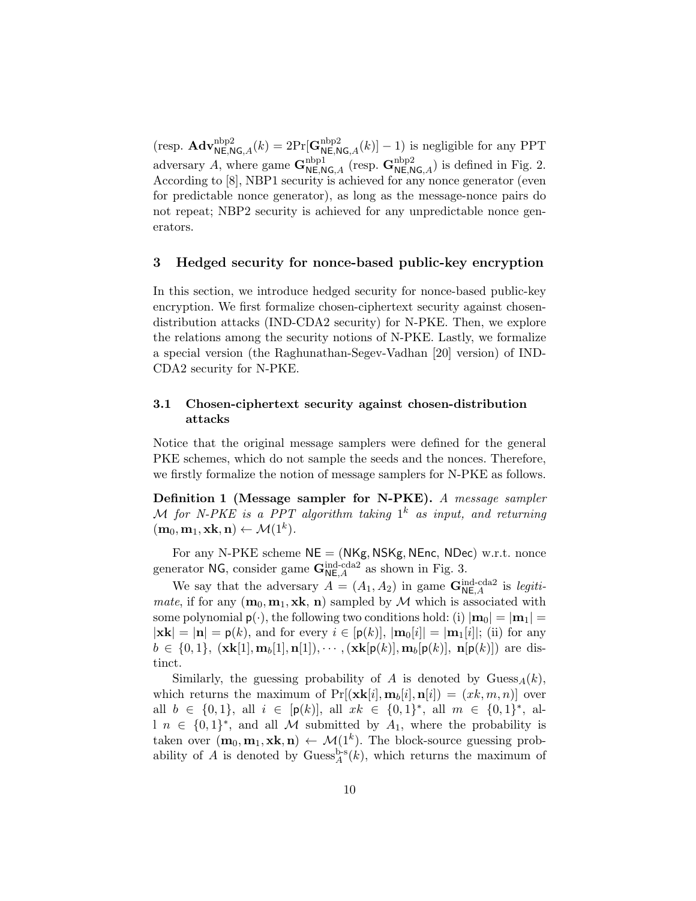(resp. $\mathbf{Adv}^{\text{nbp2}}_{\mathsf{NE},\mathsf{NG},A}(k) = 2\Pr[\mathbf{G}^{\text{nbp2}}_{\mathsf{NE},\mathsf{NG},A}(k)] - 1$) is negligible for any PPT adversary $A$, where game $\mathbf{G}^{\text{nbp1}}_{\mathsf{NE},\mathsf{NG},A}$ (resp. $\mathbf{G}^{\text{nbp2}}_{\mathsf{NE},\mathsf{NG},A}$) is defined in Fig. 2. According to [8], NBP1 security is achieved for any nonce generator (even for predictable nonce generator), as long as the message-nonce pairs do not repeat; NBP2 security is achieved for any unpredictable nonce generators.

## 3 Hedged security for nonce-based public-key encryption

In this section, we introduce hedged security for nonce-based public-key encryption. We first formalize chosen-ciphertext security against chosen-distribution attacks (IND-CDA2 security) for N-PKE. Then, we explore the relations among the security notions of N-PKE. Lastly, we formalize a special version (the Raghunathan-Segev-Vadhan [20] version) of IND-CDA2 security for N-PKE.

### 3.1 Chosen-ciphertext security against chosen-distribution attacks

Notice that the original message samplers were defined for the general PKE schemes, which do not sample the seeds and the nonces. Therefore, we firstly formalize the notion of message samplers for N-PKE as follows.

**Definition 1 (Message sampler for N-PKE).** *A message sampler $\mathcal{M}$ for N-PKE is a PPT algorithm taking $1^k$ as input, and returning $(\mathbf{m}_0, \mathbf{m}_1, \mathbf{xk}, \mathbf{n}) \leftarrow \mathcal{M}(1^k)$.*

For any N-PKE scheme $\mathsf{NE} = (\mathsf{NKg}, \mathsf{NSKg}, \mathsf{NEnc}, \mathsf{NDec})$ w.r.t. nonce generator $\mathsf{NG}$, consider game $\mathbf{G}^{\text{ind-cda2}}_{\mathsf{NE},A}$ as shown in Fig. 3.

We say that the adversary $A = (A_1, A_2)$ in game $\mathbf{G}^{\text{ind-cda2}}_{\mathsf{NE},A}$ is *legitimate*, if for any $(\mathbf{m}_0, \mathbf{m}_1, \mathbf{xk}, \mathbf{n})$ sampled by $\mathcal{M}$ which is associated with some polynomial $\mathsf{p}(\cdot)$, the following two conditions hold: (i) $|\mathbf{m}_0| = |\mathbf{m}_1| = |\mathbf{xk}| = |\mathbf{n}| = \mathsf{p}(k)$, and for every $i \in [\mathsf{p}(k)]$, $|\mathbf{m}_0[i]| = |\mathbf{m}_1[i]|$; (ii) for any $b \in \{0,1\}$, $(\mathbf{xk}[1], \mathbf{m}_b[1], \mathbf{n}[1]), \cdots, (\mathbf{xk}[\mathsf{p}(k)], \mathbf{m}_b[\mathsf{p}(k)], \mathbf{n}[\mathsf{p}(k)])$ are distinct.

Similarly, the guessing probability of $A$ is denoted by $\text{Guess}_A(k)$, which returns the maximum of $\Pr[(\mathbf{xk}[i], \mathbf{m}_b[i], \mathbf{n}[i]) = (xk, m, n)]$ over all $b \in \{0,1\}$, all $i \in [\mathsf{p}(k)]$, all $xk \in \{0,1\}^*$, all $m \in \{0,1\}^*$, all $n \in \{0,1\}^*$, and all $\mathcal{M}$ submitted by $A_1$, where the probability is taken over $(\mathbf{m}_0, \mathbf{m}_1, \mathbf{xk}, \mathbf{n}) \leftarrow \mathcal{M}(1^k)$. The block-source guessing probability of $A$ is denoted by $\text{Guess}^{\text{b-s}}_A(k)$, which returns the maximum of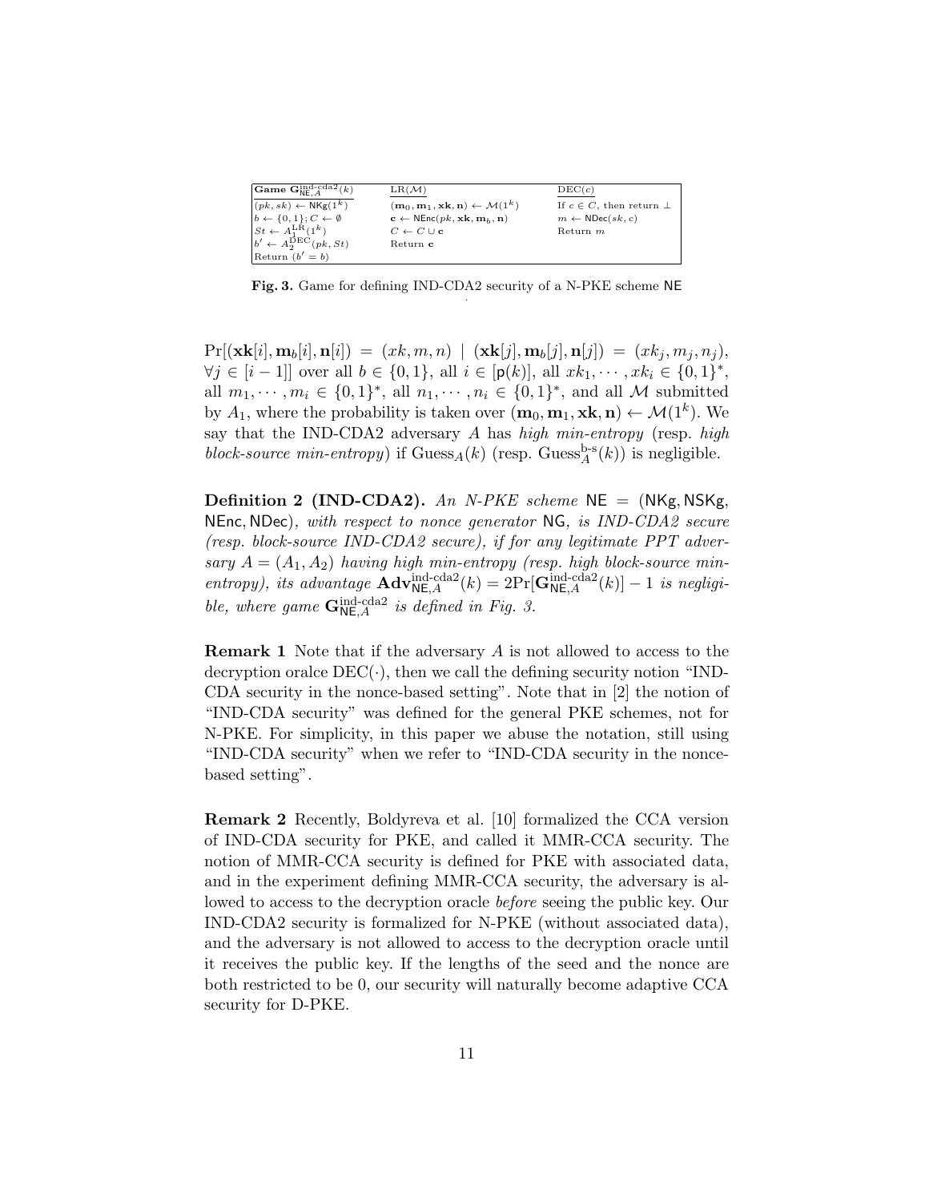| **Game** $\mathbf{G}^{\text{ind-cda2}}_{\mathsf{NE},A}(k)$ | $\text{LR}(\mathcal{M})$ | $\text{DEC}(c)$ |
| --- | --- | --- |
| $(pk, sk) \leftarrow \mathsf{NKg}(1^k)$ | $(\mathbf{m}_0, \mathbf{m}_1, \mathbf{xk}, \mathbf{n}) \leftarrow \mathcal{M}(1^k)$ | If $c \in C$, then return $\perp$ |
| $b \leftarrow \{0,1\}; C \leftarrow \emptyset$ | $\mathbf{c} \leftarrow \mathsf{NEnc}(pk, \mathbf{xk}, \mathbf{m}_b, \mathbf{n})$ | $m \leftarrow \mathsf{NDec}(sk, c)$ |
| $St \leftarrow A_1^{\text{LR}}(1^k)$ | $C \leftarrow C \cup \mathbf{c}$ | Return $m$ |
| $b' \leftarrow A_2^{\text{DEC}}(pk, St)$ | Return $\mathbf{c}$ | |
| Return $(b' = b)$ | | |

**Fig. 3.** Game for defining IND-CDA2 security of a N-PKE scheme $\mathsf{NE}$

$\Pr[(\mathbf{xk}[i], \mathbf{m}_b[i], \mathbf{n}[i]) = (xk, m, n) \mid (\mathbf{xk}[j], \mathbf{m}_b[j], \mathbf{n}[j]) = (xk_j, m_j, n_j), \forall j \in [i-1]]$ over all $b \in \{0,1\}$, all $i \in [\mathsf{p}(k)]$, all $xk_1, \cdots, xk_i \in \{0,1\}^*$, all $m_1, \cdots, m_i \in \{0,1\}^*$, all $n_1, \cdots, n_i \in \{0,1\}^*$, and all $\mathcal{M}$ submitted by $A_1$, where the probability is taken over $(\mathbf{m}_0, \mathbf{m}_1, \mathbf{xk}, \mathbf{n}) \leftarrow \mathcal{M}(1^k)$. We say that the IND-CDA2 adversary $A$ has *high min-entropy* (resp. *high block-source min-entropy*) if $\text{Guess}_A(k)$ (resp. $\text{Guess}_A^{\text{b-s}}(k)$) is negligible.

**Definition 2 (IND-CDA2).** *An N-PKE scheme* $\mathsf{NE} = (\mathsf{NKg}, \mathsf{NSKg}, \mathsf{NEnc}, \mathsf{NDec})$*, with respect to nonce generator* $\mathsf{NG}$*, is IND-CDA2 secure (resp. block-source IND-CDA2 secure), if for any legitimate PPT adversary* $A = (A_1, A_2)$ *having high min-entropy (resp. high block-source min-entropy), its advantage* $\mathbf{Adv}^{\text{ind-cda2}}_{\mathsf{NE},A}(k) = 2\Pr[\mathbf{G}^{\text{ind-cda2}}_{\mathsf{NE},A}(k)] - 1$ *is negligible, where game* $\mathbf{G}^{\text{ind-cda2}}_{\mathsf{NE},A}$ *is defined in Fig. 3.*

**Remark 1** Note that if the adversary $A$ is not allowed to access to the decryption oralce $\text{DEC}(\cdot)$, then we call the defining security notion "IND-CDA security in the nonce-based setting". Note that in [2] the notion of "IND-CDA security" was defined for the general PKE schemes, not for N-PKE. For simplicity, in this paper we abuse the notation, still using "IND-CDA security" when we refer to "IND-CDA security in the nonce-based setting".

**Remark 2** Recently, Boldyreva et al. [10] formalized the CCA version of IND-CDA security for PKE, and called it MMR-CCA security. The notion of MMR-CCA security is defined for PKE with associated data, and in the experiment defining MMR-CCA security, the adversary is allowed to access to the decryption oracle *before* seeing the public key. Our IND-CDA2 security is formalized for N-PKE (without associated data), and the adversary is not allowed to access to the decryption oracle until it receives the public key. If the lengths of the seed and the nonce are both restricted to be 0, our security will naturally become adaptive CCA security for D-PKE.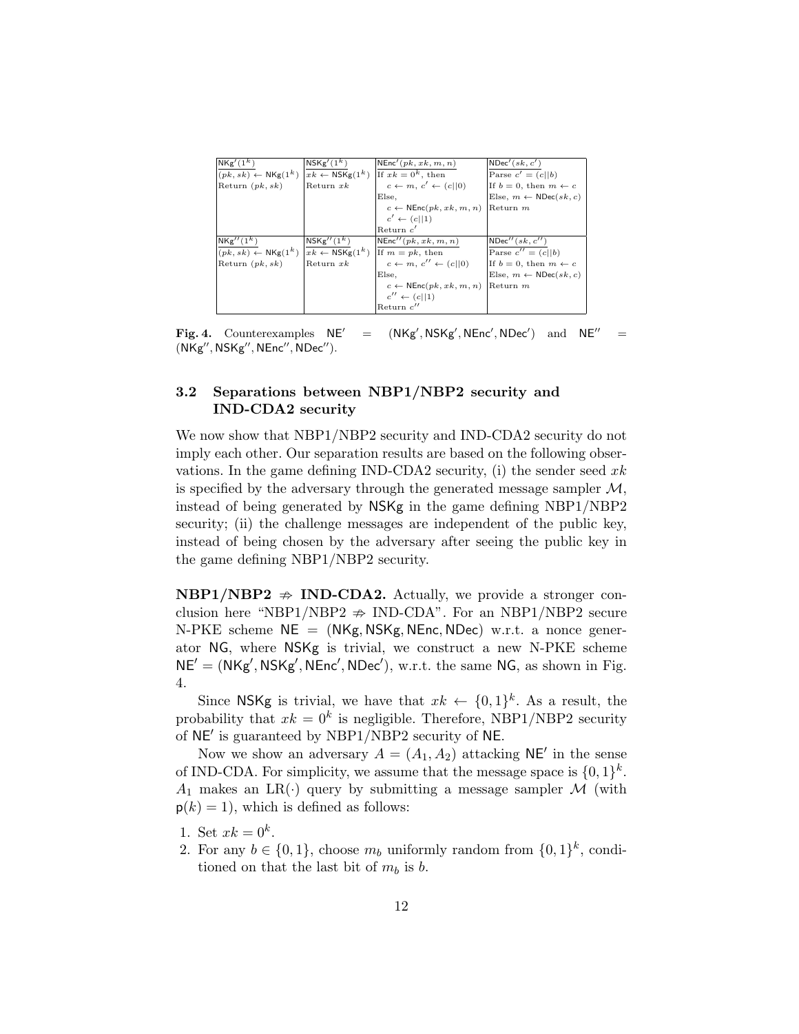| $\mathsf{NKg}'(1^k)$ | $\mathsf{NSKg}'(1^k)$ | $\mathsf{NEnc}'(pk, xk, m, n)$ | $\mathsf{NDec}'(sk, c')$ |
|---|---|---|---|
| $(pk, sk) \leftarrow \mathsf{NKg}(1^k)$<br>Return $(pk, sk)$ | $xk \leftarrow \mathsf{NSKg}(1^k)$<br>Return $xk$ | If $xk = 0^k$, then<br>$c \leftarrow m$, $c' \leftarrow (c\|\|0)$<br>Else,<br>$c \leftarrow \mathsf{NEnc}(pk, xk, m, n)$<br>$c' \leftarrow (c\|\|1)$<br>Return $c'$ | Parse $c' = (c\|\|b)$<br>If $b = 0$, then $m \leftarrow c$<br>Else, $m \leftarrow \mathsf{NDec}(sk, c)$<br>Return $m$ |
| $\mathsf{NKg}''(1^k)$ | $\mathsf{NSKg}''(1^k)$ | $\mathsf{NEnc}''(pk, xk, m, n)$ | $\mathsf{NDec}''(sk, c'')$ |
| $(pk, sk) \leftarrow \mathsf{NKg}(1^k)$<br>Return $(pk, sk)$ | $xk \leftarrow \mathsf{NSKg}(1^k)$<br>Return $xk$ | If $m = pk$, then<br>$c \leftarrow m$, $c'' \leftarrow (c\|\|0)$<br>Else,<br>$c \leftarrow \mathsf{NEnc}(pk, xk, m, n)$<br>$c'' \leftarrow (c\|\|1)$<br>Return $c''$ | Parse $c'' = (c\|\|b)$<br>If $b = 0$, then $m \leftarrow c$<br>Else, $m \leftarrow \mathsf{NDec}(sk, c)$<br>Return $m$ |

**Fig. 4.** Counterexamples $\mathsf{NE}' = (\mathsf{NKg}', \mathsf{NSKg}', \mathsf{NEnc}', \mathsf{NDec}')$ and $\mathsf{NE}'' = (\mathsf{NKg}'', \mathsf{NSKg}'', \mathsf{NEnc}'', \mathsf{NDec}'')$.

### 3.2 Separations between NBP1/NBP2 security and IND-CDA2 security

We now show that NBP1/NBP2 security and IND-CDA2 security do not imply each other. Our separation results are based on the following observations. In the game defining IND-CDA2 security, (i) the sender seed $xk$ is specified by the adversary through the generated message sampler $\mathcal{M}$, instead of being generated by $\mathsf{NSKg}$ in the game defining NBP1/NBP2 security; (ii) the challenge messages are independent of the public key, instead of being chosen by the adversary after seeing the public key in the game defining NBP1/NBP2 security.

**NBP1/NBP2 $\nRightarrow$ IND-CDA2.** Actually, we provide a stronger conclusion here "NBP1/NBP2 $\nRightarrow$ IND-CDA". For an NBP1/NBP2 secure N-PKE scheme $\mathsf{NE} = (\mathsf{NKg}, \mathsf{NSKg}, \mathsf{NEnc}, \mathsf{NDec})$ w.r.t. a nonce generator $\mathsf{NG}$, where $\mathsf{NSKg}$ is trivial, we construct a new N-PKE scheme $\mathsf{NE}' = (\mathsf{NKg}', \mathsf{NSKg}', \mathsf{NEnc}', \mathsf{NDec}')$, w.r.t. the same $\mathsf{NG}$, as shown in Fig. 4.

Since $\mathsf{NSKg}$ is trivial, we have that $xk \leftarrow \{0,1\}^k$. As a result, the probability that $xk = 0^k$ is negligible. Therefore, NBP1/NBP2 security of $\mathsf{NE}'$ is guaranteed by NBP1/NBP2 security of $\mathsf{NE}$.

Now we show an adversary $A = (A_1, A_2)$ attacking $\mathsf{NE}'$ in the sense of IND-CDA. For simplicity, we assume that the message space is $\{0,1\}^k$. $A_1$ makes an $\mathrm{LR}(\cdot)$ query by submitting a message sampler $\mathcal{M}$ (with $\mathsf{p}(k) = 1$), which is defined as follows:

1. Set $xk = 0^k$.
2. For any $b \in \{0,1\}$, choose $m_b$ uniformly random from $\{0,1\}^k$, conditioned on that the last bit of $m_b$ is $b$.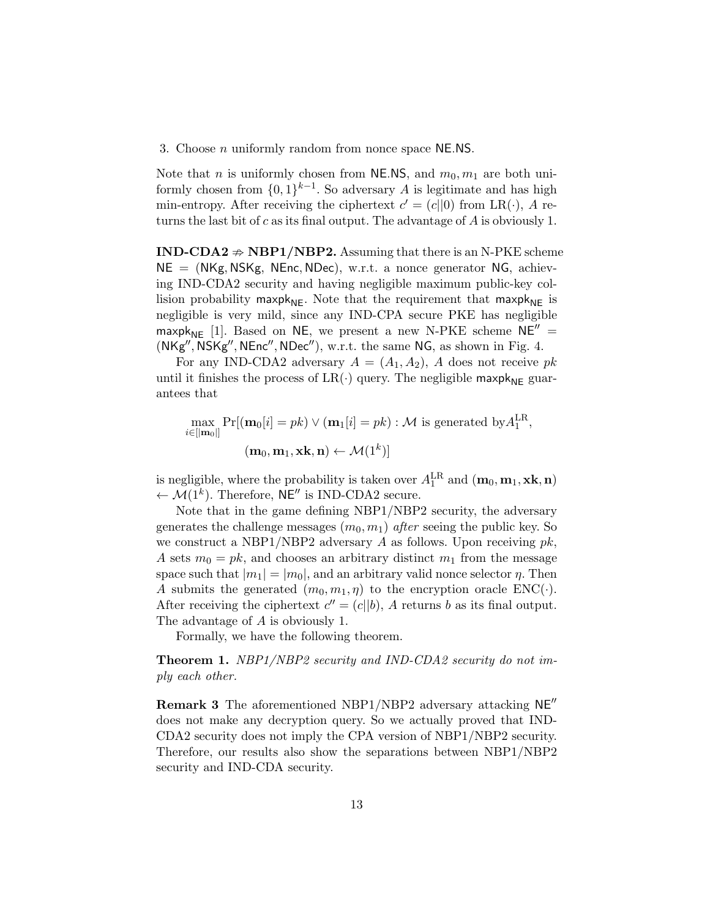3. Choose $n$ uniformly random from nonce space $\mathsf{NE.NS}$.

Note that $n$ is uniformly chosen from $\mathsf{NE.NS}$, and $m_0, m_1$ are both uniformly chosen from $\{0,1\}^{k-1}$. So adversary $A$ is legitimate and has high min-entropy. After receiving the ciphertext $c' = (c||0)$ from $\mathrm{LR}(\cdot)$, $A$ returns the last bit of $c$ as its final output. The advantage of $A$ is obviously 1.

**IND-CDA2 $\not\Rightarrow$ NBP1/NBP2.** Assuming that there is an N-PKE scheme $\mathsf{NE} = (\mathsf{NKg}, \mathsf{NSKg}, \mathsf{NEnc}, \mathsf{NDec})$, w.r.t. a nonce generator $\mathsf{NG}$, achieving IND-CDA2 security and having negligible maximum public-key collision probability $\mathsf{maxpk_{NE}}$. Note that the requirement that $\mathsf{maxpk_{NE}}$ is negligible is very mild, since any IND-CPA secure PKE has negligible $\mathsf{maxpk_{NE}}$ [1]. Based on $\mathsf{NE}$, we present a new N-PKE scheme $\mathsf{NE}'' = (\mathsf{NKg}'', \mathsf{NSKg}'', \mathsf{NEnc}'', \mathsf{NDec}'')$, w.r.t. the same $\mathsf{NG}$, as shown in Fig. 4.

For any IND-CDA2 adversary $A = (A_1, A_2)$, $A$ does not receive $pk$ until it finishes the process of $\mathrm{LR}(\cdot)$ query. The negligible $\mathsf{maxpk_{NE}}$ guarantees that

$$\max_{i \in [|\mathbf{m}_0|]} \Pr[(\mathbf{m}_0[i] = pk) \vee (\mathbf{m}_1[i] = pk) : \mathcal{M} \text{ is generated by} A_1^{\mathrm{LR}},$$
$$(\mathbf{m}_0, \mathbf{m}_1, \mathbf{xk}, \mathbf{n}) \leftarrow \mathcal{M}(1^k)]$$

is negligible, where the probability is taken over $A_1^{\mathrm{LR}}$ and $(\mathbf{m}_0, \mathbf{m}_1, \mathbf{xk}, \mathbf{n}) \leftarrow \mathcal{M}(1^k)$. Therefore, $\mathsf{NE}''$ is IND-CDA2 secure.

Note that in the game defining NBP1/NBP2 security, the adversary generates the challenge messages $(m_0, m_1)$ *after* seeing the public key. So we construct a NBP1/NBP2 adversary $A$ as follows. Upon receiving $pk$, $A$ sets $m_0 = pk$, and chooses an arbitrary distinct $m_1$ from the message space such that $|m_1| = |m_0|$, and an arbitrary valid nonce selector $\eta$. Then $A$ submits the generated $(m_0, m_1, \eta)$ to the encryption oracle $\mathrm{ENC}(\cdot)$. After receiving the ciphertext $c'' = (c||b)$, $A$ returns $b$ as its final output. The advantage of $A$ is obviously 1.

Formally, we have the following theorem.

**Theorem 1.** *NBP1/NBP2 security and IND-CDA2 security do not imply each other.*

**Remark 3** The aforementioned NBP1/NBP2 adversary attacking $\mathsf{NE}''$ does not make any decryption query. So we actually proved that IND-CDA2 security does not imply the CPA version of NBP1/NBP2 security. Therefore, our results also show the separations between NBP1/NBP2 security and IND-CDA security.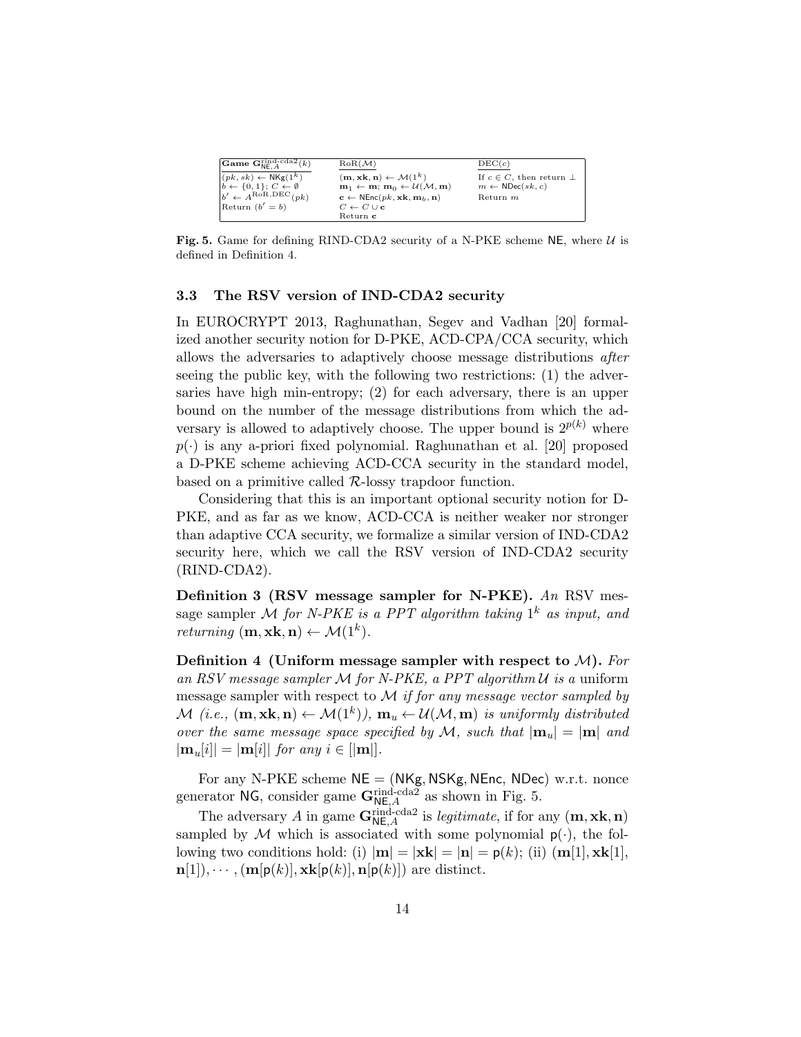| Game $\mathbf{G}^{\text{rind-cda2}}_{\mathsf{NE},A}(k)$ | $\text{RoR}(\mathcal{M})$ | $\text{DEC}(c)$ |
|---|---|---|
| $(pk, sk) \leftarrow \mathsf{NKg}(1^k)$ | $(\mathbf{m}, \mathbf{xk}, \mathbf{n}) \leftarrow \mathcal{M}(1^k)$ | If $c \in C$, then return $\perp$ |
| $b \leftarrow \{0,1\}$; $C \leftarrow \emptyset$ | $\mathbf{m}_1 \leftarrow \mathbf{m}$; $\mathbf{m}_0 \leftarrow \mathcal{U}(\mathcal{M}, \mathbf{m})$ | $m \leftarrow \mathsf{NDec}(sk, c)$ |
| $b' \leftarrow A^{\text{RoR},\text{DEC}}(pk)$ | $\mathbf{c} \leftarrow \mathsf{NEnc}(pk, \mathbf{xk}, \mathbf{m}_b, \mathbf{n})$ | Return $m$ |
| Return $(b' = b)$ | $C \leftarrow C \cup \mathbf{c}$ | |
| | Return $\mathbf{c}$ | |

**Fig. 5.** Game for defining RIND-CDA2 security of a N-PKE scheme $\mathsf{NE}$, where $\mathcal{U}$ is defined in Definition 4.

### 3.3 The RSV version of IND-CDA2 security

In EUROCRYPT 2013, Raghunathan, Segev and Vadhan [20] formalized another security notion for D-PKE, ACD-CPA/CCA security, which allows the adversaries to adaptively choose message distributions *after* seeing the public key, with the following two restrictions: (1) the adversaries have high min-entropy; (2) for each adversary, there is an upper bound on the number of the message distributions from which the adversary is allowed to adaptively choose. The upper bound is $2^{p(k)}$ where $p(\cdot)$ is any a-priori fixed polynomial. Raghunathan et al. [20] proposed a D-PKE scheme achieving ACD-CCA security in the standard model, based on a primitive called $\mathcal{R}$-lossy trapdoor function.

Considering that this is an important optional security notion for D-PKE, and as far as we know, ACD-CCA is neither weaker nor stronger than adaptive CCA security, we formalize a similar version of IND-CDA2 security here, which we call the RSV version of IND-CDA2 security (RIND-CDA2).

**Definition 3 (RSV message sampler for N-PKE).** *An* RSV message sampler $\mathcal{M}$ *for N-PKE is a PPT algorithm taking $1^k$ as input, and returning $(\mathbf{m}, \mathbf{xk}, \mathbf{n}) \leftarrow \mathcal{M}(1^k)$.*

**Definition 4 (Uniform message sampler with respect to $\mathcal{M}$).** *For an RSV message sampler $\mathcal{M}$ for N-PKE, a PPT algorithm $\mathcal{U}$ is a* uniform message sampler *with respect to $\mathcal{M}$ if for any message vector sampled by $\mathcal{M}$ (i.e., $(\mathbf{m}, \mathbf{xk}, \mathbf{n}) \leftarrow \mathcal{M}(1^k)$), $\mathbf{m}_u \leftarrow \mathcal{U}(\mathcal{M}, \mathbf{m})$ is uniformly distributed over the same message space specified by $\mathcal{M}$, such that $|\mathbf{m}_u| = |\mathbf{m}|$ and $|\mathbf{m}_u[i]| = |\mathbf{m}[i]|$ for any $i \in [|\mathbf{m}|]$.*

For any N-PKE scheme $\mathsf{NE} = (\mathsf{NKg}, \mathsf{NSKg}, \mathsf{NEnc}, \mathsf{NDec})$ w.r.t. nonce generator $\mathsf{NG}$, consider game $\mathbf{G}^{\text{rind-cda2}}_{\mathsf{NE},A}$ as shown in Fig. 5.

The adversary $A$ in game $\mathbf{G}^{\text{rind-cda2}}_{\mathsf{NE},A}$ is *legitimate*, if for any $(\mathbf{m}, \mathbf{xk}, \mathbf{n})$ sampled by $\mathcal{M}$ which is associated with some polynomial $\mathsf{p}(\cdot)$, the following two conditions hold: (i) $|\mathbf{m}| = |\mathbf{xk}| = |\mathbf{n}| = \mathsf{p}(k)$; (ii) $(\mathbf{m}[1], \mathbf{xk}[1], \mathbf{n}[1]), \cdots, (\mathbf{m}[\mathsf{p}(k)], \mathbf{xk}[\mathsf{p}(k)], \mathbf{n}[\mathsf{p}(k)])$ are distinct.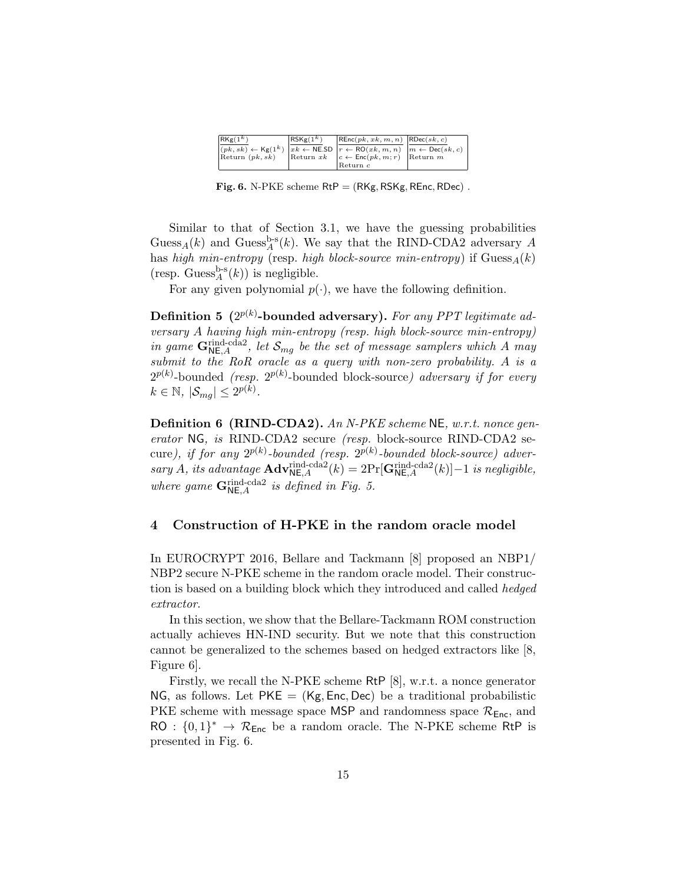| $\mathsf{RKg}(1^k)$ | $\mathsf{RSKg}(1^k)$ | $\mathsf{REnc}(pk, xk, m, n)$ | $\mathsf{RDec}(sk, c)$ |
|---|---|---|---|
| $(pk, sk) \leftarrow \mathsf{Kg}(1^k)$ | $xk \leftarrow \mathsf{NE.SD}$ | $r \leftarrow \mathsf{RO}(xk, m, n)$ | $m \leftarrow \mathsf{Dec}(sk, c)$ |
| Return $(pk, sk)$ | Return $xk$ | $c \leftarrow \mathsf{Enc}(pk, m; r)$ | Return $m$ |
| | | Return $c$ | |

**Fig. 6.** N-PKE scheme $\mathsf{RtP} = (\mathsf{RKg}, \mathsf{RSKg}, \mathsf{REnc}, \mathsf{RDec})$ .

Similar to that of Section 3.1, we have the guessing probabilities $\mathrm{Guess}_A(k)$ and $\mathrm{Guess}_A^{\text{b-s}}(k)$. We say that the RIND-CDA2 adversary $A$ has *high min-entropy* (resp. *high block-source min-entropy*) if $\mathrm{Guess}_A(k)$ (resp. $\mathrm{Guess}_A^{\text{b-s}}(k)$) is negligible.

For any given polynomial $p(\cdot)$, we have the following definition.

**Definition 5 ($2^{p(k)}$-bounded adversary).** *For any PPT legitimate adversary $A$ having high min-entropy (resp. high block-source min-entropy) in game $\mathbf{G}^{\text{rind-cda2}}_{\mathsf{NE},A}$, let $\mathcal{S}_{mg}$ be the set of message samplers which $A$ may submit to the RoR oracle as a query with non-zero probability. $A$ is a $2^{p(k)}$-bounded (resp. $2^{p(k)}$-bounded block-source) adversary if for every $k \in \mathbb{N}$, $|\mathcal{S}_{mg}| \le 2^{p(k)}$.*

**Definition 6 (RIND-CDA2).** *An N-PKE scheme $\mathsf{NE}$, w.r.t. nonce generator $\mathsf{NG}$, is* RIND-CDA2 secure *(resp.* block-source RIND-CDA2 secure*), if for any $2^{p(k)}$-bounded (resp. $2^{p(k)}$-bounded block-source) adversary $A$, its advantage $\mathbf{Adv}^{\text{rind-cda2}}_{\mathsf{NE},A}(k) = 2\Pr[\mathbf{G}^{\text{rind-cda2}}_{\mathsf{NE},A}(k)]-1$ is negligible, where game $\mathbf{G}^{\text{rind-cda2}}_{\mathsf{NE},A}$ is defined in Fig. 5.*

## 4 Construction of H-PKE in the random oracle model

In EUROCRYPT 2016, Bellare and Tackmann [8] proposed an NBP1/NBP2 secure N-PKE scheme in the random oracle model. Their construction is based on a building block which they introduced and called *hedged extractor*.

In this section, we show that the Bellare-Tackmann ROM construction actually achieves HN-IND security. But we note that this construction cannot be generalized to the schemes based on hedged extractors like [8, Figure 6].

Firstly, we recall the N-PKE scheme $\mathsf{RtP}$ [8], w.r.t. a nonce generator $\mathsf{NG}$, as follows. Let $\mathsf{PKE} = (\mathsf{Kg}, \mathsf{Enc}, \mathsf{Dec})$ be a traditional probabilistic PKE scheme with message space $\mathsf{MSP}$ and randomness space $\mathcal{R}_{\mathsf{Enc}}$, and $\mathsf{RO} : \{0,1\}^* \rightarrow \mathcal{R}_{\mathsf{Enc}}$ be a random oracle. The N-PKE scheme $\mathsf{RtP}$ is presented in Fig. 6.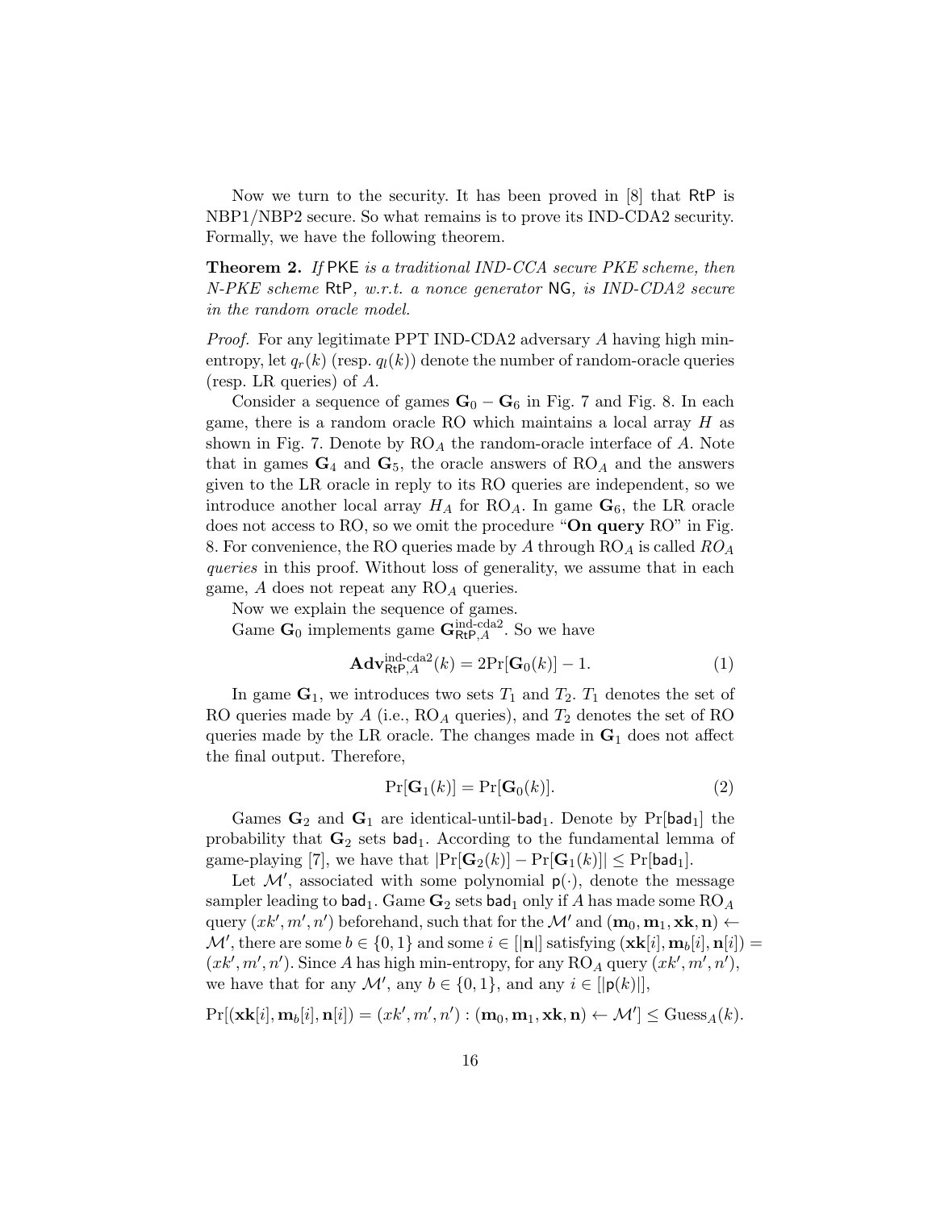Now we turn to the security. It has been proved in [8] that RtP is NBP1/NBP2 secure. So what remains is to prove its IND-CDA2 security. Formally, we have the following theorem.

**Theorem 2.** *If* PKE *is a traditional IND-CCA secure PKE scheme, then N-PKE scheme* RtP*, w.r.t. a nonce generator* NG*, is IND-CDA2 secure in the random oracle model.*

*Proof.* For any legitimate PPT IND-CDA2 adversary $A$ having high min-entropy, let $q_r(k)$ (resp. $q_l(k)$) denote the number of random-oracle queries (resp. LR queries) of $A$.

Consider a sequence of games $\mathbf{G}_0 - \mathbf{G}_6$ in Fig. 7 and Fig. 8. In each game, there is a random oracle RO which maintains a local array $H$ as shown in Fig. 7. Denote by $\mathrm{RO}_A$ the random-oracle interface of $A$. Note that in games $\mathbf{G}_4$ and $\mathbf{G}_5$, the oracle answers of $\mathrm{RO}_A$ and the answers given to the LR oracle in reply to its RO queries are independent, so we introduce another local array $H_A$ for $\mathrm{RO}_A$. In game $\mathbf{G}_6$, the LR oracle does not access to RO, so we omit the procedure "**On query** RO" in Fig. 8. For convenience, the RO queries made by $A$ through $\mathrm{RO}_A$ is called *$RO_A$ queries* in this proof. Without loss of generality, we assume that in each game, $A$ does not repeat any $\mathrm{RO}_A$ queries.

Now we explain the sequence of games.

Game $\mathbf{G}_0$ implements game $\mathbf{G}^{\text{ind-cda2}}_{\mathsf{RtP},A}$. So we have

$$\mathbf{Adv}^{\text{ind-cda2}}_{\mathsf{RtP},A}(k) = 2\Pr[\mathbf{G}_0(k)] - 1. \tag{1}$$

In game $\mathbf{G}_1$, we introduces two sets $T_1$ and $T_2$. $T_1$ denotes the set of RO queries made by $A$ (i.e., $\mathrm{RO}_A$ queries), and $T_2$ denotes the set of RO queries made by the LR oracle. The changes made in $\mathbf{G}_1$ does not affect the final output. Therefore,

$$\Pr[\mathbf{G}_1(k)] = \Pr[\mathbf{G}_0(k)]. \tag{2}$$

Games $\mathbf{G}_2$ and $\mathbf{G}_1$ are identical-until-$\mathsf{bad}_1$. Denote by $\Pr[\mathsf{bad}_1]$ the probability that $\mathbf{G}_2$ sets $\mathsf{bad}_1$. According to the fundamental lemma of game-playing [7], we have that $|\Pr[\mathbf{G}_2(k)] - \Pr[\mathbf{G}_1(k)]| \leq \Pr[\mathsf{bad}_1]$.

Let $\mathcal{M}'$, associated with some polynomial $\mathsf{p}(\cdot)$, denote the message sampler leading to $\mathsf{bad}_1$. Game $\mathbf{G}_2$ sets $\mathsf{bad}_1$ only if $A$ has made some $\mathrm{RO}_A$ query $(xk', m', n')$ beforehand, such that for the $\mathcal{M}'$ and $(\mathbf{m}_0, \mathbf{m}_1, \mathbf{xk}, \mathbf{n}) \leftarrow \mathcal{M}'$, there are some $b \in \{0,1\}$ and some $i \in [|\mathbf{n}|]$ satisfying $(\mathbf{xk}[i], \mathbf{m}_b[i], \mathbf{n}[i]) = (xk', m', n')$. Since $A$ has high min-entropy, for any $\mathrm{RO}_A$ query $(xk', m', n')$, we have that for any $\mathcal{M}'$, any $b \in \{0,1\}$, and any $i \in [|\mathsf{p}(k)|]$,

$$\Pr[(\mathbf{xk}[i], \mathbf{m}_b[i], \mathbf{n}[i]) = (xk', m', n') : (\mathbf{m}_0, \mathbf{m}_1, \mathbf{xk}, \mathbf{n}) \leftarrow \mathcal{M}'] \leq \mathrm{Guess}_A(k).$$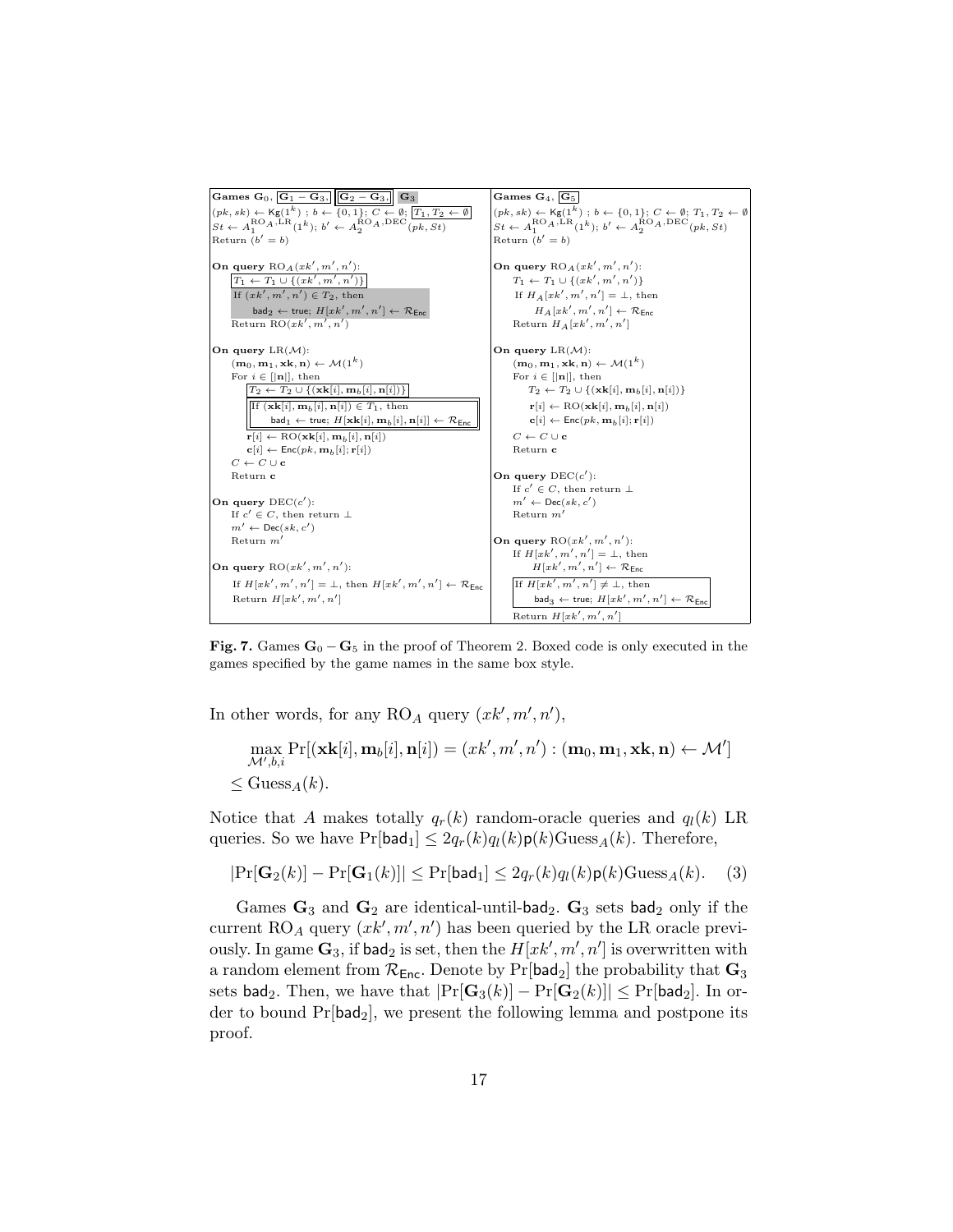```
Games G_0, [G_1 − G_3], [[G_2 − G_3]], (G_3)
(pk, sk) ← Kg(1^k) ; b ← {0,1}; C ← ∅; [T_1, T_2 ← ∅]
St ← A_1^{RO_A, LR}(1^k); b' ← A_2^{RO_A, DEC}(pk, St)
Return (b' = b)

On query RO_A(xk', m', n'):
    [T_1 ← T_1 ∪ {(xk', m', n')}]
    (If (xk', m', n') ∈ T_2, then
        bad_2 ← true; H[xk', m', n'] ← R_Enc)
    Return RO(xk', m', n')

On query LR(M):
    (m_0, m_1, xk, n) ← M(1^k)
    For i ∈ [|n|], then
        [T_2 ← T_2 ∪ {(xk[i], m_b[i], n[i])}]
        [[If (xk[i], m_b[i], n[i]) ∈ T_1, then
            bad_1 ← true; H[xk[i], m_b[i], n[i]] ← R_Enc]]
        r[i] ← RO(xk[i], m_b[i], n[i])
        c[i] ← Enc(pk, m_b[i]; r[i])
    C ← C ∪ c
    Return c

On query DEC(c'):
    If c' ∈ C, then return ⊥
    m' ← Dec(sk, c')
    Return m'

On query RO(xk', m', n'):
    If H[xk', m', n'] = ⊥, then H[xk', m', n'] ← R_Enc
    Return H[xk', m', n']
```

```
Games G_4, [G_5]
(pk, sk) ← Kg(1^k) ; b ← {0,1}; C ← ∅; T_1, T_2 ← ∅
St ← A_1^{RO_A, LR}(1^k); b' ← A_2^{RO_A, DEC}(pk, St)
Return (b' = b)

On query RO_A(xk', m', n'):
    T_1 ← T_1 ∪ {(xk', m', n')}
    If H_A[xk', m', n'] = ⊥, then
        H_A[xk', m', n'] ← R_Enc
    Return H_A[xk', m', n']

On query LR(M):
    (m_0, m_1, xk, n) ← M(1^k)
    For i ∈ [|n|], then
        T_2 ← T_2 ∪ {(xk[i], m_b[i], n[i])}
        r[i] ← RO(xk[i], m_b[i], n[i])
        c[i] ← Enc(pk, m_b[i]; r[i])
    C ← C ∪ c
    Return c

On query DEC(c'):
    If c' ∈ C, then return ⊥
    m' ← Dec(sk, c')
    Return m'

On query RO(xk', m', n'):
    If H[xk', m', n'] = ⊥, then
        H[xk', m', n'] ← R_Enc
    [If H[xk', m', n'] ≠ ⊥, then
        bad_3 ← true; H[xk', m', n'] ← R_Enc]
    Return H[xk', m', n']
```

**Fig. 7.** Games $\mathbf{G}_0 - \mathbf{G}_5$ in the proof of Theorem 2. Boxed code is only executed in the games specified by the game names in the same box style.

In other words, for any $\mathrm{RO}_A$ query $(xk', m', n')$,

$$\max_{\mathcal{M}', b, i} \Pr[(\mathbf{xk}[i], \mathbf{m}_b[i], \mathbf{n}[i]) = (xk', m', n') : (\mathbf{m}_0, \mathbf{m}_1, \mathbf{xk}, \mathbf{n}) \leftarrow \mathcal{M}'] \leq \mathrm{Guess}_A(k).$$

Notice that $A$ makes totally $q_r(k)$ random-oracle queries and $q_l(k)$ LR queries. So we have $\Pr[\mathsf{bad}_1] \leq 2q_r(k)q_l(k)\mathsf{p}(k)\mathrm{Guess}_A(k)$. Therefore,

$$|\Pr[\mathbf{G}_2(k)] - \Pr[\mathbf{G}_1(k)]| \leq \Pr[\mathsf{bad}_1] \leq 2q_r(k)q_l(k)\mathsf{p}(k)\mathrm{Guess}_A(k). \quad (3)$$

Games $\mathbf{G}_3$ and $\mathbf{G}_2$ are identical-until-$\mathsf{bad}_2$. $\mathbf{G}_3$ sets $\mathsf{bad}_2$ only if the current $\mathrm{RO}_A$ query $(xk', m', n')$ has been queried by the LR oracle previously. In game $\mathbf{G}_3$, if $\mathsf{bad}_2$ is set, then the $H[xk', m', n']$ is overwritten with a random element from $\mathcal{R}_{\mathsf{Enc}}$. Denote by $\Pr[\mathsf{bad}_2]$ the probability that $\mathbf{G}_3$ sets $\mathsf{bad}_2$. Then, we have that $|\Pr[\mathbf{G}_3(k)] - \Pr[\mathbf{G}_2(k)]| \leq \Pr[\mathsf{bad}_2]$. In order to bound $\Pr[\mathsf{bad}_2]$, we present the following lemma and postpone its proof.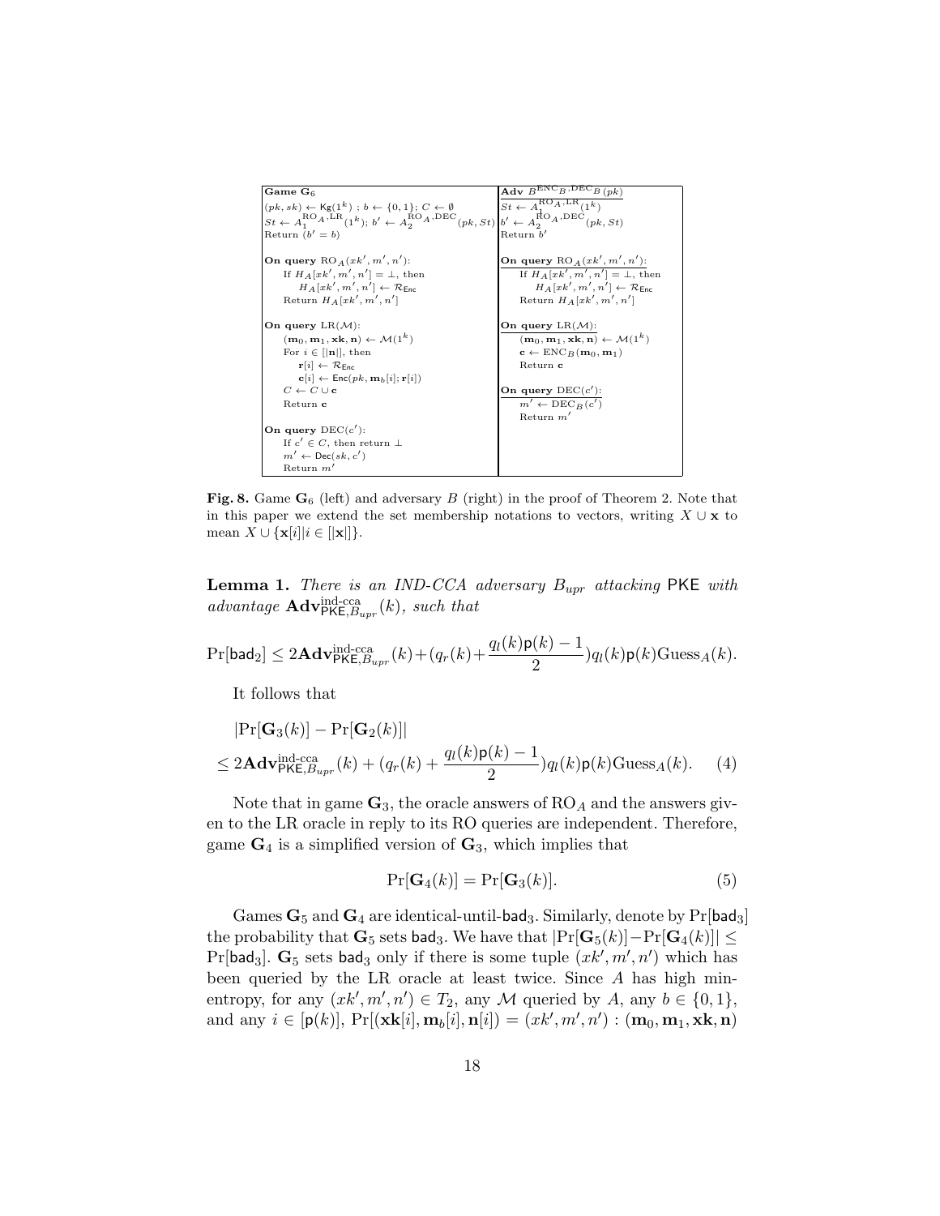| **Game $\mathbf{G}_6$** | **Adv** $B^{\text{ENC}_B, \text{DEC}_B}(pk)$ |
|---|---|
| $(pk, sk) \leftarrow \mathsf{Kg}(1^k)$ ; $b \leftarrow \{0,1\}$; $C \leftarrow \emptyset$ <br> $St \leftarrow A_1^{\text{RO}_A, \text{LR}}(1^k)$; $b' \leftarrow A_2^{\text{RO}_A, \text{DEC}}(pk, St)$ <br> Return $(b' = b)$ | $St \leftarrow A_1^{\text{RO}_A, \text{LR}}(1^k)$ <br> $b' \leftarrow A_2^{\text{RO}_A, \text{DEC}}(pk, St)$ <br> Return $b'$ |
| **On query** $\text{RO}_A(xk', m', n')$: <br> If $H_A[xk', m', n'] = \perp$, then <br> $H_A[xk', m', n'] \leftarrow \mathcal{R}_{\mathsf{Enc}}$ <br> Return $H_A[xk', m', n']$ | **On query** $\text{RO}_A(xk', m', n')$: <br> If $H_A[xk', m', n'] = \perp$, then <br> $H_A[xk', m', n'] \leftarrow \mathcal{R}_{\mathsf{Enc}}$ <br> Return $H_A[xk', m', n']$ |
| **On query** $\text{LR}(\mathcal{M})$: <br> $(\mathbf{m}_0, \mathbf{m}_1, \mathbf{xk}, \mathbf{n}) \leftarrow \mathcal{M}(1^k)$ <br> For $i \in [\|\mathbf{n}\|]$, then <br> $\mathbf{r}[i] \leftarrow \mathcal{R}_{\mathsf{Enc}}$ <br> $\mathbf{c}[i] \leftarrow \mathsf{Enc}(pk, \mathbf{m}_b[i]; \mathbf{r}[i])$ <br> $C \leftarrow C \cup \mathbf{c}$ <br> Return $\mathbf{c}$ | **On query** $\text{LR}(\mathcal{M})$: <br> $(\mathbf{m}_0, \mathbf{m}_1, \mathbf{xk}, \mathbf{n}) \leftarrow \mathcal{M}(1^k)$ <br> $\mathbf{c} \leftarrow \text{ENC}_B(\mathbf{m}_0, \mathbf{m}_1)$ <br> Return $\mathbf{c}$ <br><br> **On query** $\text{DEC}(c')$: <br> $m' \leftarrow \text{DEC}_B(c')$ <br> Return $m'$ |
| **On query** $\text{DEC}(c')$: <br> If $c' \in C$, then return $\perp$ <br> $m' \leftarrow \mathsf{Dec}(sk, c')$ <br> Return $m'$ | |

**Fig. 8.** Game $\mathbf{G}_6$ (left) and adversary $B$ (right) in the proof of Theorem 2. Note that in this paper we extend the set membership notations to vectors, writing $X \cup \mathbf{x}$ to mean $X \cup \{\mathbf{x}[i] | i \in [|\mathbf{x}|]\}$.

**Lemma 1.** *There is an IND-CCA adversary $B_{upr}$ attacking* $\mathsf{PKE}$ *with advantage* $\mathbf{Adv}^{\text{ind-cca}}_{\mathsf{PKE}, B_{upr}}(k)$*, such that*

$$\Pr[\mathsf{bad}_2] \leq 2\mathbf{Adv}^{\text{ind-cca}}_{\mathsf{PKE}, B_{upr}}(k) + (q_r(k) + \frac{q_l(k)\mathsf{p}(k) - 1}{2})q_l(k)\mathsf{p}(k)\text{Guess}_A(k).$$

It follows that

$$\begin{aligned} &|\Pr[\mathbf{G}_3(k)] - \Pr[\mathbf{G}_2(k)]| \\ &\leq 2\mathbf{Adv}^{\text{ind-cca}}_{\mathsf{PKE}, B_{upr}}(k) + (q_r(k) + \frac{q_l(k)\mathsf{p}(k) - 1}{2})q_l(k)\mathsf{p}(k)\text{Guess}_A(k). \end{aligned} \quad (4)$$

Note that in game $\mathbf{G}_3$, the oracle answers of $\text{RO}_A$ and the answers given to the LR oracle in reply to its RO queries are independent. Therefore, game $\mathbf{G}_4$ is a simplified version of $\mathbf{G}_3$, which implies that

$$\Pr[\mathbf{G}_4(k)] = \Pr[\mathbf{G}_3(k)]. \quad (5)$$

Games $\mathbf{G}_5$ and $\mathbf{G}_4$ are identical-until-$\mathsf{bad}_3$. Similarly, denote by $\Pr[\mathsf{bad}_3]$ the probability that $\mathbf{G}_5$ sets $\mathsf{bad}_3$. We have that $|\Pr[\mathbf{G}_5(k)] - \Pr[\mathbf{G}_4(k)]| \leq \Pr[\mathsf{bad}_3]$. $\mathbf{G}_5$ sets $\mathsf{bad}_3$ only if there is some tuple $(xk', m', n')$ which has been queried by the LR oracle at least twice. Since $A$ has high min-entropy, for any $(xk', m', n') \in T_2$, any $\mathcal{M}$ queried by $A$, any $b \in \{0,1\}$, and any $i \in [\mathsf{p}(k)]$, $\Pr[(\mathbf{xk}[i], \mathbf{m}_b[i], \mathbf{n}[i]) = (xk', m', n') : (\mathbf{m}_0, \mathbf{m}_1, \mathbf{xk}, \mathbf{n})$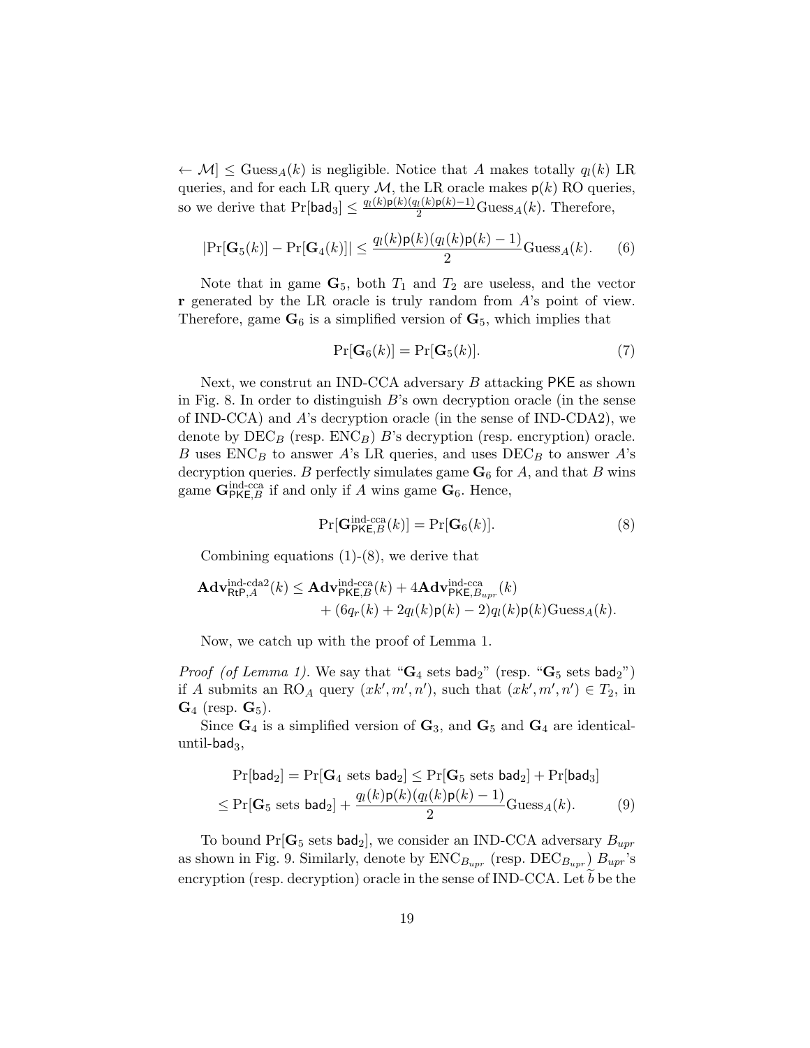$\leftarrow \mathcal{M}] \leq \text{Guess}_A(k)$ is negligible. Notice that $A$ makes totally $q_l(k)$ LR queries, and for each LR query $\mathcal{M}$, the LR oracle makes $\mathsf{p}(k)$ RO queries, so we derive that $\Pr[\mathsf{bad}_3] \leq \frac{q_l(k)\mathsf{p}(k)(q_l(k)\mathsf{p}(k)-1)}{2}\text{Guess}_A(k)$. Therefore,

$$|\Pr[\mathbf{G}_5(k)] - \Pr[\mathbf{G}_4(k)]| \leq \frac{q_l(k)\mathsf{p}(k)(q_l(k)\mathsf{p}(k)-1)}{2}\text{Guess}_A(k). \tag{6}$$

Note that in game $\mathbf{G}_5$, both $T_1$ and $T_2$ are useless, and the vector $\mathbf{r}$ generated by the LR oracle is truly random from $A$'s point of view. Therefore, game $\mathbf{G}_6$ is a simplified version of $\mathbf{G}_5$, which implies that

$$\Pr[\mathbf{G}_6(k)] = \Pr[\mathbf{G}_5(k)]. \tag{7}$$

Next, we construt an IND-CCA adversary $B$ attacking $\mathsf{PKE}$ as shown in Fig. 8. In order to distinguish $B$'s own decryption oracle (in the sense of IND-CCA) and $A$'s decryption oracle (in the sense of IND-CDA2), we denote by $\text{DEC}_B$ (resp. $\text{ENC}_B$) $B$'s decryption (resp. encryption) oracle. $B$ uses $\text{ENC}_B$ to answer $A$'s LR queries, and uses $\text{DEC}_B$ to answer $A$'s decryption queries. $B$ perfectly simulates game $\mathbf{G}_6$ for $A$, and that $B$ wins game $\mathbf{G}^{\text{ind-cca}}_{\mathsf{PKE},B}$ if and only if $A$ wins game $\mathbf{G}_6$. Hence,

$$\Pr[\mathbf{G}^{\text{ind-cca}}_{\mathsf{PKE},B}(k)] = \Pr[\mathbf{G}_6(k)]. \tag{8}$$

Combining equations (1)-(8), we derive that

$$\begin{aligned}\mathbf{Adv}^{\text{ind-cda2}}_{\mathsf{RtP},A}(k) \leq\ & \mathbf{Adv}^{\text{ind-cca}}_{\mathsf{PKE},B}(k) + 4\mathbf{Adv}^{\text{ind-cca}}_{\mathsf{PKE},B_{upr}}(k) \\ & + (6q_r(k) + 2q_l(k)\mathsf{p}(k) - 2)q_l(k)\mathsf{p}(k)\text{Guess}_A(k).\end{aligned}$$

Now, we catch up with the proof of Lemma 1.

*Proof (of Lemma 1).* We say that "$\mathbf{G}_4$ sets $\mathsf{bad}_2$" (resp. "$\mathbf{G}_5$ sets $\mathsf{bad}_2$") if $A$ submits an $\text{RO}_A$ query $(xk', m', n')$, such that $(xk', m', n') \in T_2$, in $\mathbf{G}_4$ (resp. $\mathbf{G}_5$).

Since $\mathbf{G}_4$ is a simplified version of $\mathbf{G}_3$, and $\mathbf{G}_5$ and $\mathbf{G}_4$ are identical-until-$\mathsf{bad}_3$,

$$\begin{aligned}\Pr[\mathsf{bad}_2] &= \Pr[\mathbf{G}_4 \text{ sets } \mathsf{bad}_2] \leq \Pr[\mathbf{G}_5 \text{ sets } \mathsf{bad}_2] + \Pr[\mathsf{bad}_3] \\ &\leq \Pr[\mathbf{G}_5 \text{ sets } \mathsf{bad}_2] + \frac{q_l(k)\mathsf{p}(k)(q_l(k)\mathsf{p}(k)-1)}{2}\text{Guess}_A(k). \end{aligned} \tag{9}$$

To bound $\Pr[\mathbf{G}_5 \text{ sets } \mathsf{bad}_2]$, we consider an IND-CCA adversary $B_{upr}$ as shown in Fig. 9. Similarly, denote by $\text{ENC}_{B_{upr}}$ (resp. $\text{DEC}_{B_{upr}}$) $B_{upr}$'s encryption (resp. decryption) oracle in the sense of IND-CCA. Let $\widetilde{b}$ be the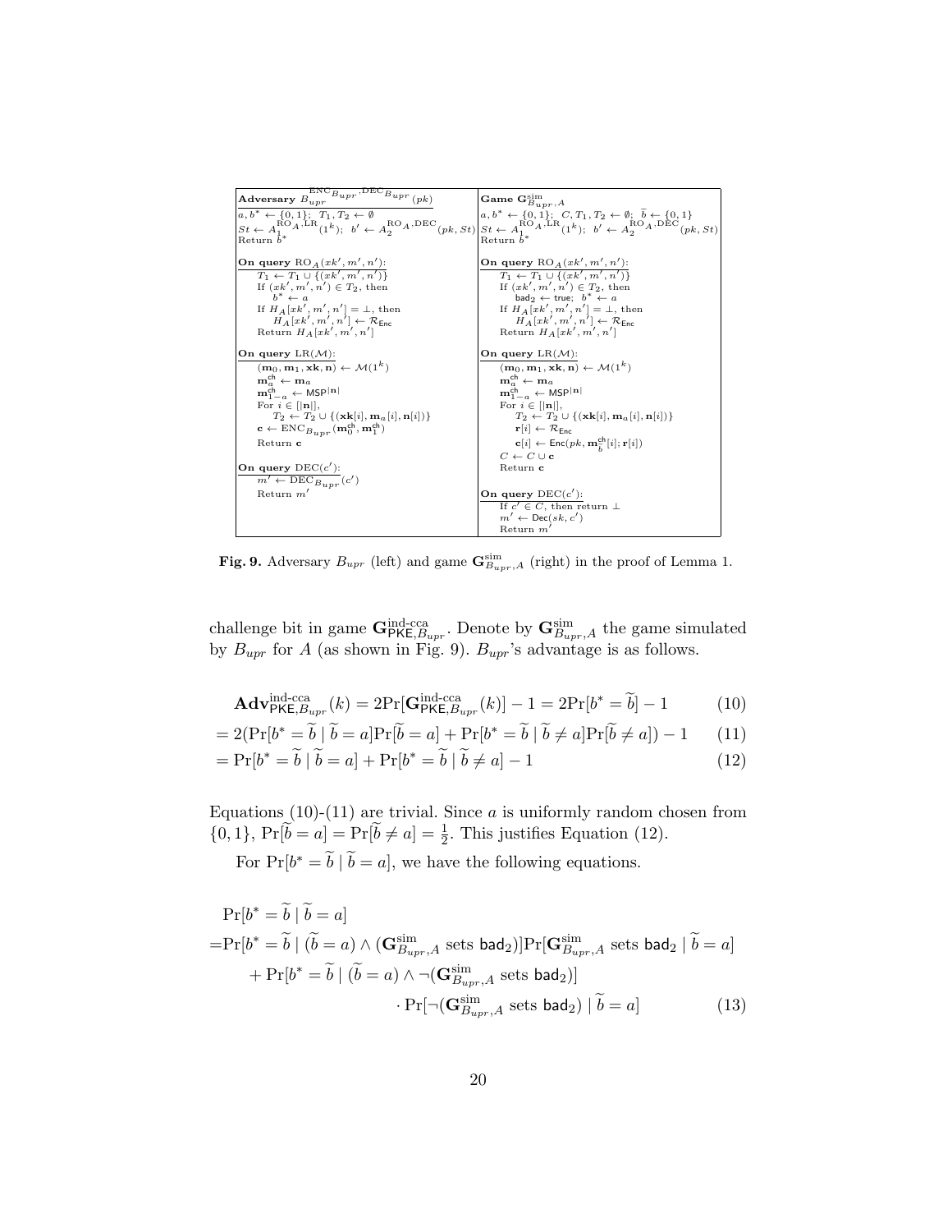| **Adversary** $B_{upr}^{\mathrm{ENC}_{B_{upr}},\mathrm{DEC}_{B_{upr}}}(pk)$ | **Game** $\mathbf{G}^{\mathrm{sim}}_{B_{upr},A}$ |
|---|---|
| $a, b^* \leftarrow \{0,1\};\ T_1, T_2 \leftarrow \emptyset$ <br> $St \leftarrow A_1^{\mathrm{RO}_A,\mathrm{LR}}(1^k);\ b' \leftarrow A_2^{\mathrm{RO}_A,\mathrm{DEC}}(pk, St)$ <br> Return $b^*$ | $a, b^* \leftarrow \{0,1\};\ C, T_1, T_2 \leftarrow \emptyset;\ \widetilde{b} \leftarrow \{0,1\}$ <br> $St \leftarrow A_1^{\mathrm{RO}_A,\mathrm{LR}}(1^k);\ b' \leftarrow A_2^{\mathrm{RO}_A,\mathrm{DEC}}(pk, St)$ <br> Return $b^*$ |
| **On query** $\mathrm{RO}_A(xk', m', n')$: <br> $T_1 \leftarrow T_1 \cup \{(xk', m', n')\}$ <br> If $(xk', m', n') \in T_2$, then <br> $b^* \leftarrow a$ <br> If $H_A[xk', m', n'] = \bot$, then <br> $H_A[xk', m', n'] \leftarrow \mathcal{R}_{\mathsf{Enc}}$ <br> Return $H_A[xk', m', n']$ | **On query** $\mathrm{RO}_A(xk', m', n')$: <br> $T_1 \leftarrow T_1 \cup \{(xk', m', n')\}$ <br> If $(xk', m', n') \in T_2$, then <br> $\mathsf{bad}_2 \leftarrow \mathsf{true};\ b^* \leftarrow a$ <br> If $H_A[xk', m', n'] = \bot$, then <br> $H_A[xk', m', n'] \leftarrow \mathcal{R}_{\mathsf{Enc}}$ <br> Return $H_A[xk', m', n']$ |
| **On query** $\mathrm{LR}(\mathcal{M})$: <br> $(\mathbf{m}_0, \mathbf{m}_1, \mathbf{xk}, \mathbf{n}) \leftarrow \mathcal{M}(1^k)$ <br> $\mathbf{m}_a^{\mathsf{ch}} \leftarrow \mathbf{m}_a$ <br> $\mathbf{m}_{1-a}^{\mathsf{ch}} \leftarrow \mathsf{MSP}^{\lvert\mathbf{n}\rvert}$ <br> For $i \in [\lvert\mathbf{n}\rvert]$, <br> $T_2 \leftarrow T_2 \cup \{(\mathbf{xk}[i], \mathbf{m}_a[i], \mathbf{n}[i])\}$ <br> $\mathbf{c} \leftarrow \mathrm{ENC}_{B_{upr}}(\mathbf{m}_0^{\mathsf{ch}}, \mathbf{m}_1^{\mathsf{ch}})$ <br> Return $\mathbf{c}$ | **On query** $\mathrm{LR}(\mathcal{M})$: <br> $(\mathbf{m}_0, \mathbf{m}_1, \mathbf{xk}, \mathbf{n}) \leftarrow \mathcal{M}(1^k)$ <br> $\mathbf{m}_a^{\mathsf{ch}} \leftarrow \mathbf{m}_a$ <br> $\mathbf{m}_{1-a}^{\mathsf{ch}} \leftarrow \mathsf{MSP}^{\lvert\mathbf{n}\rvert}$ <br> For $i \in [\lvert\mathbf{n}\rvert]$, <br> $T_2 \leftarrow T_2 \cup \{(\mathbf{xk}[i], \mathbf{m}_a[i], \mathbf{n}[i])\}$ <br> $\mathbf{r}[i] \leftarrow \mathcal{R}_{\mathsf{Enc}}$ <br> $\mathbf{c}[i] \leftarrow \mathsf{Enc}(pk, \mathbf{m}_{\widetilde{b}}^{\mathsf{ch}}[i]; \mathbf{r}[i])$ <br> $C \leftarrow C \cup \mathbf{c}$ <br> Return $\mathbf{c}$ |
| **On query** $\mathrm{DEC}(c')$: <br> $m' \leftarrow \mathrm{DEC}_{B_{upr}}(c')$ <br> Return $m'$ | **On query** $\mathrm{DEC}(c')$: <br> If $c' \in C$, then return $\bot$ <br> $m' \leftarrow \mathsf{Dec}(sk, c')$ <br> Return $m'$ |

**Fig. 9.** Adversary $B_{upr}$ (left) and game $\mathbf{G}^{\mathrm{sim}}_{B_{upr},A}$ (right) in the proof of Lemma 1.

challenge bit in game $\mathbf{G}^{\text{ind-cca}}_{\mathsf{PKE},B_{upr}}$. Denote by $\mathbf{G}^{\mathrm{sim}}_{B_{upr},A}$ the game simulated by $B_{upr}$ for $A$ (as shown in Fig. 9). $B_{upr}$'s advantage is as follows.

$$\mathbf{Adv}^{\text{ind-cca}}_{\mathsf{PKE},B_{upr}}(k) = 2\Pr[\mathbf{G}^{\text{ind-cca}}_{\mathsf{PKE},B_{upr}}(k)] - 1 = 2\Pr[b^* = \widetilde{b}] - 1 \tag{10}$$

$$= 2(\Pr[b^* = \widetilde{b} \mid \widetilde{b} = a]\Pr[\widetilde{b} = a] + \Pr[b^* = \widetilde{b} \mid \widetilde{b} \neq a]\Pr[\widetilde{b} \neq a]) - 1 \tag{11}$$

$$= \Pr[b^* = \widetilde{b} \mid \widetilde{b} = a] + \Pr[b^* = \widetilde{b} \mid \widetilde{b} \neq a] - 1 \tag{12}$$

Equations (10)-(11) are trivial. Since $a$ is uniformly random chosen from $\{0,1\}$, $\Pr[\widetilde{b} = a] = \Pr[\widetilde{b} \neq a] = \frac{1}{2}$. This justifies Equation (12).

For $\Pr[b^* = \widetilde{b} \mid \widetilde{b} = a]$, we have the following equations.

$$\begin{aligned}
&\Pr[b^* = \widetilde{b} \mid \widetilde{b} = a] \\
=&\Pr[b^* = \widetilde{b} \mid (\widetilde{b} = a) \wedge (\mathbf{G}^{\mathrm{sim}}_{B_{upr},A} \text{ sets } \mathsf{bad}_2)]\Pr[\mathbf{G}^{\mathrm{sim}}_{B_{upr},A} \text{ sets } \mathsf{bad}_2 \mid \widetilde{b} = a] \\
&+ \Pr[b^* = \widetilde{b} \mid (\widetilde{b} = a) \wedge \neg(\mathbf{G}^{\mathrm{sim}}_{B_{upr},A} \text{ sets } \mathsf{bad}_2)] \\
&\qquad \cdot \Pr[\neg(\mathbf{G}^{\mathrm{sim}}_{B_{upr},A} \text{ sets } \mathsf{bad}_2) \mid \widetilde{b} = a]
\end{aligned} \tag{13}$$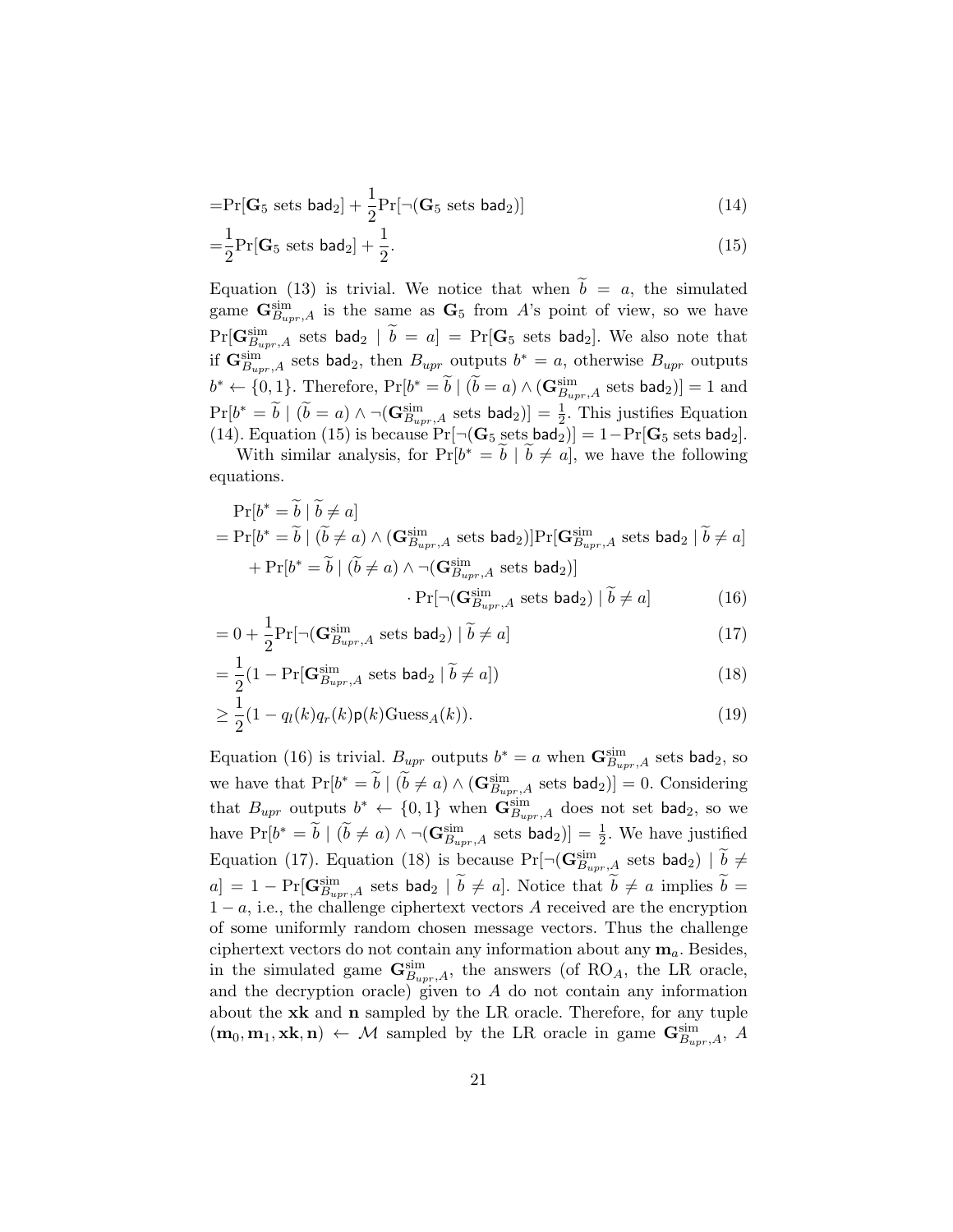$$= \Pr[\mathbf{G}_5 \text{ sets } \mathsf{bad}_2] + \frac{1}{2}\Pr[\neg(\mathbf{G}_5 \text{ sets } \mathsf{bad}_2)] \tag{14}$$

$$= \frac{1}{2}\Pr[\mathbf{G}_5 \text{ sets } \mathsf{bad}_2] + \frac{1}{2}. \tag{15}$$

Equation (13) is trivial. We notice that when $\widetilde{b} = a$, the simulated game $\mathbf{G}^{\text{sim}}_{B_{upr},A}$ is the same as $\mathbf{G}_5$ from $A$'s point of view, so we have $\Pr[\mathbf{G}^{\text{sim}}_{B_{upr},A} \text{ sets } \mathsf{bad}_2 \mid \widetilde{b} = a] = \Pr[\mathbf{G}_5 \text{ sets } \mathsf{bad}_2]$. We also note that if $\mathbf{G}^{\text{sim}}_{B_{upr},A}$ sets $\mathsf{bad}_2$, then $B_{upr}$ outputs $b^* = a$, otherwise $B_{upr}$ outputs $b^* \leftarrow \{0,1\}$. Therefore, $\Pr[b^* = \widetilde{b} \mid (\widetilde{b} = a) \wedge (\mathbf{G}^{\text{sim}}_{B_{upr},A} \text{ sets } \mathsf{bad}_2)] = 1$ and $\Pr[b^* = \widetilde{b} \mid (\widetilde{b} = a) \wedge \neg(\mathbf{G}^{\text{sim}}_{B_{upr},A} \text{ sets } \mathsf{bad}_2)] = \frac{1}{2}$. This justifies Equation (14). Equation (15) is because $\Pr[\neg(\mathbf{G}_5 \text{ sets } \mathsf{bad}_2)] = 1 - \Pr[\mathbf{G}_5 \text{ sets } \mathsf{bad}_2]$.

With similar analysis, for $\Pr[b^* = \widetilde{b} \mid \widetilde{b} \neq a]$, we have the following equations.

$$\begin{aligned}
&\Pr[b^* = \widetilde{b} \mid \widetilde{b} \neq a] \\
&= \Pr[b^* = \widetilde{b} \mid (\widetilde{b} \neq a) \wedge (\mathbf{G}^{\text{sim}}_{B_{upr},A} \text{ sets } \mathsf{bad}_2)]\Pr[\mathbf{G}^{\text{sim}}_{B_{upr},A} \text{ sets } \mathsf{bad}_2 \mid \widetilde{b} \neq a] \\
&\quad + \Pr[b^* = \widetilde{b} \mid (\widetilde{b} \neq a) \wedge \neg(\mathbf{G}^{\text{sim}}_{B_{upr},A} \text{ sets } \mathsf{bad}_2)] \\
&\qquad \cdot \Pr[\neg(\mathbf{G}^{\text{sim}}_{B_{upr},A} \text{ sets } \mathsf{bad}_2) \mid \widetilde{b} \neq a]
\end{aligned} \tag{16}$$

$$= 0 + \frac{1}{2}\Pr[\neg(\mathbf{G}^{\text{sim}}_{B_{upr},A} \text{ sets } \mathsf{bad}_2) \mid \widetilde{b} \neq a] \tag{17}$$

$$= \frac{1}{2}(1 - \Pr[\mathbf{G}^{\text{sim}}_{B_{upr},A} \text{ sets } \mathsf{bad}_2 \mid \widetilde{b} \neq a]) \tag{18}$$

$$\geq \frac{1}{2}(1 - q_l(k)q_r(k)\mathsf{p}(k)\text{Guess}_A(k)). \tag{19}$$

Equation (16) is trivial. $B_{upr}$ outputs $b^* = a$ when $\mathbf{G}^{\text{sim}}_{B_{upr},A}$ sets $\mathsf{bad}_2$, so we have that $\Pr[b^* = \widetilde{b} \mid (\widetilde{b} \neq a) \wedge (\mathbf{G}^{\text{sim}}_{B_{upr},A} \text{ sets } \mathsf{bad}_2)] = 0$. Considering that $B_{upr}$ outputs $b^* \leftarrow \{0,1\}$ when $\mathbf{G}^{\text{sim}}_{B_{upr},A}$ does not set $\mathsf{bad}_2$, so we have $\Pr[b^* = \widetilde{b} \mid (\widetilde{b} \neq a) \wedge \neg(\mathbf{G}^{\text{sim}}_{B_{upr},A} \text{ sets } \mathsf{bad}_2)] = \frac{1}{2}$. We have justified Equation (17). Equation (18) is because $\Pr[\neg(\mathbf{G}^{\text{sim}}_{B_{upr},A} \text{ sets } \mathsf{bad}_2) \mid \widetilde{b} \neq a] = 1 - \Pr[\mathbf{G}^{\text{sim}}_{B_{upr},A} \text{ sets } \mathsf{bad}_2 \mid \widetilde{b} \neq a]$. Notice that $\widetilde{b} \neq a$ implies $\widetilde{b} = 1 - a$, i.e., the challenge ciphertext vectors $A$ received are the encryption of some uniformly random chosen message vectors. Thus the challenge ciphertext vectors do not contain any information about any $\mathbf{m}_a$. Besides, in the simulated game $\mathbf{G}^{\text{sim}}_{B_{upr},A}$, the answers (of $\text{RO}_A$, the LR oracle, and the decryption oracle) given to $A$ do not contain any information about the $\mathbf{xk}$ and $\mathbf{n}$ sampled by the LR oracle. Therefore, for any tuple $(\mathbf{m}_0, \mathbf{m}_1, \mathbf{xk}, \mathbf{n}) \leftarrow \mathcal{M}$ sampled by the LR oracle in game $\mathbf{G}^{\text{sim}}_{B_{upr},A}$, $A$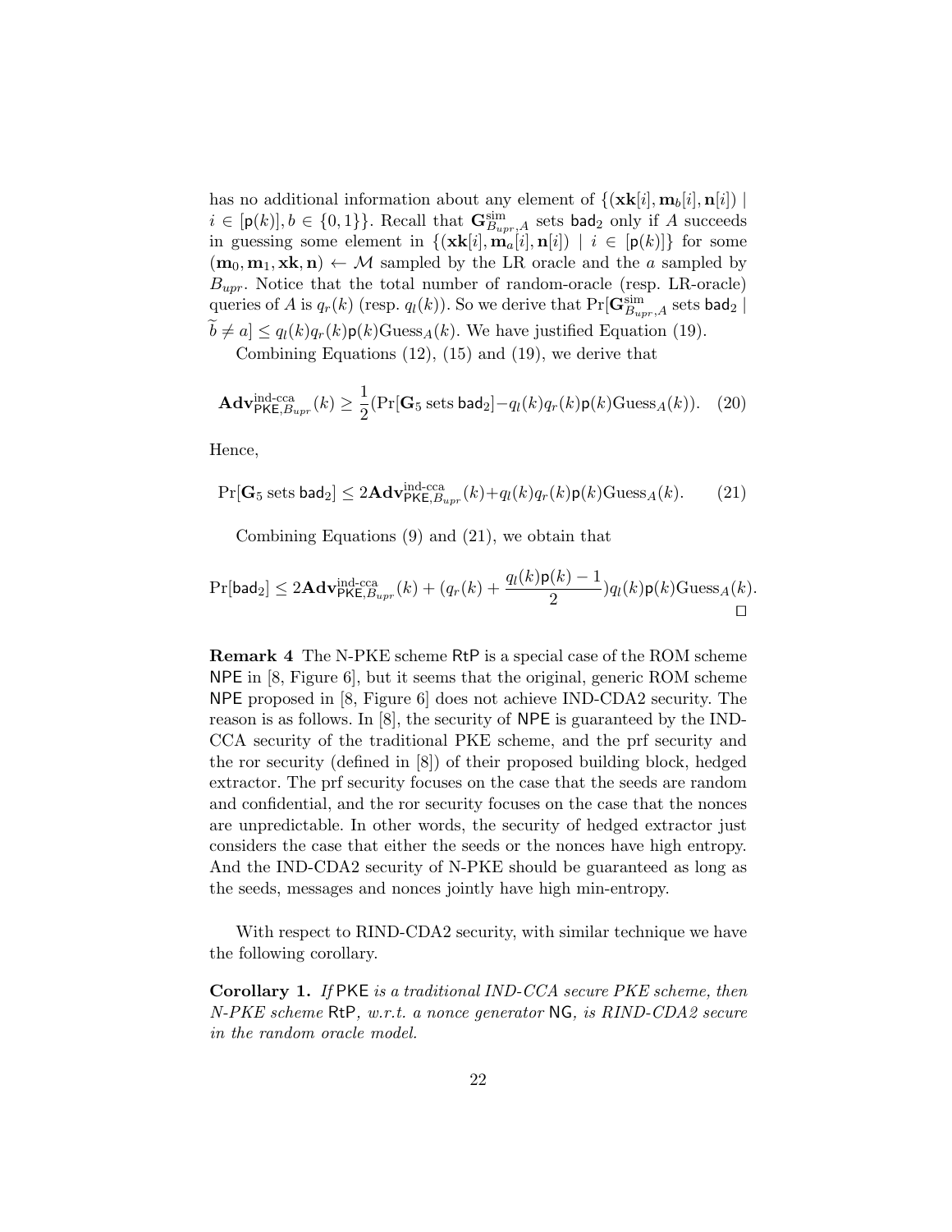has no additional information about any element of $\{(\mathbf{xk}[i], \mathbf{m}_b[i], \mathbf{n}[i]) \mid i \in [\mathsf{p}(k)], b \in \{0,1\}\}$. Recall that $\mathbf{G}^{\mathrm{sim}}_{B_{upr},A}$ sets $\mathsf{bad}_2$ only if $A$ succeeds in guessing some element in $\{(\mathbf{xk}[i], \mathbf{m}_a[i], \mathbf{n}[i]) \mid i \in [\mathsf{p}(k)]\}$ for some $(\mathbf{m}_0, \mathbf{m}_1, \mathbf{xk}, \mathbf{n}) \leftarrow \mathcal{M}$ sampled by the LR oracle and the $a$ sampled by $B_{upr}$. Notice that the total number of random-oracle (resp. LR-oracle) queries of $A$ is $q_r(k)$ (resp. $q_l(k)$). So we derive that $\Pr[\mathbf{G}^{\mathrm{sim}}_{B_{upr},A}$ sets $\mathsf{bad}_2 \mid \widetilde{b} \neq a] \leq q_l(k) q_r(k) \mathsf{p}(k) \mathrm{Guess}_A(k)$. We have justified Equation (19).

Combining Equations (12), (15) and (19), we derive that

$$\mathbf{Adv}^{\text{ind-cca}}_{\mathsf{PKE},B_{upr}}(k) \geq \frac{1}{2}(\Pr[\mathbf{G}_5 \text{ sets } \mathsf{bad}_2] - q_l(k) q_r(k) \mathsf{p}(k) \mathrm{Guess}_A(k)). \quad (20)$$

Hence,

$$\Pr[\mathbf{G}_5 \text{ sets } \mathsf{bad}_2] \leq 2\mathbf{Adv}^{\text{ind-cca}}_{\mathsf{PKE},B_{upr}}(k) + q_l(k) q_r(k) \mathsf{p}(k) \mathrm{Guess}_A(k). \quad (21)$$

Combining Equations (9) and (21), we obtain that

$$\Pr[\mathsf{bad}_2] \leq 2\mathbf{Adv}^{\text{ind-cca}}_{\mathsf{PKE},B_{upr}}(k) + (q_r(k) + \frac{q_l(k)\mathsf{p}(k) - 1}{2}) q_l(k) \mathsf{p}(k) \mathrm{Guess}_A(k).$$

□

**Remark 4** The N-PKE scheme RtP is a special case of the ROM scheme NPE in [8, Figure 6], but it seems that the original, generic ROM scheme NPE proposed in [8, Figure 6] does not achieve IND-CDA2 security. The reason is as follows. In [8], the security of NPE is guaranteed by the IND-CCA security of the traditional PKE scheme, and the prf security and the ror security (defined in [8]) of their proposed building block, hedged extractor. The prf security focuses on the case that the seeds are random and confidential, and the ror security focuses on the case that the nonces are unpredictable. In other words, the security of hedged extractor just considers the case that either the seeds or the nonces have high entropy. And the IND-CDA2 security of N-PKE should be guaranteed as long as the seeds, messages and nonces jointly have high min-entropy.

With respect to RIND-CDA2 security, with similar technique we have the following corollary.

**Corollary 1.** *If* PKE *is a traditional IND-CCA secure PKE scheme, then N-PKE scheme* RtP*, w.r.t. a nonce generator* NG*, is RIND-CDA2 secure in the random oracle model.*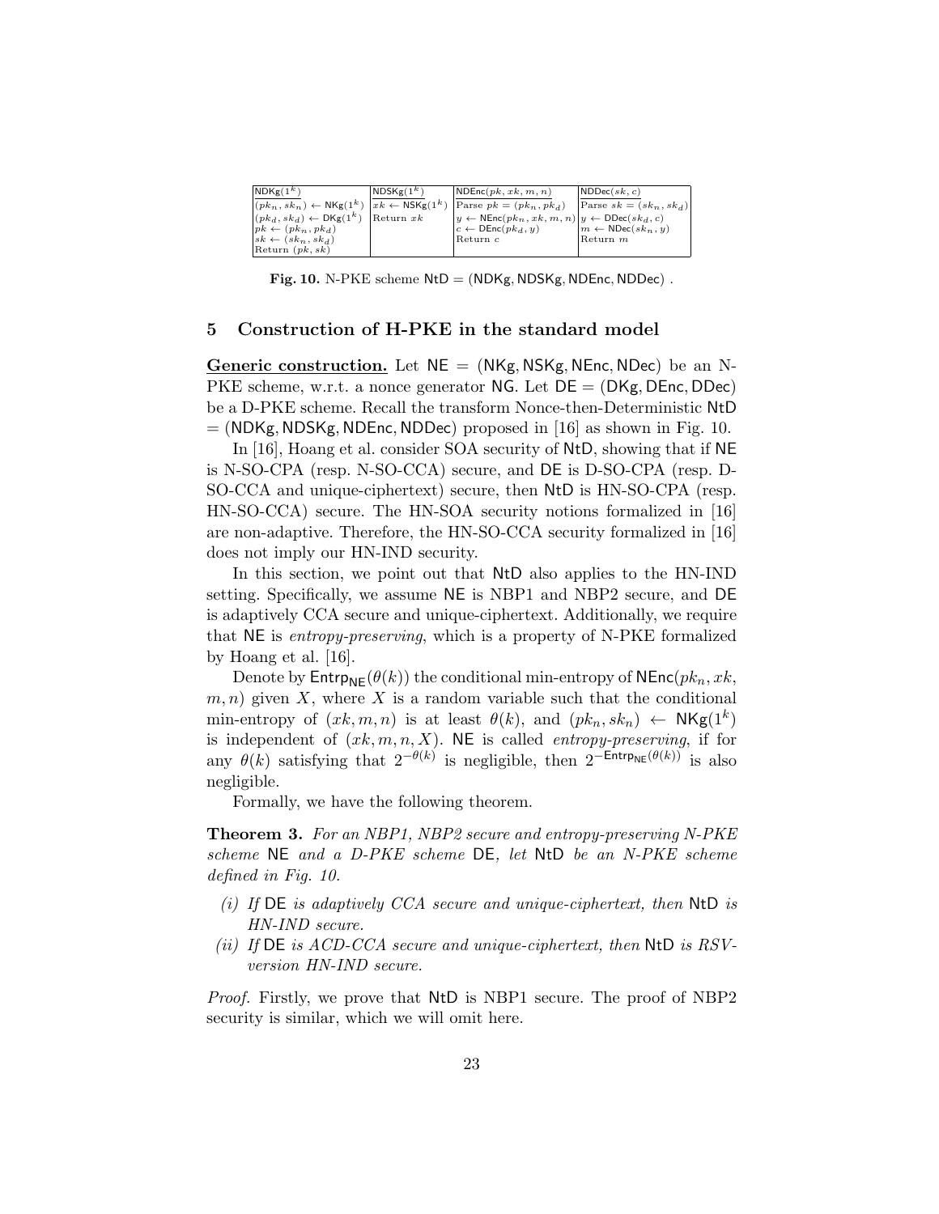| $\mathsf{NDKg}(1^k)$ | $\mathsf{NDSKg}(1^k)$ | $\mathsf{NDEnc}(pk, xk, m, n)$ | $\mathsf{NDDec}(sk, c)$ |
|---|---|---|---|
| $(pk_n, sk_n) \leftarrow \mathsf{NKg}(1^k)$<br>$(pk_d, sk_d) \leftarrow \mathsf{DKg}(1^k)$<br>$pk \leftarrow (pk_n, pk_d)$<br>$sk \leftarrow (sk_n, sk_d)$<br>Return $(pk, sk)$ | $xk \leftarrow \mathsf{NSKg}(1^k)$<br>Return $xk$ | Parse $pk = (pk_n, pk_d)$<br>$y \leftarrow \mathsf{NEnc}(pk_n, xk, m, n)$<br>$c \leftarrow \mathsf{DEnc}(pk_d, y)$<br>Return $c$ | Parse $sk = (sk_n, sk_d)$<br>$y \leftarrow \mathsf{DDec}(sk_d, c)$<br>$m \leftarrow \mathsf{NDec}(sk_n, y)$<br>Return $m$ |

**Fig. 10.** N-PKE scheme $\mathsf{NtD} = (\mathsf{NDKg}, \mathsf{NDSKg}, \mathsf{NDEnc}, \mathsf{NDDec})$ .

## 5 Construction of H-PKE in the standard model

**Generic construction.** Let $\mathsf{NE} = (\mathsf{NKg}, \mathsf{NSKg}, \mathsf{NEnc}, \mathsf{NDec})$ be an N-PKE scheme, w.r.t. a nonce generator $\mathsf{NG}$. Let $\mathsf{DE} = (\mathsf{DKg}, \mathsf{DEnc}, \mathsf{DDec})$ be a D-PKE scheme. Recall the transform Nonce-then-Deterministic $\mathsf{NtD}$ $= (\mathsf{NDKg}, \mathsf{NDSKg}, \mathsf{NDEnc}, \mathsf{NDDec})$ proposed in [16] as shown in Fig. 10.

In [16], Hoang et al. consider SOA security of $\mathsf{NtD}$, showing that if $\mathsf{NE}$ is N-SO-CPA (resp. N-SO-CCA) secure, and $\mathsf{DE}$ is D-SO-CPA (resp. D-SO-CCA and unique-ciphertext) secure, then $\mathsf{NtD}$ is HN-SO-CPA (resp. HN-SO-CCA) secure. The HN-SOA security notions formalized in [16] are non-adaptive. Therefore, the HN-SO-CCA security formalized in [16] does not imply our HN-IND security.

In this section, we point out that $\mathsf{NtD}$ also applies to the HN-IND setting. Specifically, we assume $\mathsf{NE}$ is NBP1 and NBP2 secure, and $\mathsf{DE}$ is adaptively CCA secure and unique-ciphertext. Additionally, we require that $\mathsf{NE}$ is *entropy-preserving*, which is a property of N-PKE formalized by Hoang et al. [16].

Denote by $\mathsf{Entrp}_{\mathsf{NE}}(\theta(k))$ the conditional min-entropy of $\mathsf{NEnc}(pk_n, xk, m, n)$ given $X$, where $X$ is a random variable such that the conditional min-entropy of $(xk, m, n)$ is at least $\theta(k)$, and $(pk_n, sk_n) \leftarrow \mathsf{NKg}(1^k)$ is independent of $(xk, m, n, X)$. $\mathsf{NE}$ is called *entropy-preserving*, if for any $\theta(k)$ satisfying that $2^{-\theta(k)}$ is negligible, then $2^{-\mathsf{Entrp}_{\mathsf{NE}}(\theta(k))}$ is also negligible.

Formally, we have the following theorem.

**Theorem 3.** *For an NBP1, NBP2 secure and entropy-preserving N-PKE scheme* $\mathsf{NE}$ *and a D-PKE scheme* $\mathsf{DE}$*, let* $\mathsf{NtD}$ *be an N-PKE scheme defined in Fig. 10.*

*(i) If* $\mathsf{DE}$ *is adaptively CCA secure and unique-ciphertext, then* $\mathsf{NtD}$ *is HN-IND secure.*

*(ii) If* $\mathsf{DE}$ *is ACD-CCA secure and unique-ciphertext, then* $\mathsf{NtD}$ *is RSV-version HN-IND secure.*

*Proof.* Firstly, we prove that $\mathsf{NtD}$ is NBP1 secure. The proof of NBP2 security is similar, which we will omit here.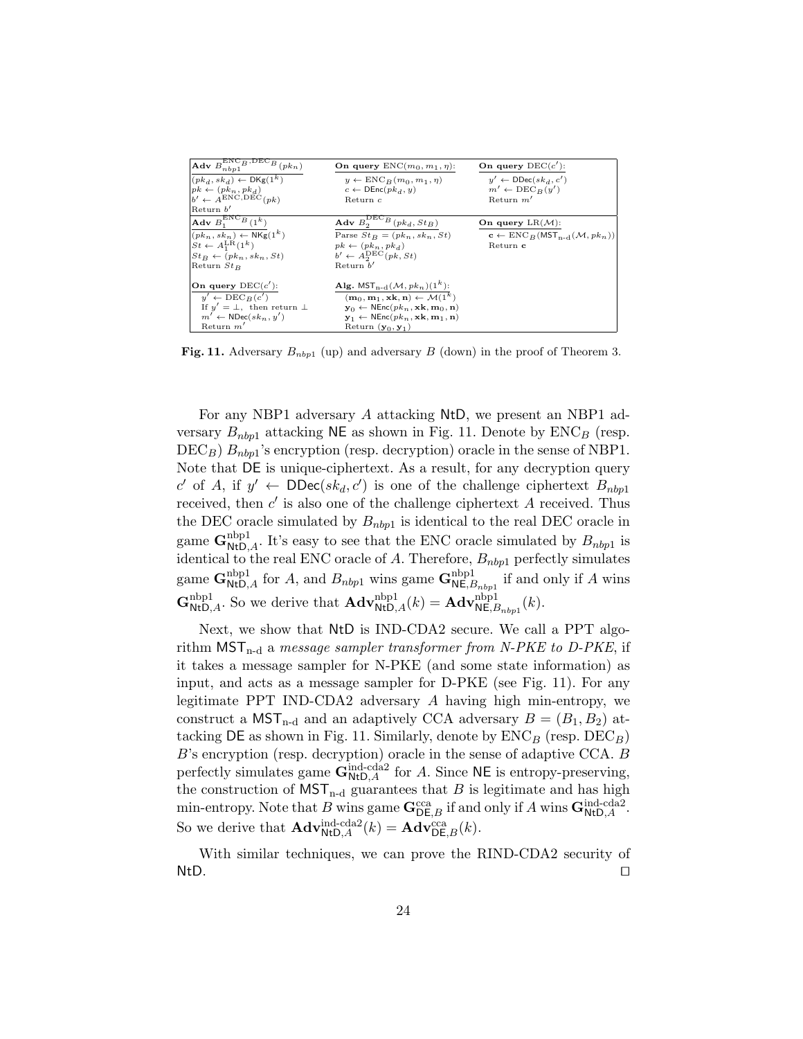| $\mathbf{Adv}\ B_{nbp1}^{\mathrm{ENC}_B,\mathrm{DEC}_B}(pk_n)$ | **On query** $\mathrm{ENC}(m_0, m_1, \eta)$: | **On query** $\mathrm{DEC}(c')$: |
|---|---|---|
| $(pk_d, sk_d) \leftarrow \mathsf{DKg}(1^k)$<br>$pk \leftarrow (pk_n, pk_d)$<br>$b' \leftarrow A^{\mathrm{ENC},\mathrm{DEC}}(pk)$<br>Return $b'$ | $y \leftarrow \mathrm{ENC}_B(m_0, m_1, \eta)$<br>$c \leftarrow \mathsf{DEnc}(pk_d, y)$<br>Return $c$ | $y' \leftarrow \mathsf{DDec}(sk_d, c')$<br>$m' \leftarrow \mathrm{DEC}_B(y')$<br>Return $m'$ |
| $\mathbf{Adv}\ B_1^{\mathrm{ENC}_B}(1^k)$ | $\mathbf{Adv}\ B_2^{\mathrm{DEC}_B}(pk_d, St_B)$ | **On query** $\mathrm{LR}(\mathcal{M})$: |
| $(pk_n, sk_n) \leftarrow \mathsf{NKg}(1^k)$<br>$St \leftarrow A_1^{\mathrm{LR}}(1^k)$<br>$St_B \leftarrow (pk_n, sk_n, St)$<br>Return $St_B$ | Parse $St_B = (pk_n, sk_n, St)$<br>$pk \leftarrow (pk_n, pk_d)$<br>$b' \leftarrow A_2^{\mathrm{DEC}}(pk, St)$<br>Return $b'$ | $\mathbf{c} \leftarrow \mathrm{ENC}_B(\mathsf{MST}_{\text{n-d}}(\mathcal{M}, pk_n))$<br>Return $\mathbf{c}$ |
| **On query** $\mathrm{DEC}(c')$: | **Alg.** $\mathsf{MST}_{\text{n-d}}(\mathcal{M}, pk_n)(1^k)$: | |
| $y' \leftarrow \mathrm{DEC}_B(c')$<br>If $y' = \perp$, then return $\perp$<br>$m' \leftarrow \mathsf{NDec}(sk_n, y')$<br>Return $m'$ | $(\mathbf{m}_0, \mathbf{m}_1, \mathbf{xk}, \mathbf{n}) \leftarrow \mathcal{M}(1^k)$<br>$\mathbf{y}_0 \leftarrow \mathsf{NEnc}(pk_n, \mathbf{xk}, \mathbf{m}_0, \mathbf{n})$<br>$\mathbf{y}_1 \leftarrow \mathsf{NEnc}(pk_n, \mathbf{xk}, \mathbf{m}_1, \mathbf{n})$<br>Return $(\mathbf{y}_0, \mathbf{y}_1)$ | |

**Fig. 11.** Adversary $B_{nbp1}$ (up) and adversary $B$ (down) in the proof of Theorem 3.

For any NBP1 adversary $A$ attacking $\mathsf{NtD}$, we present an NBP1 adversary $B_{nbp1}$ attacking $\mathsf{NE}$ as shown in Fig. 11. Denote by $\mathrm{ENC}_B$ (resp. $\mathrm{DEC}_B$) $B_{nbp1}$'s encryption (resp. decryption) oracle in the sense of NBP1. Note that $\mathsf{DE}$ is unique-ciphertext. As a result, for any decryption query $c'$ of $A$, if $y' \leftarrow \mathsf{DDec}(sk_d, c')$ is one of the challenge ciphertext $B_{nbp1}$ received, then $c'$ is also one of the challenge ciphertext $A$ received. Thus the DEC oracle simulated by $B_{nbp1}$ is identical to the real DEC oracle in game $\mathbf{G}^{\text{nbp1}}_{\mathsf{NtD},A}$. It's easy to see that the ENC oracle simulated by $B_{nbp1}$ is identical to the real ENC oracle of $A$. Therefore, $B_{nbp1}$ perfectly simulates game $\mathbf{G}^{\text{nbp1}}_{\mathsf{NtD},A}$ for $A$, and $B_{nbp1}$ wins game $\mathbf{G}^{\text{nbp1}}_{\mathsf{NE},B_{nbp1}}$ if and only if $A$ wins $\mathbf{G}^{\text{nbp1}}_{\mathsf{NtD},A}$. So we derive that $\mathbf{Adv}^{\text{nbp1}}_{\mathsf{NtD},A}(k) = \mathbf{Adv}^{\text{nbp1}}_{\mathsf{NE},B_{nbp1}}(k)$.

Next, we show that $\mathsf{NtD}$ is IND-CDA2 secure. We call a PPT algorithm $\mathsf{MST}_{\text{n-d}}$ a *message sampler transformer from N-PKE to D-PKE*, if it takes a message sampler for N-PKE (and some state information) as input, and acts as a message sampler for D-PKE (see Fig. 11). For any legitimate PPT IND-CDA2 adversary $A$ having high min-entropy, we construct a $\mathsf{MST}_{\text{n-d}}$ and an adaptively CCA adversary $B = (B_1, B_2)$ attacking $\mathsf{DE}$ as shown in Fig. 11. Similarly, denote by $\mathrm{ENC}_B$ (resp. $\mathrm{DEC}_B$) $B$'s encryption (resp. decryption) oracle in the sense of adaptive CCA. $B$ perfectly simulates game $\mathbf{G}^{\text{ind-cda2}}_{\mathsf{NtD},A}$ for $A$. Since $\mathsf{NE}$ is entropy-preserving, the construction of $\mathsf{MST}_{\text{n-d}}$ guarantees that $B$ is legitimate and has high min-entropy. Note that $B$ wins game $\mathbf{G}^{\text{cca}}_{\mathsf{DE},B}$ if and only if $A$ wins $\mathbf{G}^{\text{ind-cda2}}_{\mathsf{NtD},A}$. So we derive that $\mathbf{Adv}^{\text{ind-cda2}}_{\mathsf{NtD},A}(k) = \mathbf{Adv}^{\text{cca}}_{\mathsf{DE},B}(k)$.

With similar techniques, we can prove the RIND-CDA2 security of $\mathsf{NtD}$. $\square$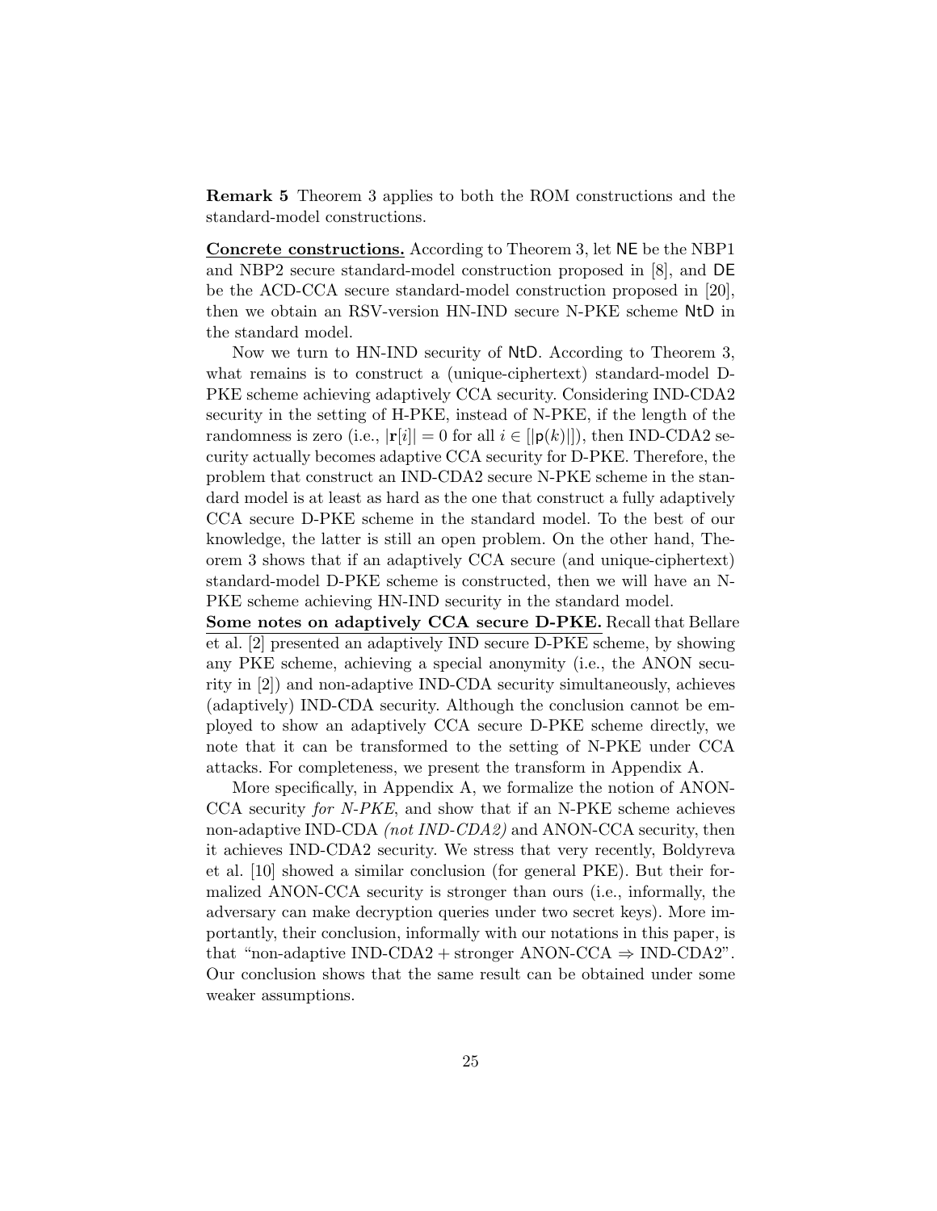**Remark 5** Theorem 3 applies to both the ROM constructions and the standard-model constructions.

**Concrete constructions.** According to Theorem 3, let NE be the NBP1 and NBP2 secure standard-model construction proposed in [8], and DE be the ACD-CCA secure standard-model construction proposed in [20], then we obtain an RSV-version HN-IND secure N-PKE scheme NtD in the standard model.

Now we turn to HN-IND security of NtD. According to Theorem 3, what remains is to construct a (unique-ciphertext) standard-model D-PKE scheme achieving adaptively CCA security. Considering IND-CDA2 security in the setting of H-PKE, instead of N-PKE, if the length of the randomness is zero (i.e., $|\mathbf{r}[i]| = 0$ for all $i \in [|\mathsf{p}(k)|]$), then IND-CDA2 security actually becomes adaptive CCA security for D-PKE. Therefore, the problem that construct an IND-CDA2 secure N-PKE scheme in the standard model is at least as hard as the one that construct a fully adaptively CCA secure D-PKE scheme in the standard model. To the best of our knowledge, the latter is still an open problem. On the other hand, Theorem 3 shows that if an adaptively CCA secure (and unique-ciphertext) standard-model D-PKE scheme is constructed, then we will have an N-PKE scheme achieving HN-IND security in the standard model.

**Some notes on adaptively CCA secure D-PKE.** Recall that Bellare et al. [2] presented an adaptively IND secure D-PKE scheme, by showing any PKE scheme, achieving a special anonymity (i.e., the ANON security in [2]) and non-adaptive IND-CDA security simultaneously, achieves (adaptively) IND-CDA security. Although the conclusion cannot be employed to show an adaptively CCA secure D-PKE scheme directly, we note that it can be transformed to the setting of N-PKE under CCA attacks. For completeness, we present the transform in Appendix A.

More specifically, in Appendix A, we formalize the notion of ANON-CCA security *for N-PKE*, and show that if an N-PKE scheme achieves non-adaptive IND-CDA *(not IND-CDA2)* and ANON-CCA security, then it achieves IND-CDA2 security. We stress that very recently, Boldyreva et al. [10] showed a similar conclusion (for general PKE). But their formalized ANON-CCA security is stronger than ours (i.e., informally, the adversary can make decryption queries under two secret keys). More importantly, their conclusion, informally with our notations in this paper, is that "non-adaptive IND-CDA2 + stronger ANON-CCA $\Rightarrow$ IND-CDA2". Our conclusion shows that the same result can be obtained under some weaker assumptions.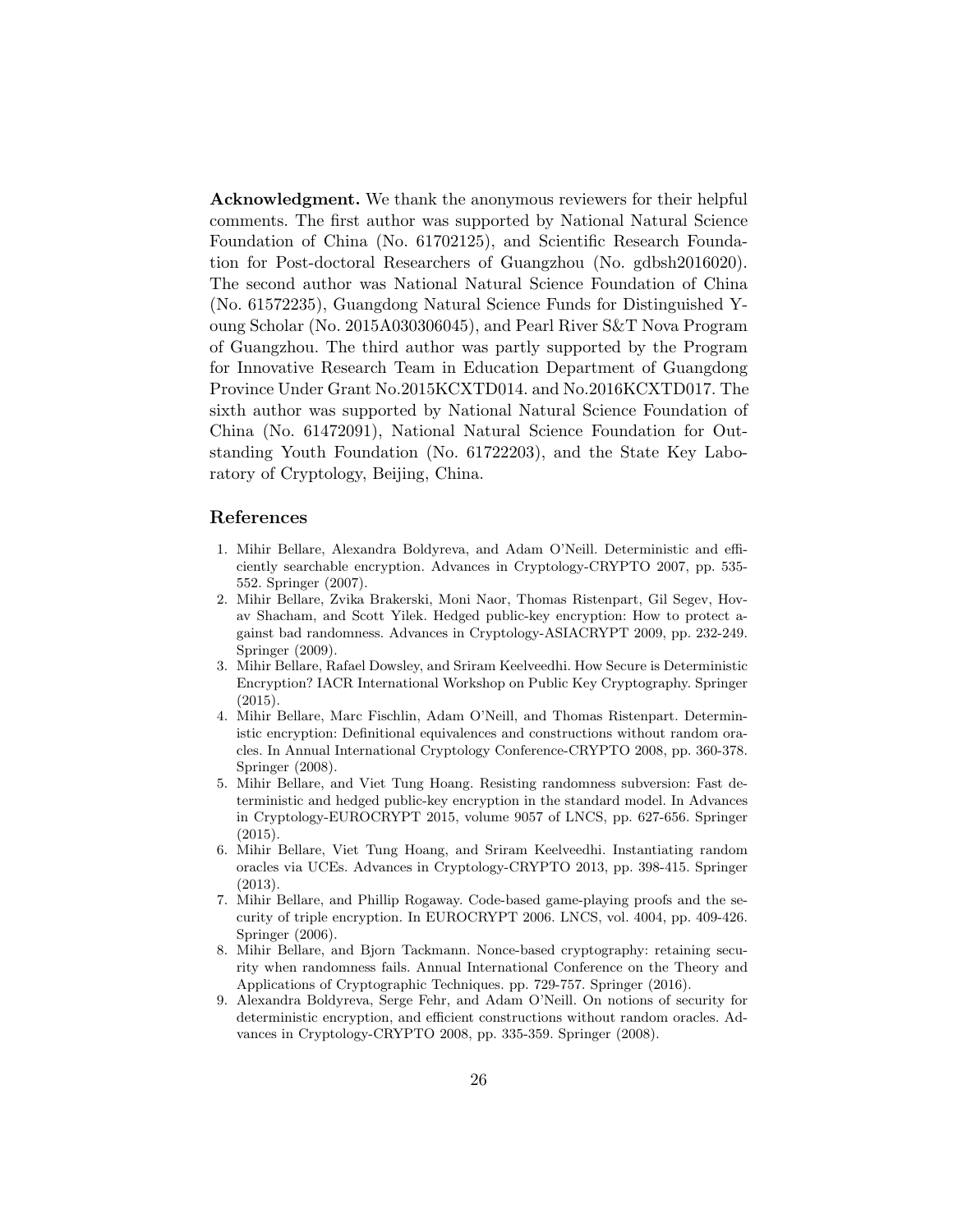**Acknowledgment.** We thank the anonymous reviewers for their helpful comments. The first author was supported by National Natural Science Foundation of China (No. 61702125), and Scientific Research Foundation for Post-doctoral Researchers of Guangzhou (No. gdbsh2016020). The second author was National Natural Science Foundation of China (No. 61572235), Guangdong Natural Science Funds for Distinguished Young Scholar (No. 2015A030306045), and Pearl River S&T Nova Program of Guangzhou. The third author was partly supported by the Program for Innovative Research Team in Education Department of Guangdong Province Under Grant No.2015KCXTD014. and No.2016KCXTD017. The sixth author was supported by National Natural Science Foundation of China (No. 61472091), National Natural Science Foundation for Outstanding Youth Foundation (No. 61722203), and the State Key Laboratory of Cryptology, Beijing, China.

## References

1. Mihir Bellare, Alexandra Boldyreva, and Adam O'Neill. Deterministic and efficiently searchable encryption. Advances in Cryptology-CRYPTO 2007, pp. 535-552. Springer (2007).
2. Mihir Bellare, Zvika Brakerski, Moni Naor, Thomas Ristenpart, Gil Segev, Hovav Shacham, and Scott Yilek. Hedged public-key encryption: How to protect against bad randomness. Advances in Cryptology-ASIACRYPT 2009, pp. 232-249. Springer (2009).
3. Mihir Bellare, Rafael Dowsley, and Sriram Keelveedhi. How Secure is Deterministic Encryption? IACR International Workshop on Public Key Cryptography. Springer (2015).
4. Mihir Bellare, Marc Fischlin, Adam O'Neill, and Thomas Ristenpart. Deterministic encryption: Definitional equivalences and constructions without random oracles. In Annual International Cryptology Conference-CRYPTO 2008, pp. 360-378. Springer (2008).
5. Mihir Bellare, and Viet Tung Hoang. Resisting randomness subversion: Fast deterministic and hedged public-key encryption in the standard model. In Advances in Cryptology-EUROCRYPT 2015, volume 9057 of LNCS, pp. 627-656. Springer (2015).
6. Mihir Bellare, Viet Tung Hoang, and Sriram Keelveedhi. Instantiating random oracles via UCEs. Advances in Cryptology-CRYPTO 2013, pp. 398-415. Springer (2013).
7. Mihir Bellare, and Phillip Rogaway. Code-based game-playing proofs and the security of triple encryption. In EUROCRYPT 2006. LNCS, vol. 4004, pp. 409-426. Springer (2006).
8. Mihir Bellare, and Bjorn Tackmann. Nonce-based cryptography: retaining security when randomness fails. Annual International Conference on the Theory and Applications of Cryptographic Techniques. pp. 729-757. Springer (2016).
9. Alexandra Boldyreva, Serge Fehr, and Adam O'Neill. On notions of security for deterministic encryption, and efficient constructions without random oracles. Advances in Cryptology-CRYPTO 2008, pp. 335-359. Springer (2008).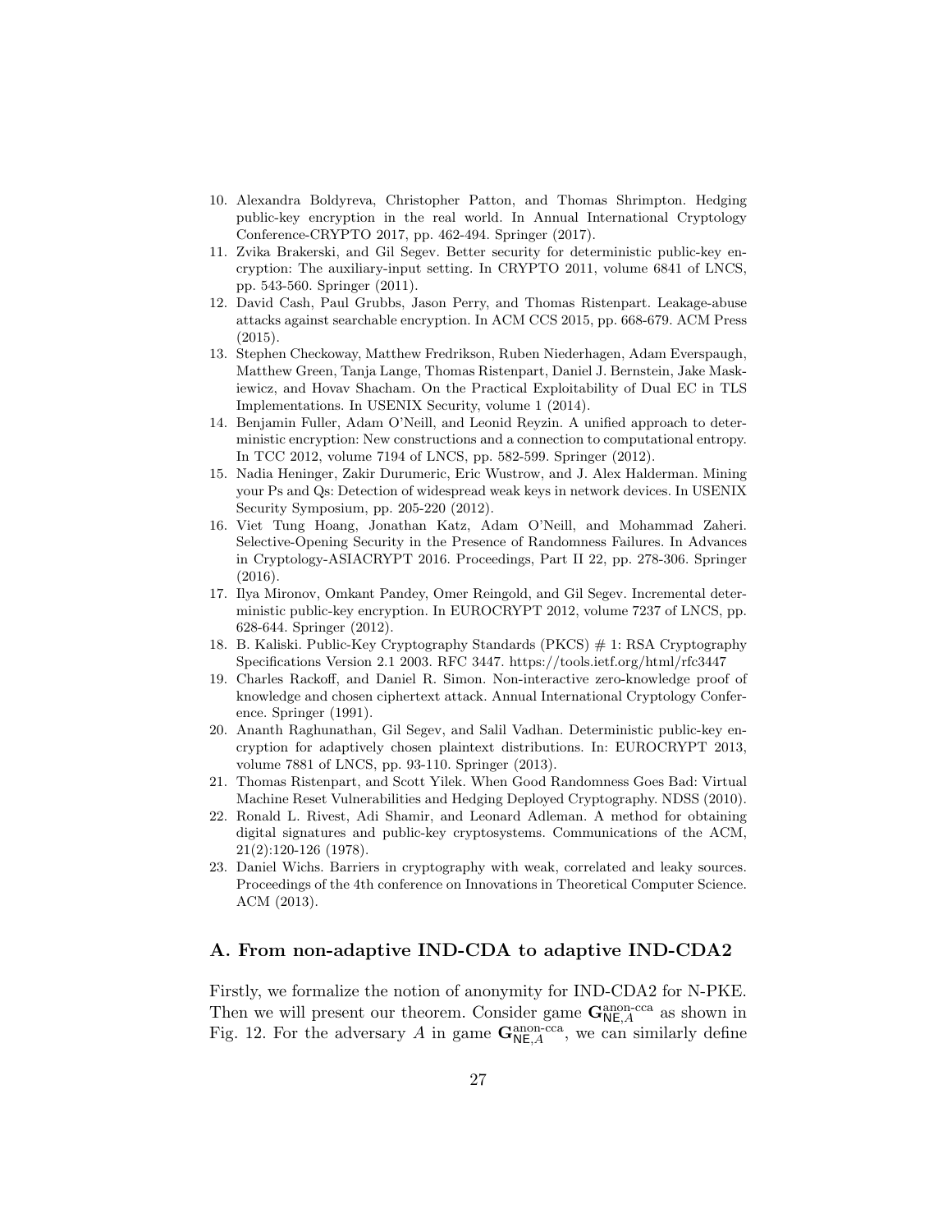10. Alexandra Boldyreva, Christopher Patton, and Thomas Shrimpton. Hedging public-key encryption in the real world. In Annual International Cryptology Conference-CRYPTO 2017, pp. 462-494. Springer (2017).
11. Zvika Brakerski, and Gil Segev. Better security for deterministic public-key encryption: The auxiliary-input setting. In CRYPTO 2011, volume 6841 of LNCS, pp. 543-560. Springer (2011).
12. David Cash, Paul Grubbs, Jason Perry, and Thomas Ristenpart. Leakage-abuse attacks against searchable encryption. In ACM CCS 2015, pp. 668-679. ACM Press (2015).
13. Stephen Checkoway, Matthew Fredrikson, Ruben Niederhagen, Adam Everspaugh, Matthew Green, Tanja Lange, Thomas Ristenpart, Daniel J. Bernstein, Jake Maskiewicz, and Hovav Shacham. On the Practical Exploitability of Dual EC in TLS Implementations. In USENIX Security, volume 1 (2014).
14. Benjamin Fuller, Adam O'Neill, and Leonid Reyzin. A unified approach to deterministic encryption: New constructions and a connection to computational entropy. In TCC 2012, volume 7194 of LNCS, pp. 582-599. Springer (2012).
15. Nadia Heninger, Zakir Durumeric, Eric Wustrow, and J. Alex Halderman. Mining your Ps and Qs: Detection of widespread weak keys in network devices. In USENIX Security Symposium, pp. 205-220 (2012).
16. Viet Tung Hoang, Jonathan Katz, Adam O'Neill, and Mohammad Zaheri. Selective-Opening Security in the Presence of Randomness Failures. In Advances in Cryptology-ASIACRYPT 2016. Proceedings, Part II 22, pp. 278-306. Springer (2016).
17. Ilya Mironov, Omkant Pandey, Omer Reingold, and Gil Segev. Incremental deterministic public-key encryption. In EUROCRYPT 2012, volume 7237 of LNCS, pp. 628-644. Springer (2012).
18. B. Kaliski. Public-Key Cryptography Standards (PKCS) # 1: RSA Cryptography Specifications Version 2.1 2003. RFC 3447. https://tools.ietf.org/html/rfc3447
19. Charles Rackoff, and Daniel R. Simon. Non-interactive zero-knowledge proof of knowledge and chosen ciphertext attack. Annual International Cryptology Conference. Springer (1991).
20. Ananth Raghunathan, Gil Segev, and Salil Vadhan. Deterministic public-key encryption for adaptively chosen plaintext distributions. In: EUROCRYPT 2013, volume 7881 of LNCS, pp. 93-110. Springer (2013).
21. Thomas Ristenpart, and Scott Yilek. When Good Randomness Goes Bad: Virtual Machine Reset Vulnerabilities and Hedging Deployed Cryptography. NDSS (2010).
22. Ronald L. Rivest, Adi Shamir, and Leonard Adleman. A method for obtaining digital signatures and public-key cryptosystems. Communications of the ACM, 21(2):120-126 (1978).
23. Daniel Wichs. Barriers in cryptography with weak, correlated and leaky sources. Proceedings of the 4th conference on Innovations in Theoretical Computer Science. ACM (2013).

## A. From non-adaptive IND-CDA to adaptive IND-CDA2

Firstly, we formalize the notion of anonymity for IND-CDA2 for N-PKE. Then we will present our theorem. Consider game $\mathbf{G}^{\text{anon-cca}}_{\mathsf{NE},A}$ as shown in Fig. 12. For the adversary $A$ in game $\mathbf{G}^{\text{anon-cca}}_{\mathsf{NE},A}$, we can similarly define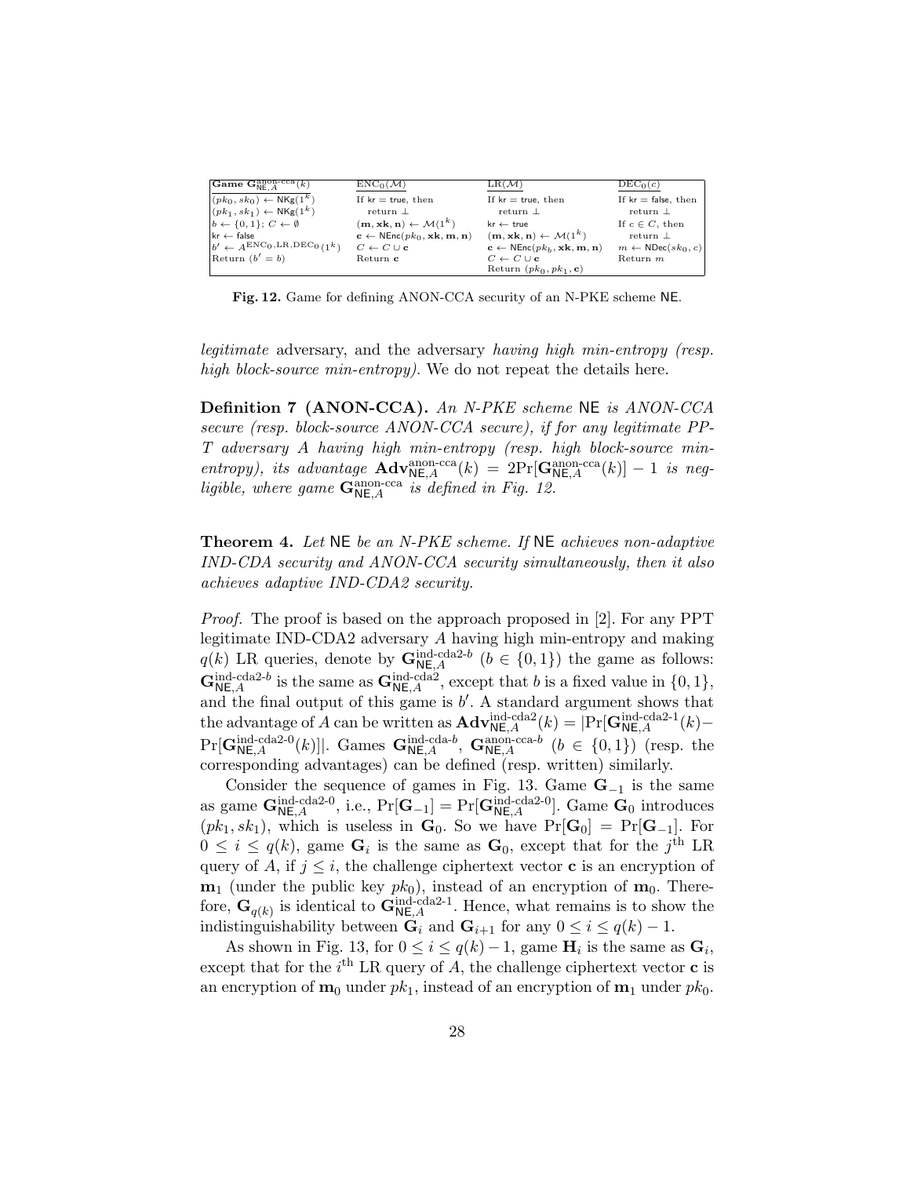| Game $\mathbf{G}^{\text{anon-cca}}_{\mathsf{NE},A}(k)$ | $\text{ENC}_0(\mathcal{M})$ | $\text{LR}(\mathcal{M})$ | $\text{DEC}_0(c)$ |
|---|---|---|---|
| $(pk_0, sk_0) \leftarrow \mathsf{NKg}(1^k)$ | If $\mathsf{kr} = \mathsf{true}$, then | If $\mathsf{kr} = \mathsf{true}$, then | If $\mathsf{kr} = \mathsf{false}$, then |
| $(pk_1, sk_1) \leftarrow \mathsf{NKg}(1^k)$ | return $\bot$ | return $\bot$ | return $\bot$ |
| $b \leftarrow \{0,1\}$; $C \leftarrow \emptyset$ | $(\mathbf{m}, \mathbf{xk}, \mathbf{n}) \leftarrow \mathcal{M}(1^k)$ | $\mathsf{kr} \leftarrow \mathsf{true}$ | If $c \in C$, then |
| $\mathsf{kr} \leftarrow \mathsf{false}$ | $\mathbf{c} \leftarrow \mathsf{NEnc}(pk_0, \mathbf{xk}, \mathbf{m}, \mathbf{n})$ | $(\mathbf{m}, \mathbf{xk}, \mathbf{n}) \leftarrow \mathcal{M}(1^k)$ | return $\bot$ |
| $b' \leftarrow A^{\text{ENC}_0,\text{LR},\text{DEC}_0}(1^k)$ | $C \leftarrow C \cup \mathbf{c}$ | $\mathbf{c} \leftarrow \mathsf{NEnc}(pk_b, \mathbf{xk}, \mathbf{m}, \mathbf{n})$ | $m \leftarrow \mathsf{NDec}(sk_0, c)$ |
| Return $(b' = b)$ | Return $\mathbf{c}$ | $C \leftarrow C \cup \mathbf{c}$ | Return $m$ |
| | | Return $(pk_0, pk_1, \mathbf{c})$ | |

**Fig. 12.** Game for defining ANON-CCA security of an N-PKE scheme $\mathsf{NE}$.

*legitimate* adversary, and the adversary *having high min-entropy (resp. high block-source min-entropy)*. We do not repeat the details here.

**Definition 7 (ANON-CCA).** *An N-PKE scheme* $\mathsf{NE}$ *is ANON-CCA secure (resp. block-source ANON-CCA secure), if for any legitimate PPT adversary* $A$ *having high min-entropy (resp. high block-source min-entropy), its advantage* $\mathbf{Adv}^{\text{anon-cca}}_{\mathsf{NE},A}(k) = 2\Pr[\mathbf{G}^{\text{anon-cca}}_{\mathsf{NE},A}(k)] - 1$ *is negligible, where game* $\mathbf{G}^{\text{anon-cca}}_{\mathsf{NE},A}$ *is defined in Fig. 12.*

**Theorem 4.** *Let* $\mathsf{NE}$ *be an N-PKE scheme. If* $\mathsf{NE}$ *achieves non-adaptive IND-CDA security and ANON-CCA security simultaneously, then it also achieves adaptive IND-CDA2 security.*

*Proof.* The proof is based on the approach proposed in [2]. For any PPT legitimate IND-CDA2 adversary $A$ having high min-entropy and making $q(k)$ LR queries, denote by $\mathbf{G}^{\text{ind-cda2-}b}_{\mathsf{NE},A}$ ($b \in \{0,1\}$) the game as follows: $\mathbf{G}^{\text{ind-cda2-}b}_{\mathsf{NE},A}$ is the same as $\mathbf{G}^{\text{ind-cda2}}_{\mathsf{NE},A}$, except that $b$ is a fixed value in $\{0,1\}$, and the final output of this game is $b'$. A standard argument shows that the advantage of $A$ can be written as $\mathbf{Adv}^{\text{ind-cda2}}_{\mathsf{NE},A}(k) = |\Pr[\mathbf{G}^{\text{ind-cda2-1}}_{\mathsf{NE},A}(k) - \Pr[\mathbf{G}^{\text{ind-cda2-0}}_{\mathsf{NE},A}(k)]|$. Games $\mathbf{G}^{\text{ind-cda-}b}_{\mathsf{NE},A}$, $\mathbf{G}^{\text{anon-cca-}b}_{\mathsf{NE},A}$ ($b \in \{0,1\}$) (resp. the corresponding advantages) can be defined (resp. written) similarly.

Consider the sequence of games in Fig. 13. Game $\mathbf{G}_{-1}$ is the same as game $\mathbf{G}^{\text{ind-cda2-0}}_{\mathsf{NE},A}$, i.e., $\Pr[\mathbf{G}_{-1}] = \Pr[\mathbf{G}^{\text{ind-cda2-0}}_{\mathsf{NE},A}]$. Game $\mathbf{G}_0$ introduces $(pk_1, sk_1)$, which is useless in $\mathbf{G}_0$. So we have $\Pr[\mathbf{G}_0] = \Pr[\mathbf{G}_{-1}]$. For $0 \le i \le q(k)$, game $\mathbf{G}_i$ is the same as $\mathbf{G}_0$, except that for the $j^{\text{th}}$ LR query of $A$, if $j \le i$, the challenge ciphertext vector $\mathbf{c}$ is an encryption of $\mathbf{m}_1$ (under the public key $pk_0$), instead of an encryption of $\mathbf{m}_0$. Therefore, $\mathbf{G}_{q(k)}$ is identical to $\mathbf{G}^{\text{ind-cda2-1}}_{\mathsf{NE},A}$. Hence, what remains is to show the indistinguishability between $\mathbf{G}_i$ and $\mathbf{G}_{i+1}$ for any $0 \le i \le q(k) - 1$.

As shown in Fig. 13, for $0 \le i \le q(k) - 1$, game $\mathbf{H}_i$ is the same as $\mathbf{G}_i$, except that for the $i^{\text{th}}$ LR query of $A$, the challenge ciphertext vector $\mathbf{c}$ is an encryption of $\mathbf{m}_0$ under $pk_1$, instead of an encryption of $\mathbf{m}_1$ under $pk_0$.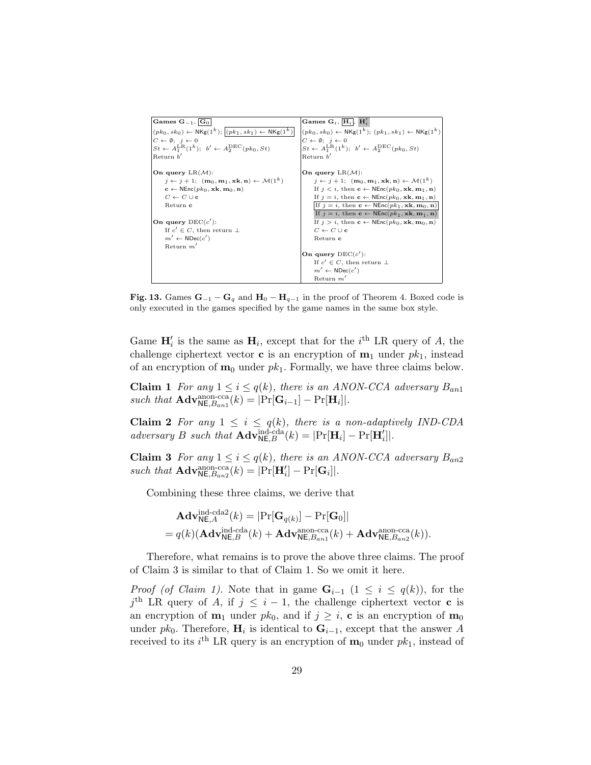| **Games $\mathbf{G}_{-1}$, $\boxed{\mathbf{G}_0}$** | **Games $\mathbf{G}_i$, $\boxed{\mathbf{H}_i}$, $\mathbf{H}'_i$** |
|---|---|
| $(pk_0, sk_0) \leftarrow \mathsf{NKg}(1^k)$; $\boxed{(pk_1, sk_1) \leftarrow \mathsf{NKg}(1^k)}$ | $(pk_0, sk_0) \leftarrow \mathsf{NKg}(1^k)$; $(pk_1, sk_1) \leftarrow \mathsf{NKg}(1^k)$ |
| $C \leftarrow \emptyset$; $j \leftarrow 0$ | $C \leftarrow \emptyset$; $j \leftarrow 0$ |
| $St \leftarrow A_1^{\mathrm{LR}}(1^k)$; $b' \leftarrow A_2^{\mathrm{DEC}}(pk_0, St)$ | $St \leftarrow A_1^{\mathrm{LR}}(1^k)$; $b' \leftarrow A_2^{\mathrm{DEC}}(pk_0, St)$ |
| Return $b'$ | Return $b'$ |
| | |
| **On query** LR($\mathcal{M}$): | **On query** LR($\mathcal{M}$): |
| $j \leftarrow j+1$; $(\mathbf{m}_0, \mathbf{m}_1, \mathbf{xk}, \mathbf{n}) \leftarrow \mathcal{M}(1^k)$ | $j \leftarrow j+1$; $(\mathbf{m}_0, \mathbf{m}_1, \mathbf{xk}, \mathbf{n}) \leftarrow \mathcal{M}(1^k)$ |
| $\mathbf{c} \leftarrow \mathsf{NEnc}(pk_0, \mathbf{xk}, \mathbf{m}_0, \mathbf{n})$ | If $j < i$, then $\mathbf{c} \leftarrow \mathsf{NEnc}(pk_0, \mathbf{xk}, \mathbf{m}_1, \mathbf{n})$ |
| $C \leftarrow C \cup \mathbf{c}$ | If $j = i$, then $\mathbf{c} \leftarrow \mathsf{NEnc}(pk_0, \mathbf{xk}, \mathbf{m}_1, \mathbf{n})$ |
| Return $\mathbf{c}$ | $\boxed{\text{If } j = i, \text{ then } \mathbf{c} \leftarrow \mathsf{NEnc}(pk_1, \mathbf{xk}, \mathbf{m}_0, \mathbf{n})}$ |
| | If $j = i$, then $\mathbf{c} \leftarrow \mathsf{NEnc}(pk_1, \mathbf{xk}, \mathbf{m}_1, \mathbf{n})$ |
| **On query** DEC($c'$): | If $j > i$, then $\mathbf{c} \leftarrow \mathsf{NEnc}(pk_0, \mathbf{xk}, \mathbf{m}_0, \mathbf{n})$ |
| If $c' \in C$, then return $\perp$ | $C \leftarrow C \cup \mathbf{c}$ |
| $m' \leftarrow \mathsf{NDec}(c')$ | Return $\mathbf{c}$ |
| Return $m'$ | |
| | **On query** DEC($c'$): |
| | If $c' \in C$, then return $\perp$ |
| | $m' \leftarrow \mathsf{NDec}(c')$ |
| | Return $m'$ |

**Fig. 13.** Games $\mathbf{G}_{-1} - \mathbf{G}_q$ and $\mathbf{H}_0 - \mathbf{H}_{q-1}$ in the proof of Theorem 4. Boxed code is only executed in the games specified by the game names in the same box style.

Game $\mathbf{H}'_i$ is the same as $\mathbf{H}_i$, except that for the $i^{\text{th}}$ LR query of $A$, the challenge ciphertext vector $\mathbf{c}$ is an encryption of $\mathbf{m}_1$ under $pk_1$, instead of an encryption of $\mathbf{m}_0$ under $pk_1$. Formally, we have three claims below.

**Claim 1** *For any $1 \leq i \leq q(k)$, there is an ANON-CCA adversary $B_{an1}$ such that* $\mathbf{Adv}^{\text{anon-cca}}_{\mathsf{NE},B_{an1}}(k) = |\Pr[\mathbf{G}_{i-1}] - \Pr[\mathbf{H}_i]|$.

**Claim 2** *For any $1 \leq i \leq q(k)$, there is a non-adaptively IND-CDA adversary $B$ such that* $\mathbf{Adv}^{\text{ind-cda}}_{\mathsf{NE},B}(k) = |\Pr[\mathbf{H}_i] - \Pr[\mathbf{H}'_i]|$.

**Claim 3** *For any $1 \leq i \leq q(k)$, there is an ANON-CCA adversary $B_{an2}$ such that* $\mathbf{Adv}^{\text{anon-cca}}_{\mathsf{NE},B_{an2}}(k) = |\Pr[\mathbf{H}'_i] - \Pr[\mathbf{G}_i]|$.

Combining these three claims, we derive that

$$
\begin{aligned}
&\mathbf{Adv}^{\text{ind-cda2}}_{\mathsf{NE},A}(k) = |\Pr[\mathbf{G}_{q(k)}] - \Pr[\mathbf{G}_0]| \\
&= q(k)(\mathbf{Adv}^{\text{ind-cda}}_{\mathsf{NE},B}(k) + \mathbf{Adv}^{\text{anon-cca}}_{\mathsf{NE},B_{an1}}(k) + \mathbf{Adv}^{\text{anon-cca}}_{\mathsf{NE},B_{an2}}(k)).
\end{aligned}
$$

Therefore, what remains is to prove the above three claims. The proof of Claim 3 is similar to that of Claim 1. So we omit it here.

*Proof (of Claim 1).* Note that in game $\mathbf{G}_{i-1}$ ($1 \leq i \leq q(k)$), for the $j^{\text{th}}$ LR query of $A$, if $j \leq i-1$, the challenge ciphertext vector $\mathbf{c}$ is an encryption of $\mathbf{m}_1$ under $pk_0$, and if $j \geq i$, $\mathbf{c}$ is an encryption of $\mathbf{m}_0$ under $pk_0$. Therefore, $\mathbf{H}_i$ is identical to $\mathbf{G}_{i-1}$, except that the answer $A$ received to its $i^{\text{th}}$ LR query is an encryption of $\mathbf{m}_0$ under $pk_1$, instead of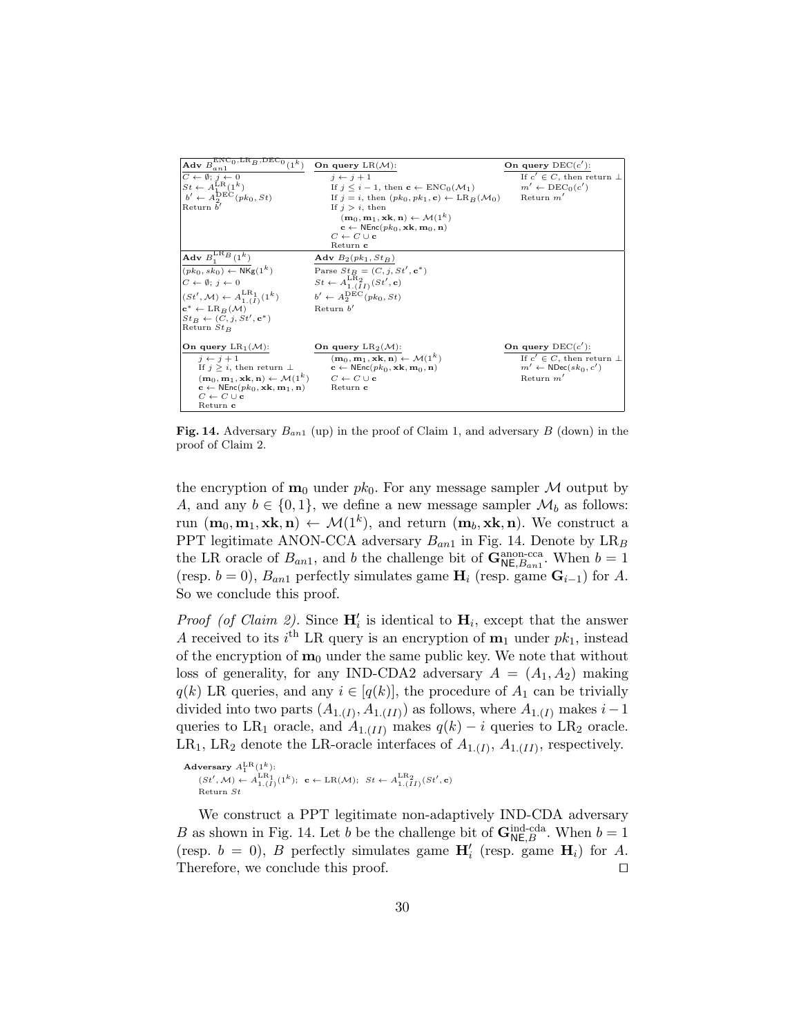| **Adv** $B_{an1}^{\text{ENC}_0,\text{LR}_B,\text{DEC}_0}(1^k)$ | **On query** $\text{LR}(\mathcal{M})$: | **On query** $\text{DEC}(c')$: |
|---|---|---|
| $C \leftarrow \emptyset$; $j \leftarrow 0$ | $j \leftarrow j+1$ | If $c' \in C$, then return $\perp$ |
| $St \leftarrow A_1^{\text{LR}}(1^k)$ | If $j \leq i-1$, then $\mathbf{c} \leftarrow \text{ENC}_0(\mathcal{M}_1)$ | $m' \leftarrow \text{DEC}_0(c')$ |
| $b' \leftarrow A_2^{\text{DEC}}(pk_0, St)$ | If $j = i$, then $(pk_0, pk_1, \mathbf{c}) \leftarrow \text{LR}_B(\mathcal{M}_0)$ | Return $m'$ |
| Return $b'$ | If $j > i$, then | |
| | $(\mathbf{m}_0, \mathbf{m}_1, \mathbf{xk}, \mathbf{n}) \leftarrow \mathcal{M}(1^k)$ | |
| | $\mathbf{c} \leftarrow \mathsf{NEnc}(pk_0, \mathbf{xk}, \mathbf{m}_0, \mathbf{n})$ | |
| | $C \leftarrow C \cup \mathbf{c}$ | |
| | Return $\mathbf{c}$ | |
| **Adv** $B_1^{\text{LR}_B}(1^k)$ | **Adv** $B_2(pk_1, St_B)$ | |
| $(pk_0, sk_0) \leftarrow \mathsf{NKg}(1^k)$ | Parse $St_B = (C, j, St', \mathbf{c}^*)$ | |
| $C \leftarrow \emptyset$; $j \leftarrow 0$ | $St \leftarrow A_{1.(II)}^{\text{LR}_2}(St', \mathbf{c})$ | |
| $(St', \mathcal{M}) \leftarrow A_{1.(I)}^{\text{LR}_1}(1^k)$ | $b' \leftarrow A_2^{\text{DEC}}(pk_0, St)$ | |
| $\mathbf{c}^* \leftarrow \text{LR}_B(\mathcal{M})$ | Return $b'$ | |
| $St_B \leftarrow (C, j, St', \mathbf{c}^*)$ | | |
| Return $St_B$ | | |
| **On query** $\text{LR}_1(\mathcal{M})$: | **On query** $\text{LR}_2(\mathcal{M})$: | **On query** $\text{DEC}(c')$: |
| $j \leftarrow j+1$ | $(\mathbf{m}_0, \mathbf{m}_1, \mathbf{xk}, \mathbf{n}) \leftarrow \mathcal{M}(1^k)$ | If $c' \in C$, then return $\perp$ |
| If $j \geq i$, then return $\perp$ | $\mathbf{c} \leftarrow \mathsf{NEnc}(pk_0, \mathbf{xk}, \mathbf{m}_0, \mathbf{n})$ | $m' \leftarrow \mathsf{NDec}(sk_0, c')$ |
| $(\mathbf{m}_0, \mathbf{m}_1, \mathbf{xk}, \mathbf{n}) \leftarrow \mathcal{M}(1^k)$ | $C \leftarrow C \cup \mathbf{c}$ | Return $m'$ |
| $\mathbf{c} \leftarrow \mathsf{NEnc}(pk_0, \mathbf{xk}, \mathbf{m}_1, \mathbf{n})$ | Return $\mathbf{c}$ | |
| $C \leftarrow C \cup \mathbf{c}$ | | |
| Return $\mathbf{c}$ | | |

**Fig. 14.** Adversary $B_{an1}$ (up) in the proof of Claim 1, and adversary $B$ (down) in the proof of Claim 2.

the encryption of $\mathbf{m}_0$ under $pk_0$. For any message sampler $\mathcal{M}$ output by $A$, and any $b \in \{0, 1\}$, we define a new message sampler $\mathcal{M}_b$ as follows: run $(\mathbf{m}_0, \mathbf{m}_1, \mathbf{xk}, \mathbf{n}) \leftarrow \mathcal{M}(1^k)$, and return $(\mathbf{m}_b, \mathbf{xk}, \mathbf{n})$. We construct a PPT legitimate ANON-CCA adversary $B_{an1}$ in Fig. 14. Denote by $\text{LR}_B$ the LR oracle of $B_{an1}$, and $b$ the challenge bit of $\mathbf{G}^{\text{anon-cca}}_{\mathsf{NE},B_{an1}}$. When $b = 1$ (resp. $b = 0$), $B_{an1}$ perfectly simulates game $\mathbf{H}_i$ (resp. game $\mathbf{G}_{i-1}$) for $A$. So we conclude this proof.

*Proof (of Claim 2).* Since $\mathbf{H}'_i$ is identical to $\mathbf{H}_i$, except that the answer $A$ received to its $i^{\text{th}}$ LR query is an encryption of $\mathbf{m}_1$ under $pk_1$, instead of the encryption of $\mathbf{m}_0$ under the same public key. We note that without loss of generality, for any IND-CDA2 adversary $A = (A_1, A_2)$ making $q(k)$ LR queries, and any $i \in [q(k)]$, the procedure of $A_1$ can be trivially divided into two parts $(A_{1.(I)}, A_{1.(II)})$ as follows, where $A_{1.(I)}$ makes $i-1$ queries to $\text{LR}_1$ oracle, and $A_{1.(II)}$ makes $q(k) - i$ queries to $\text{LR}_2$ oracle. $\text{LR}_1$, $\text{LR}_2$ denote the LR-oracle interfaces of $A_{1.(I)}$, $A_{1.(II)}$, respectively.

**Adversary** $A_1^{\text{LR}}(1^k)$:
$(St', \mathcal{M}) \leftarrow A_{1.(I)}^{\text{LR}_1}(1^k)$; $\mathbf{c} \leftarrow \text{LR}(\mathcal{M})$; $St \leftarrow A_{1.(II)}^{\text{LR}_2}(St', \mathbf{c})$
Return $St$

We construct a PPT legitimate non-adaptively IND-CDA adversary $B$ as shown in Fig. 14. Let $b$ be the challenge bit of $\mathbf{G}^{\text{ind-cda}}_{\mathsf{NE},B}$. When $b = 1$ (resp. $b = 0$), $B$ perfectly simulates game $\mathbf{H}'_i$ (resp. game $\mathbf{H}_i$) for $A$. Therefore, we conclude this proof. ◻